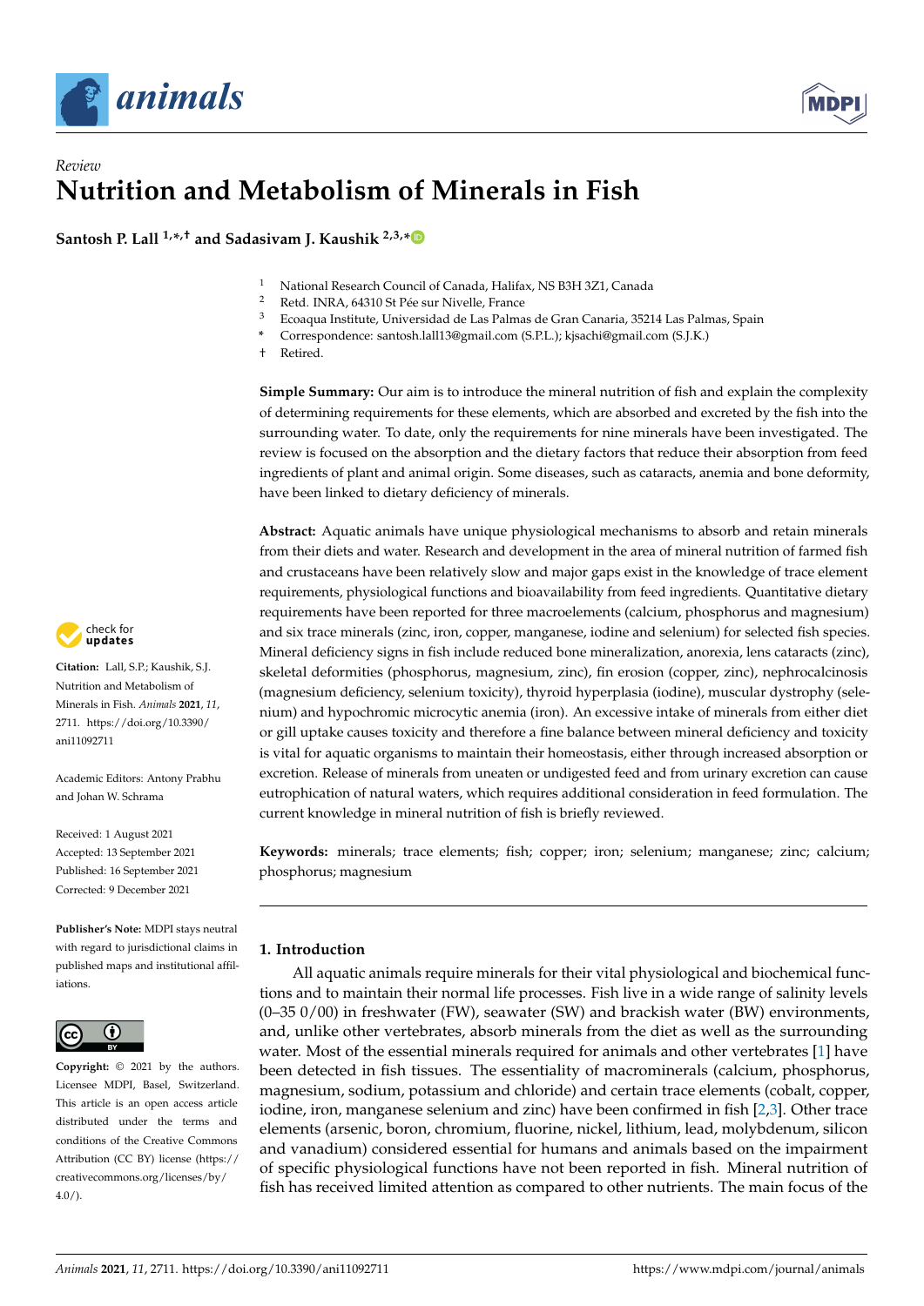*Review*

# Nutrition and Metabolism of Minerals in Fish

**Santosh P. Lall [1,*,†] and Sadasivam J. Kaushik [2,3,*]**

[1] National Research Council of Canada, Halifax, NS B3H 3Z1, Canada
[2] Retd. INRA, 64310 St Pée sur Nivelle, France
[3] Ecoaqua Institute, Universidad de Las Palmas de Gran Canaria, 35214 Las Palmas, Spain
* Correspondence: santosh.lall13@gmail.com (S.P.L.); kjsachi@gmail.com (S.J.K.)
† Retired.

**Simple Summary:** Our aim is to introduce the mineral nutrition of fish and explain the complexity of determining requirements for these elements, which are absorbed and excreted by the fish into the surrounding water. To date, only the requirements for nine minerals have been investigated. The review is focused on the absorption and the dietary factors that reduce their absorption from feed ingredients of plant and animal origin. Some diseases, such as cataracts, anemia and bone deformity, have been linked to dietary deficiency of minerals.

**Abstract:** Aquatic animals have unique physiological mechanisms to absorb and retain minerals from their diets and water. Research and development in the area of mineral nutrition of farmed fish and crustaceans have been relatively slow and major gaps exist in the knowledge of trace element requirements, physiological functions and bioavailability from feed ingredients. Quantitative dietary requirements have been reported for three macroelements (calcium, phosphorus and magnesium) and six trace minerals (zinc, iron, copper, manganese, iodine and selenium) for selected fish species. Mineral deficiency signs in fish include reduced bone mineralization, anorexia, lens cataracts (zinc), skeletal deformities (phosphorus, magnesium, zinc), fin erosion (copper, zinc), nephrocalcinosis (magnesium deficiency, selenium toxicity), thyroid hyperplasia (iodine), muscular dystrophy (selenium) and hypochromic microcytic anemia (iron). An excessive intake of minerals from either diet or gill uptake causes toxicity and therefore a fine balance between mineral deficiency and toxicity is vital for aquatic organisms to maintain their homeostasis, either through increased absorption or excretion. Release of minerals from uneaten or undigested feed and from urinary excretion can cause eutrophication of natural waters, which requires additional consideration in feed formulation. The current knowledge in mineral nutrition of fish is briefly reviewed.

**Keywords:** minerals; trace elements; fish; copper; iron; selenium; manganese; zinc; calcium; phosphorus; magnesium

**Citation:** Lall, S.P.; Kaushik, S.J. Nutrition and Metabolism of Minerals in Fish. *Animals* **2021**, *11*, 2711. https://doi.org/10.3390/ani11092711

Academic Editors: Antony Prabhu and Johan W. Schrama

Received: 1 August 2021
Accepted: 13 September 2021
Published: 16 September 2021
Corrected: 9 December 2021

**Publisher's Note:** MDPI stays neutral with regard to jurisdictional claims in published maps and institutional affiliations.

**Copyright:** © 2021 by the authors. Licensee MDPI, Basel, Switzerland. This article is an open access article distributed under the terms and conditions of the Creative Commons Attribution (CC BY) license (https://creativecommons.org/licenses/by/4.0/).

## 1. Introduction

All aquatic animals require minerals for their vital physiological and biochemical functions and to maintain their normal life processes. Fish live in a wide range of salinity levels (0–35 0/00) in freshwater (FW), seawater (SW) and brackish water (BW) environments, and, unlike other vertebrates, absorb minerals from the diet as well as the surrounding water. Most of the essential minerals required for animals and other vertebrates [1] have been detected in fish tissues. The essentiality of macrominerals (calcium, phosphorus, magnesium, sodium, potassium and chloride) and certain trace elements (cobalt, copper, iodine, iron, manganese selenium and zinc) have been confirmed in fish [2,3]. Other trace elements (arsenic, boron, chromium, fluorine, nickel, lithium, lead, molybdenum, silicon and vanadium) considered essential for humans and animals based on the impairment of specific physiological functions have not been reported in fish. Mineral nutrition of fish has received limited attention as compared to other nutrients. The main focus of the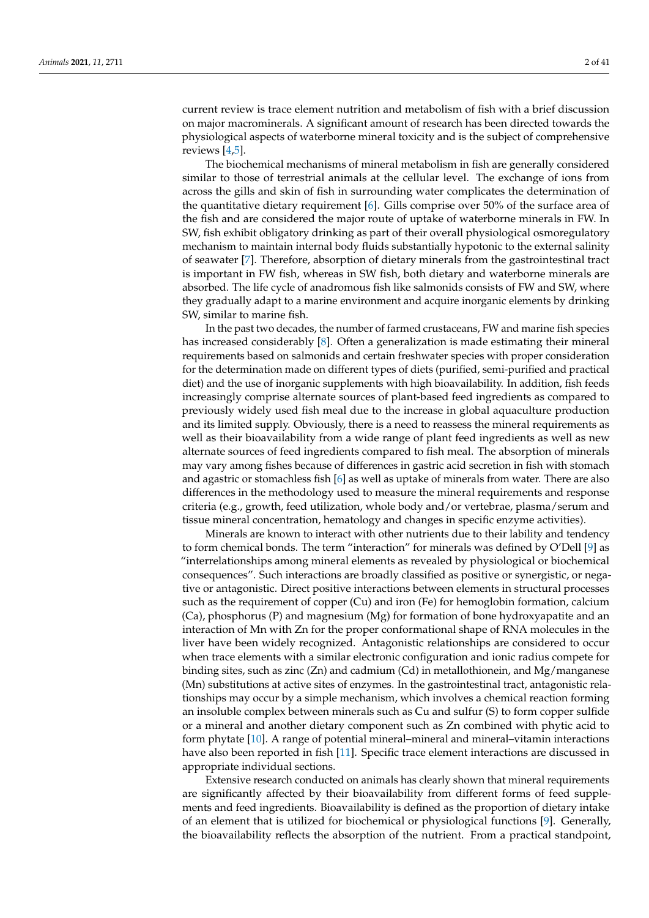current review is trace element nutrition and metabolism of fish with a brief discussion on major macrominerals. A significant amount of research has been directed towards the physiological aspects of waterborne mineral toxicity and is the subject of comprehensive reviews [4,5].

The biochemical mechanisms of mineral metabolism in fish are generally considered similar to those of terrestrial animals at the cellular level. The exchange of ions from across the gills and skin of fish in surrounding water complicates the determination of the quantitative dietary requirement [6]. Gills comprise over 50% of the surface area of the fish and are considered the major route of uptake of waterborne minerals in FW. In SW, fish exhibit obligatory drinking as part of their overall physiological osmoregulatory mechanism to maintain internal body fluids substantially hypotonic to the external salinity of seawater [7]. Therefore, absorption of dietary minerals from the gastrointestinal tract is important in FW fish, whereas in SW fish, both dietary and waterborne minerals are absorbed. The life cycle of anadromous fish like salmonids consists of FW and SW, where they gradually adapt to a marine environment and acquire inorganic elements by drinking SW, similar to marine fish.

In the past two decades, the number of farmed crustaceans, FW and marine fish species has increased considerably [8]. Often a generalization is made estimating their mineral requirements based on salmonids and certain freshwater species with proper consideration for the determination made on different types of diets (purified, semi-purified and practical diet) and the use of inorganic supplements with high bioavailability. In addition, fish feeds increasingly comprise alternate sources of plant-based feed ingredients as compared to previously widely used fish meal due to the increase in global aquaculture production and its limited supply. Obviously, there is a need to reassess the mineral requirements as well as their bioavailability from a wide range of plant feed ingredients as well as new alternate sources of feed ingredients compared to fish meal. The absorption of minerals may vary among fishes because of differences in gastric acid secretion in fish with stomach and agastric or stomachless fish [6] as well as uptake of minerals from water. There are also differences in the methodology used to measure the mineral requirements and response criteria (e.g., growth, feed utilization, whole body and/or vertebrae, plasma/serum and tissue mineral concentration, hematology and changes in specific enzyme activities).

Minerals are known to interact with other nutrients due to their lability and tendency to form chemical bonds. The term "interaction" for minerals was defined by O'Dell [9] as "interrelationships among mineral elements as revealed by physiological or biochemical consequences". Such interactions are broadly classified as positive or synergistic, or negative or antagonistic. Direct positive interactions between elements in structural processes such as the requirement of copper (Cu) and iron (Fe) for hemoglobin formation, calcium (Ca), phosphorus (P) and magnesium (Mg) for formation of bone hydroxyapatite and an interaction of Mn with Zn for the proper conformational shape of RNA molecules in the liver have been widely recognized. Antagonistic relationships are considered to occur when trace elements with a similar electronic configuration and ionic radius compete for binding sites, such as zinc (Zn) and cadmium (Cd) in metallothionein, and Mg/manganese (Mn) substitutions at active sites of enzymes. In the gastrointestinal tract, antagonistic relationships may occur by a simple mechanism, which involves a chemical reaction forming an insoluble complex between minerals such as Cu and sulfur (S) to form copper sulfide or a mineral and another dietary component such as Zn combined with phytic acid to form phytate [10]. A range of potential mineral–mineral and mineral–vitamin interactions have also been reported in fish [11]. Specific trace element interactions are discussed in appropriate individual sections.

Extensive research conducted on animals has clearly shown that mineral requirements are significantly affected by their bioavailability from different forms of feed supplements and feed ingredients. Bioavailability is defined as the proportion of dietary intake of an element that is utilized for biochemical or physiological functions [9]. Generally, the bioavailability reflects the absorption of the nutrient. From a practical standpoint,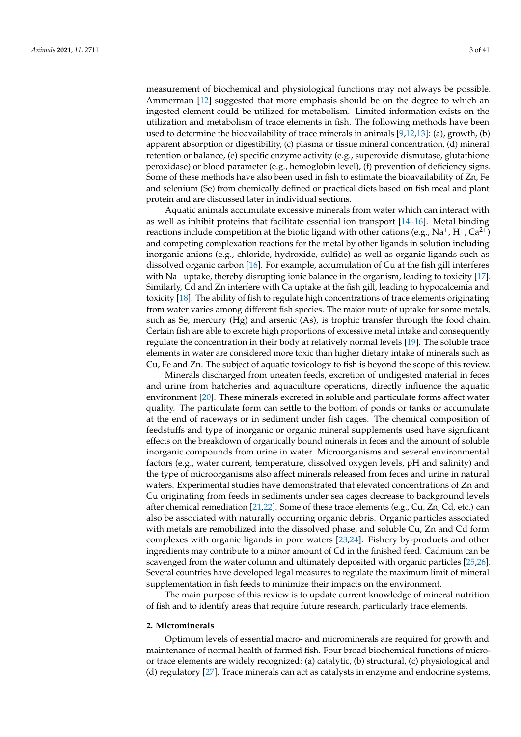measurement of biochemical and physiological functions may not always be possible. Ammerman [12] suggested that more emphasis should be on the degree to which an ingested element could be utilized for metabolism. Limited information exists on the utilization and metabolism of trace elements in fish. The following methods have been used to determine the bioavailability of trace minerals in animals [9,12,13]: (a), growth, (b) apparent absorption or digestibility, (c) plasma or tissue mineral concentration, (d) mineral retention or balance, (e) specific enzyme activity (e.g., superoxide dismutase, glutathione peroxidase) or blood parameter (e.g., hemoglobin level), (f) prevention of deficiency signs. Some of these methods have also been used in fish to estimate the bioavailability of Zn, Fe and selenium (Se) from chemically defined or practical diets based on fish meal and plant protein and are discussed later in individual sections.

Aquatic animals accumulate excessive minerals from water which can interact with as well as inhibit proteins that facilitate essential ion transport [14–16]. Metal binding reactions include competition at the biotic ligand with other cations (e.g., $Na^+$, $H^+$, $Ca^{2+}$) and competing complexation reactions for the metal by other ligands in solution including inorganic anions (e.g., chloride, hydroxide, sulfide) as well as organic ligands such as dissolved organic carbon [16]. For example, accumulation of Cu at the fish gill interferes with $Na^+$ uptake, thereby disrupting ionic balance in the organism, leading to toxicity [17]. Similarly, Cd and Zn interfere with Ca uptake at the fish gill, leading to hypocalcemia and toxicity [18]. The ability of fish to regulate high concentrations of trace elements originating from water varies among different fish species. The major route of uptake for some metals, such as Se, mercury (Hg) and arsenic (As), is trophic transfer through the food chain. Certain fish are able to excrete high proportions of excessive metal intake and consequently regulate the concentration in their body at relatively normal levels [19]. The soluble trace elements in water are considered more toxic than higher dietary intake of minerals such as Cu, Fe and Zn. The subject of aquatic toxicology to fish is beyond the scope of this review.

Minerals discharged from uneaten feeds, excretion of undigested material in feces and urine from hatcheries and aquaculture operations, directly influence the aquatic environment [20]. These minerals excreted in soluble and particulate forms affect water quality. The particulate form can settle to the bottom of ponds or tanks or accumulate at the end of raceways or in sediment under fish cages. The chemical composition of feedstuffs and type of inorganic or organic mineral supplements used have significant effects on the breakdown of organically bound minerals in feces and the amount of soluble inorganic compounds from urine in water. Microorganisms and several environmental factors (e.g., water current, temperature, dissolved oxygen levels, pH and salinity) and the type of microorganisms also affect minerals released from feces and urine in natural waters. Experimental studies have demonstrated that elevated concentrations of Zn and Cu originating from feeds in sediments under sea cages decrease to background levels after chemical remediation [21,22]. Some of these trace elements (e.g., Cu, Zn, Cd, etc.) can also be associated with naturally occurring organic debris. Organic particles associated with metals are remobilized into the dissolved phase, and soluble Cu, Zn and Cd form complexes with organic ligands in pore waters [23,24]. Fishery by-products and other ingredients may contribute to a minor amount of Cd in the finished feed. Cadmium can be scavenged from the water column and ultimately deposited with organic particles [25,26]. Several countries have developed legal measures to regulate the maximum limit of mineral supplementation in fish feeds to minimize their impacts on the environment.

The main purpose of this review is to update current knowledge of mineral nutrition of fish and to identify areas that require future research, particularly trace elements.

## 2. Microminerals

Optimum levels of essential macro- and microminerals are required for growth and maintenance of normal health of farmed fish. Four broad biochemical functions of micro- or trace elements are widely recognized: (a) catalytic, (b) structural, (c) physiological and (d) regulatory [27]. Trace minerals can act as catalysts in enzyme and endocrine systems,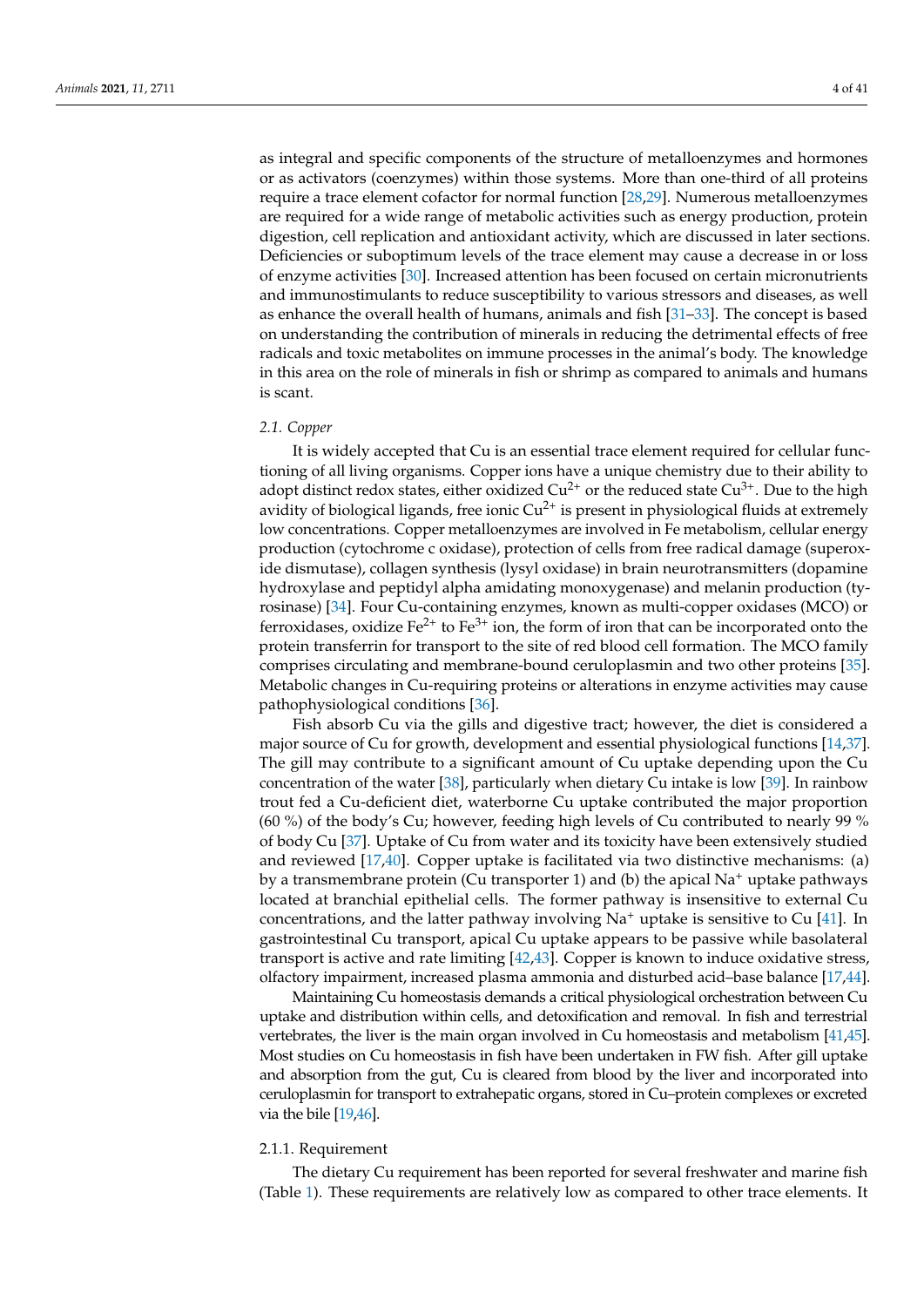as integral and specific components of the structure of metalloenzymes and hormones or as activators (coenzymes) within those systems. More than one-third of all proteins require a trace element cofactor for normal function [28,29]. Numerous metalloenzymes are required for a wide range of metabolic activities such as energy production, protein digestion, cell replication and antioxidant activity, which are discussed in later sections. Deficiencies or suboptimum levels of the trace element may cause a decrease in or loss of enzyme activities [30]. Increased attention has been focused on certain micronutrients and immunostimulants to reduce susceptibility to various stressors and diseases, as well as enhance the overall health of humans, animals and fish [31–33]. The concept is based on understanding the contribution of minerals in reducing the detrimental effects of free radicals and toxic metabolites on immune processes in the animal's body. The knowledge in this area on the role of minerals in fish or shrimp as compared to animals and humans is scant.

### *2.1. Copper*

It is widely accepted that Cu is an essential trace element required for cellular functioning of all living organisms. Copper ions have a unique chemistry due to their ability to adopt distinct redox states, either oxidized $Cu^{2+}$ or the reduced state $Cu^{3+}$. Due to the high avidity of biological ligands, free ionic $Cu^{2+}$ is present in physiological fluids at extremely low concentrations. Copper metalloenzymes are involved in Fe metabolism, cellular energy production (cytochrome c oxidase), protection of cells from free radical damage (superoxide dismutase), collagen synthesis (lysyl oxidase) in brain neurotransmitters (dopamine hydroxylase and peptidyl alpha amidating monoxygenase) and melanin production (tyrosinase) [34]. Four Cu-containing enzymes, known as multi-copper oxidases (MCO) or ferroxidases, oxidize $Fe^{2+}$ to $Fe^{3+}$ ion, the form of iron that can be incorporated onto the protein transferrin for transport to the site of red blood cell formation. The MCO family comprises circulating and membrane-bound ceruloplasmin and two other proteins [35]. Metabolic changes in Cu-requiring proteins or alterations in enzyme activities may cause pathophysiological conditions [36].

Fish absorb Cu via the gills and digestive tract; however, the diet is considered a major source of Cu for growth, development and essential physiological functions [14,37]. The gill may contribute to a significant amount of Cu uptake depending upon the Cu concentration of the water [38], particularly when dietary Cu intake is low [39]. In rainbow trout fed a Cu-deficient diet, waterborne Cu uptake contributed the major proportion (60 %) of the body's Cu; however, feeding high levels of Cu contributed to nearly 99 % of body Cu [37]. Uptake of Cu from water and its toxicity have been extensively studied and reviewed [17,40]. Copper uptake is facilitated via two distinctive mechanisms: (a) by a transmembrane protein (Cu transporter 1) and (b) the apical $Na^{+}$ uptake pathways located at branchial epithelial cells. The former pathway is insensitive to external Cu concentrations, and the latter pathway involving $Na^{+}$ uptake is sensitive to Cu [41]. In gastrointestinal Cu transport, apical Cu uptake appears to be passive while basolateral transport is active and rate limiting [42,43]. Copper is known to induce oxidative stress, olfactory impairment, increased plasma ammonia and disturbed acid–base balance [17,44].

Maintaining Cu homeostasis demands a critical physiological orchestration between Cu uptake and distribution within cells, and detoxification and removal. In fish and terrestrial vertebrates, the liver is the main organ involved in Cu homeostasis and metabolism [41,45]. Most studies on Cu homeostasis in fish have been undertaken in FW fish. After gill uptake and absorption from the gut, Cu is cleared from blood by the liver and incorporated into ceruloplasmin for transport to extrahepatic organs, stored in Cu–protein complexes or excreted via the bile [19,46].

#### 2.1.1. Requirement

The dietary Cu requirement has been reported for several freshwater and marine fish (Table 1). These requirements are relatively low as compared to other trace elements. It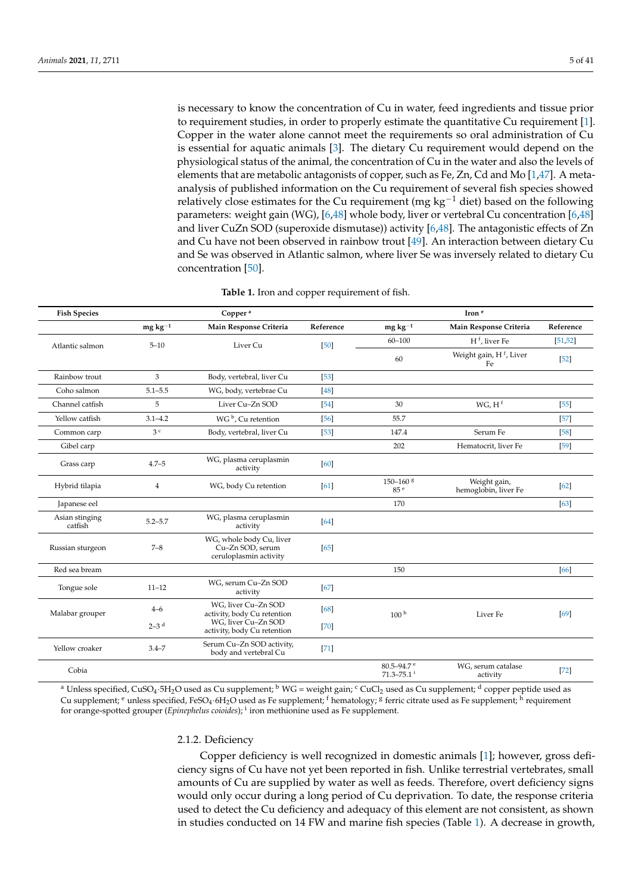is necessary to know the concentration of Cu in water, feed ingredients and tissue prior to requirement studies, in order to properly estimate the quantitative Cu requirement [1]. Copper in the water alone cannot meet the requirements so oral administration of Cu is essential for aquatic animals [3]. The dietary Cu requirement would depend on the physiological status of the animal, the concentration of Cu in the water and also the levels of elements that are metabolic antagonists of copper, such as Fe, Zn, Cd and Mo [1,47]. A meta-analysis of published information on the Cu requirement of several fish species showed relatively close estimates for the Cu requirement (mg $kg^{-1}$ diet) based on the following parameters: weight gain (WG), [6,48] whole body, liver or vertebral Cu concentration [6,48] and liver CuZn SOD (superoxide dismutase)) activity [6,48]. The antagonistic effects of Zn and Cu have not been observed in rainbow trout [49]. An interaction between dietary Cu and Se was observed in Atlantic salmon, where liver Se was inversely related to dietary Cu concentration [50].

**Table 1.** Iron and copper requirement of fish.

| Fish Species | Copper [a] | | | Iron [e] | | |
|---|---|---|---|---|---|---|
| | mg $kg^{-1}$ | Main Response Criteria | Reference | mg $kg^{-1}$ | Main Response Criteria | Reference |
| Atlantic salmon | 5–10 | Liver Cu | [50] | 60–100 | H [f], liver Fe | [51,52] |
| | | | | 60 | Weight gain, H [f], Liver Fe | [52] |
| Rainbow trout | 3 | Body, vertebral, liver Cu | [53] | | | |
| Coho salmon | 5.1–5.5 | WG, body, vertebrae Cu | [48] | | | |
| Channel catfish | 5 | Liver Cu–Zn SOD | [54] | 30 | WG, H [f] | [55] |
| Yellow catfish | 3.1–4.2 | WG [b], Cu retention | [56] | 55.7 | | [57] |
| Common carp | 3 [c] | Body, vertebral, liver Cu | [53] | 147.4 | Serum Fe | [58] |
| Gibel carp | | | | 202 | Hematocrit, liver Fe | [59] |
| Grass carp | 4.7–5 | WG, plasma ceruplasmin activity | [60] | | | |
| Hybrid tilapia | 4 | WG, body Cu retention | [61] | 150–160 [g] 85 [e] | Weight gain, hemoglobin, liver Fe | [62] |
| Japanese eel | | | | 170 | | [63] |
| Asian stinging catfish | 5.2–5.7 | WG, plasma ceruplasmin activity | [64] | | | |
| Russian sturgeon | 7–8 | WG, whole body Cu, liver Cu–Zn SOD, serum ceruloplasmin activity | [65] | | | |
| Red sea bream | | | | 150 | | [66] |
| Tongue sole | 11–12 | WG, serum Cu–Zn SOD activity | [67] | | | |
| Malabar grouper | 4–6 | WG, liver Cu–Zn SOD activity, body Cu retention | [68] | 100 [h] | Liver Fe | [69] |
| | 2–3 [d] | WG, liver Cu–Zn SOD activity, body Cu retention | [70] | | | |
| Yellow croaker | 3.4–7 | Serum Cu–Zn SOD activity, body and vertebral Cu | [71] | | | |
| Cobia | | | | 80.5–94.7 [e] 71.3–75.1 [i] | WG, serum catalase activity | [72] |

[a] Unless specified, $CuSO_4{\cdot}5H_2O$ used as Cu supplement; [b] WG = weight gain; [c] $CuCl_2$ used as Cu supplement; [d] copper peptide used as Cu supplement; [e] unless specified, $FeSO_4{\cdot}6H_2O$ used as Fe supplement; [f] hematology; [g] ferric citrate used as Fe supplement; [h] requirement for orange-spotted grouper (*Epinephelus coioides*); [i] iron methionine used as Fe supplement.

### 2.1.2. Deficiency

Copper deficiency is well recognized in domestic animals [1]; however, gross deficiency signs of Cu have not yet been reported in fish. Unlike terrestrial vertebrates, small amounts of Cu are supplied by water as well as feeds. Therefore, overt deficiency signs would only occur during a long period of Cu deprivation. To date, the response criteria used to detect the Cu deficiency and adequacy of this element are not consistent, as shown in studies conducted on 14 FW and marine fish species (Table 1). A decrease in growth,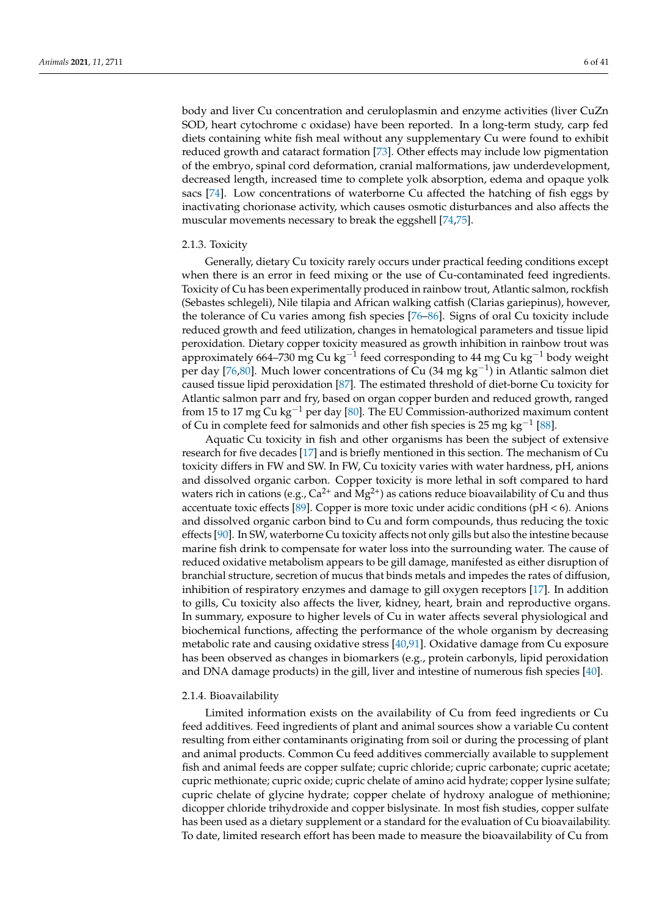body and liver Cu concentration and ceruloplasmin and enzyme activities (liver CuZn SOD, heart cytochrome c oxidase) have been reported. In a long-term study, carp fed diets containing white fish meal without any supplementary Cu were found to exhibit reduced growth and cataract formation [73]. Other effects may include low pigmentation of the embryo, spinal cord deformation, cranial malformations, jaw underdevelopment, decreased length, increased time to complete yolk absorption, edema and opaque yolk sacs [74]. Low concentrations of waterborne Cu affected the hatching of fish eggs by inactivating chorionase activity, which causes osmotic disturbances and also affects the muscular movements necessary to break the eggshell [74,75].

#### 2.1.3. Toxicity

Generally, dietary Cu toxicity rarely occurs under practical feeding conditions except when there is an error in feed mixing or the use of Cu-contaminated feed ingredients. Toxicity of Cu has been experimentally produced in rainbow trout, Atlantic salmon, rockfish (Sebastes schlegeli), Nile tilapia and African walking catfish (Clarias gariepinus), however, the tolerance of Cu varies among fish species [76–86]. Signs of oral Cu toxicity include reduced growth and feed utilization, changes in hematological parameters and tissue lipid peroxidation. Dietary copper toxicity measured as growth inhibition in rainbow trout was approximately 664–730 mg Cu $kg^{-1}$ feed corresponding to 44 mg Cu $kg^{-1}$ body weight per day [76,80]. Much lower concentrations of Cu (34 mg $kg^{-1}$) in Atlantic salmon diet caused tissue lipid peroxidation [87]. The estimated threshold of diet-borne Cu toxicity for Atlantic salmon parr and fry, based on organ copper burden and reduced growth, ranged from 15 to 17 mg Cu $kg^{-1}$ per day [80]. The EU Commission-authorized maximum content of Cu in complete feed for salmonids and other fish species is 25 mg $kg^{-1}$ [88].

Aquatic Cu toxicity in fish and other organisms has been the subject of extensive research for five decades [17] and is briefly mentioned in this section. The mechanism of Cu toxicity differs in FW and SW. In FW, Cu toxicity varies with water hardness, pH, anions and dissolved organic carbon. Copper toxicity is more lethal in soft compared to hard waters rich in cations (e.g., $Ca^{2+}$ and $Mg^{2+}$) as cations reduce bioavailability of Cu and thus accentuate toxic effects [89]. Copper is more toxic under acidic conditions (pH < 6). Anions and dissolved organic carbon bind to Cu and form compounds, thus reducing the toxic effects [90]. In SW, waterborne Cu toxicity affects not only gills but also the intestine because marine fish drink to compensate for water loss into the surrounding water. The cause of reduced oxidative metabolism appears to be gill damage, manifested as either disruption of branchial structure, secretion of mucus that binds metals and impedes the rates of diffusion, inhibition of respiratory enzymes and damage to gill oxygen receptors [17]. In addition to gills, Cu toxicity also affects the liver, kidney, heart, brain and reproductive organs. In summary, exposure to higher levels of Cu in water affects several physiological and biochemical functions, affecting the performance of the whole organism by decreasing metabolic rate and causing oxidative stress [40,91]. Oxidative damage from Cu exposure has been observed as changes in biomarkers (e.g., protein carbonyls, lipid peroxidation and DNA damage products) in the gill, liver and intestine of numerous fish species [40].

#### 2.1.4. Bioavailability

Limited information exists on the availability of Cu from feed ingredients or Cu feed additives. Feed ingredients of plant and animal sources show a variable Cu content resulting from either contaminants originating from soil or during the processing of plant and animal products. Common Cu feed additives commercially available to supplement fish and animal feeds are copper sulfate; cupric chloride; cupric carbonate; cupric acetate; cupric methionate; cupric oxide; cupric chelate of amino acid hydrate; copper lysine sulfate; cupric chelate of glycine hydrate; copper chelate of hydroxy analogue of methionine; dicopper chloride trihydroxide and copper bislysinate. In most fish studies, copper sulfate has been used as a dietary supplement or a standard for the evaluation of Cu bioavailability. To date, limited research effort has been made to measure the bioavailability of Cu from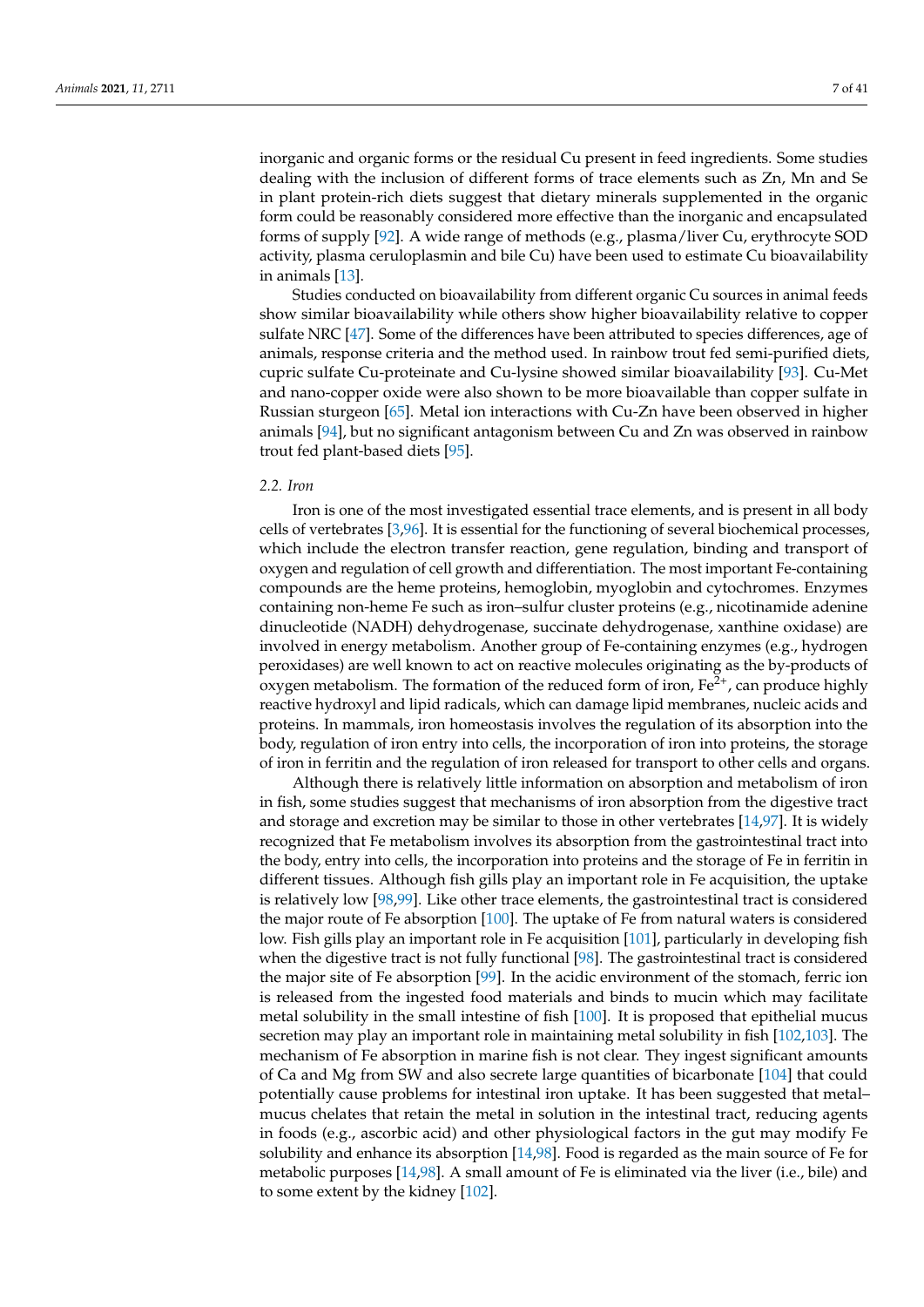inorganic and organic forms or the residual Cu present in feed ingredients. Some studies dealing with the inclusion of different forms of trace elements such as Zn, Mn and Se in plant protein-rich diets suggest that dietary minerals supplemented in the organic form could be reasonably considered more effective than the inorganic and encapsulated forms of supply [92]. A wide range of methods (e.g., plasma/liver Cu, erythrocyte SOD activity, plasma ceruloplasmin and bile Cu) have been used to estimate Cu bioavailability in animals [13].

Studies conducted on bioavailability from different organic Cu sources in animal feeds show similar bioavailability while others show higher bioavailability relative to copper sulfate NRC [47]. Some of the differences have been attributed to species differences, age of animals, response criteria and the method used. In rainbow trout fed semi-purified diets, cupric sulfate Cu-proteinate and Cu-lysine showed similar bioavailability [93]. Cu-Met and nano-copper oxide were also shown to be more bioavailable than copper sulfate in Russian sturgeon [65]. Metal ion interactions with Cu-Zn have been observed in higher animals [94], but no significant antagonism between Cu and Zn was observed in rainbow trout fed plant-based diets [95].

### 2.2. Iron

Iron is one of the most investigated essential trace elements, and is present in all body cells of vertebrates [3,96]. It is essential for the functioning of several biochemical processes, which include the electron transfer reaction, gene regulation, binding and transport of oxygen and regulation of cell growth and differentiation. The most important Fe-containing compounds are the heme proteins, hemoglobin, myoglobin and cytochromes. Enzymes containing non-heme Fe such as iron–sulfur cluster proteins (e.g., nicotinamide adenine dinucleotide (NADH) dehydrogenase, succinate dehydrogenase, xanthine oxidase) are involved in energy metabolism. Another group of Fe-containing enzymes (e.g., hydrogen peroxidases) are well known to act on reactive molecules originating as the by-products of oxygen metabolism. The formation of the reduced form of iron, $Fe^{2+}$, can produce highly reactive hydroxyl and lipid radicals, which can damage lipid membranes, nucleic acids and proteins. In mammals, iron homeostasis involves the regulation of its absorption into the body, regulation of iron entry into cells, the incorporation of iron into proteins, the storage of iron in ferritin and the regulation of iron released for transport to other cells and organs.

Although there is relatively little information on absorption and metabolism of iron in fish, some studies suggest that mechanisms of iron absorption from the digestive tract and storage and excretion may be similar to those in other vertebrates [14,97]. It is widely recognized that Fe metabolism involves its absorption from the gastrointestinal tract into the body, entry into cells, the incorporation into proteins and the storage of Fe in ferritin in different tissues. Although fish gills play an important role in Fe acquisition, the uptake is relatively low [98,99]. Like other trace elements, the gastrointestinal tract is considered the major route of Fe absorption [100]. The uptake of Fe from natural waters is considered low. Fish gills play an important role in Fe acquisition [101], particularly in developing fish when the digestive tract is not fully functional [98]. The gastrointestinal tract is considered the major site of Fe absorption [99]. In the acidic environment of the stomach, ferric ion is released from the ingested food materials and binds to mucin which may facilitate metal solubility in the small intestine of fish [100]. It is proposed that epithelial mucus secretion may play an important role in maintaining metal solubility in fish [102,103]. The mechanism of Fe absorption in marine fish is not clear. They ingest significant amounts of Ca and Mg from SW and also secrete large quantities of bicarbonate [104] that could potentially cause problems for intestinal iron uptake. It has been suggested that metal–mucus chelates that retain the metal in solution in the intestinal tract, reducing agents in foods (e.g., ascorbic acid) and other physiological factors in the gut may modify Fe solubility and enhance its absorption [14,98]. Food is regarded as the main source of Fe for metabolic purposes [14,98]. A small amount of Fe is eliminated via the liver (i.e., bile) and to some extent by the kidney [102].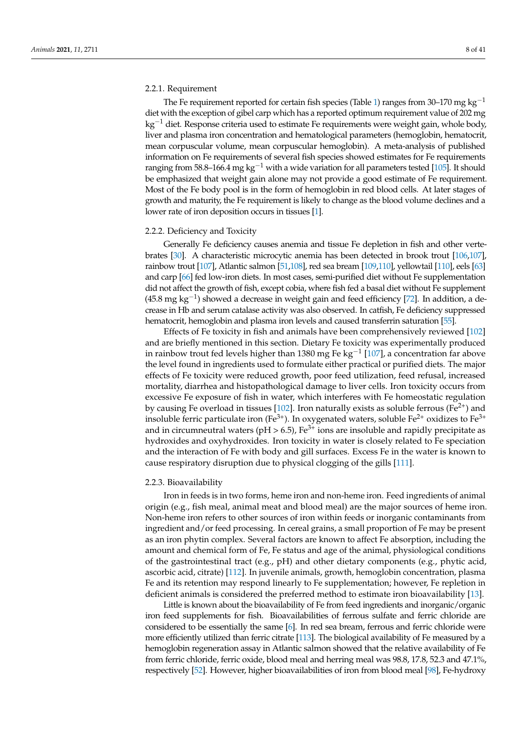#### 2.2.1. Requirement

The Fe requirement reported for certain fish species (Table 1) ranges from 30–170 mg $kg^{-1}$ diet with the exception of gibel carp which has a reported optimum requirement value of 202 mg $kg^{-1}$ diet. Response criteria used to estimate Fe requirements were weight gain, whole body, liver and plasma iron concentration and hematological parameters (hemoglobin, hematocrit, mean corpuscular volume, mean corpuscular hemoglobin). A meta-analysis of published information on Fe requirements of several fish species showed estimates for Fe requirements ranging from 58.8–166.4 mg $kg^{-1}$ with a wide variation for all parameters tested [105]. It should be emphasized that weight gain alone may not provide a good estimate of Fe requirement. Most of the Fe body pool is in the form of hemoglobin in red blood cells. At later stages of growth and maturity, the Fe requirement is likely to change as the blood volume declines and a lower rate of iron deposition occurs in tissues [1].

#### 2.2.2. Deficiency and Toxicity

Generally Fe deficiency causes anemia and tissue Fe depletion in fish and other vertebrates [30]. A characteristic microcytic anemia has been detected in brook trout [106,107], rainbow trout [107], Atlantic salmon [51,108], red sea bream [109,110], yellowtail [110], eels [63] and carp [66] fed low-iron diets. In most cases, semi-purified diet without Fe supplementation did not affect the growth of fish, except cobia, where fish fed a basal diet without Fe supplement (45.8 mg $kg^{-1}$) showed a decrease in weight gain and feed efficiency [72]. In addition, a decrease in Hb and serum catalase activity was also observed. In catfish, Fe deficiency suppressed hematocrit, hemoglobin and plasma iron levels and caused transferrin saturation [55].

Effects of Fe toxicity in fish and animals have been comprehensively reviewed [102] and are briefly mentioned in this section. Dietary Fe toxicity was experimentally produced in rainbow trout fed levels higher than 1380 mg Fe $kg^{-1}$ [107], a concentration far above the level found in ingredients used to formulate either practical or purified diets. The major effects of Fe toxicity were reduced growth, poor feed utilization, feed refusal, increased mortality, diarrhea and histopathological damage to liver cells. Iron toxicity occurs from excessive Fe exposure of fish in water, which interferes with Fe homeostatic regulation by causing Fe overload in tissues [102]. Iron naturally exists as soluble ferrous ($Fe^{2+}$) and insoluble ferric particulate iron ($Fe^{3+}$). In oxygenated waters, soluble $Fe^{2+}$ oxidizes to $Fe^{3+}$ and in circumneutral waters (pH > 6.5), $Fe^{3+}$ ions are insoluble and rapidly precipitate as hydroxides and oxyhydroxides. Iron toxicity in water is closely related to Fe speciation and the interaction of Fe with body and gill surfaces. Excess Fe in the water is known to cause respiratory disruption due to physical clogging of the gills [111].

#### 2.2.3. Bioavailability

Iron in feeds is in two forms, heme iron and non-heme iron. Feed ingredients of animal origin (e.g., fish meal, animal meat and blood meal) are the major sources of heme iron. Non-heme iron refers to other sources of iron within feeds or inorganic contaminants from ingredient and/or feed processing. In cereal grains, a small proportion of Fe may be present as an iron phytin complex. Several factors are known to affect Fe absorption, including the amount and chemical form of Fe, Fe status and age of the animal, physiological conditions of the gastrointestinal tract (e.g., pH) and other dietary components (e.g., phytic acid, ascorbic acid, citrate) [112]. In juvenile animals, growth, hemoglobin concentration, plasma Fe and its retention may respond linearly to Fe supplementation; however, Fe repletion in deficient animals is considered the preferred method to estimate iron bioavailability [13].

Little is known about the bioavailability of Fe from feed ingredients and inorganic/organic iron feed supplements for fish. Bioavailabilities of ferrous sulfate and ferric chloride are considered to be essentially the same [6]. In red sea bream, ferrous and ferric chloride were more efficiently utilized than ferric citrate [113]. The biological availability of Fe measured by a hemoglobin regeneration assay in Atlantic salmon showed that the relative availability of Fe from ferric chloride, ferric oxide, blood meal and herring meal was 98.8, 17.8, 52.3 and 47.1%, respectively [52]. However, higher bioavailabilities of iron from blood meal [98], Fe-hydroxy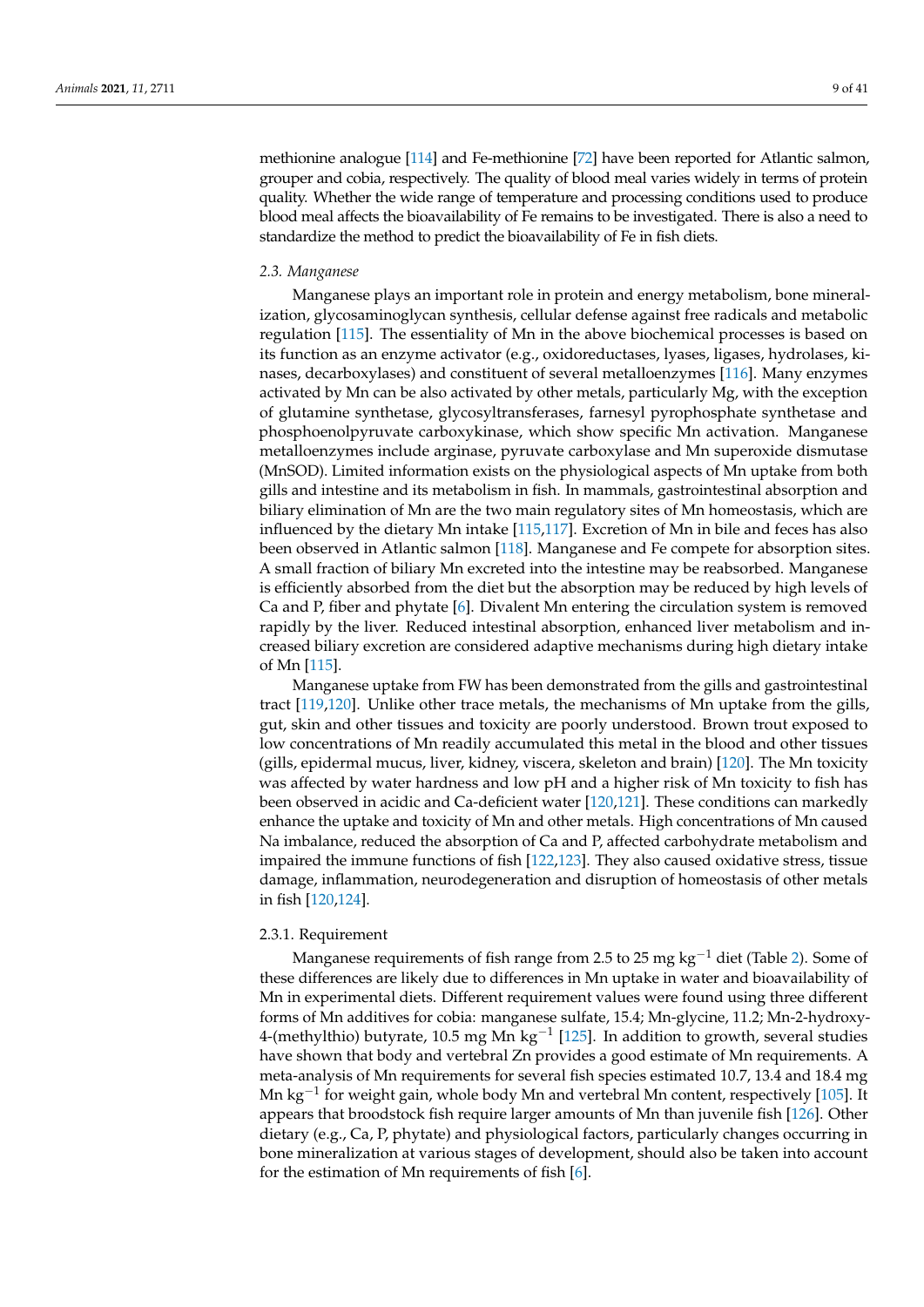methionine analogue [114] and Fe-methionine [72] have been reported for Atlantic salmon, grouper and cobia, respectively. The quality of blood meal varies widely in terms of protein quality. Whether the wide range of temperature and processing conditions used to produce blood meal affects the bioavailability of Fe remains to be investigated. There is also a need to standardize the method to predict the bioavailability of Fe in fish diets.

### 2.3. Manganese

Manganese plays an important role in protein and energy metabolism, bone mineralization, glycosaminoglycan synthesis, cellular defense against free radicals and metabolic regulation [115]. The essentiality of Mn in the above biochemical processes is based on its function as an enzyme activator (e.g., oxidoreductases, lyases, ligases, hydrolases, kinases, decarboxylases) and constituent of several metalloenzymes [116]. Many enzymes activated by Mn can be also activated by other metals, particularly Mg, with the exception of glutamine synthetase, glycosyltransferases, farnesyl pyrophosphate synthetase and phosphoenolpyruvate carboxykinase, which show specific Mn activation. Manganese metalloenzymes include arginase, pyruvate carboxylase and Mn superoxide dismutase (MnSOD). Limited information exists on the physiological aspects of Mn uptake from both gills and intestine and its metabolism in fish. In mammals, gastrointestinal absorption and biliary elimination of Mn are the two main regulatory sites of Mn homeostasis, which are influenced by the dietary Mn intake [115,117]. Excretion of Mn in bile and feces has also been observed in Atlantic salmon [118]. Manganese and Fe compete for absorption sites. A small fraction of biliary Mn excreted into the intestine may be reabsorbed. Manganese is efficiently absorbed from the diet but the absorption may be reduced by high levels of Ca and P, fiber and phytate [6]. Divalent Mn entering the circulation system is removed rapidly by the liver. Reduced intestinal absorption, enhanced liver metabolism and increased biliary excretion are considered adaptive mechanisms during high dietary intake of Mn [115].

Manganese uptake from FW has been demonstrated from the gills and gastrointestinal tract [119,120]. Unlike other trace metals, the mechanisms of Mn uptake from the gills, gut, skin and other tissues and toxicity are poorly understood. Brown trout exposed to low concentrations of Mn readily accumulated this metal in the blood and other tissues (gills, epidermal mucus, liver, kidney, viscera, skeleton and brain) [120]. The Mn toxicity was affected by water hardness and low pH and a higher risk of Mn toxicity to fish has been observed in acidic and Ca-deficient water [120,121]. These conditions can markedly enhance the uptake and toxicity of Mn and other metals. High concentrations of Mn caused Na imbalance, reduced the absorption of Ca and P, affected carbohydrate metabolism and impaired the immune functions of fish [122,123]. They also caused oxidative stress, tissue damage, inflammation, neurodegeneration and disruption of homeostasis of other metals in fish [120,124].

#### 2.3.1. Requirement

Manganese requirements of fish range from 2.5 to 25 mg $kg^{-1}$ diet (Table 2). Some of these differences are likely due to differences in Mn uptake in water and bioavailability of Mn in experimental diets. Different requirement values were found using three different forms of Mn additives for cobia: manganese sulfate, 15.4; Mn-glycine, 11.2; Mn-2-hydroxy-4-(methylthio) butyrate, 10.5 mg Mn $kg^{-1}$ [125]. In addition to growth, several studies have shown that body and vertebral Zn provides a good estimate of Mn requirements. A meta-analysis of Mn requirements for several fish species estimated 10.7, 13.4 and 18.4 mg Mn $kg^{-1}$ for weight gain, whole body Mn and vertebral Mn content, respectively [105]. It appears that broodstock fish require larger amounts of Mn than juvenile fish [126]. Other dietary (e.g., Ca, P, phytate) and physiological factors, particularly changes occurring in bone mineralization at various stages of development, should also be taken into account for the estimation of Mn requirements of fish [6].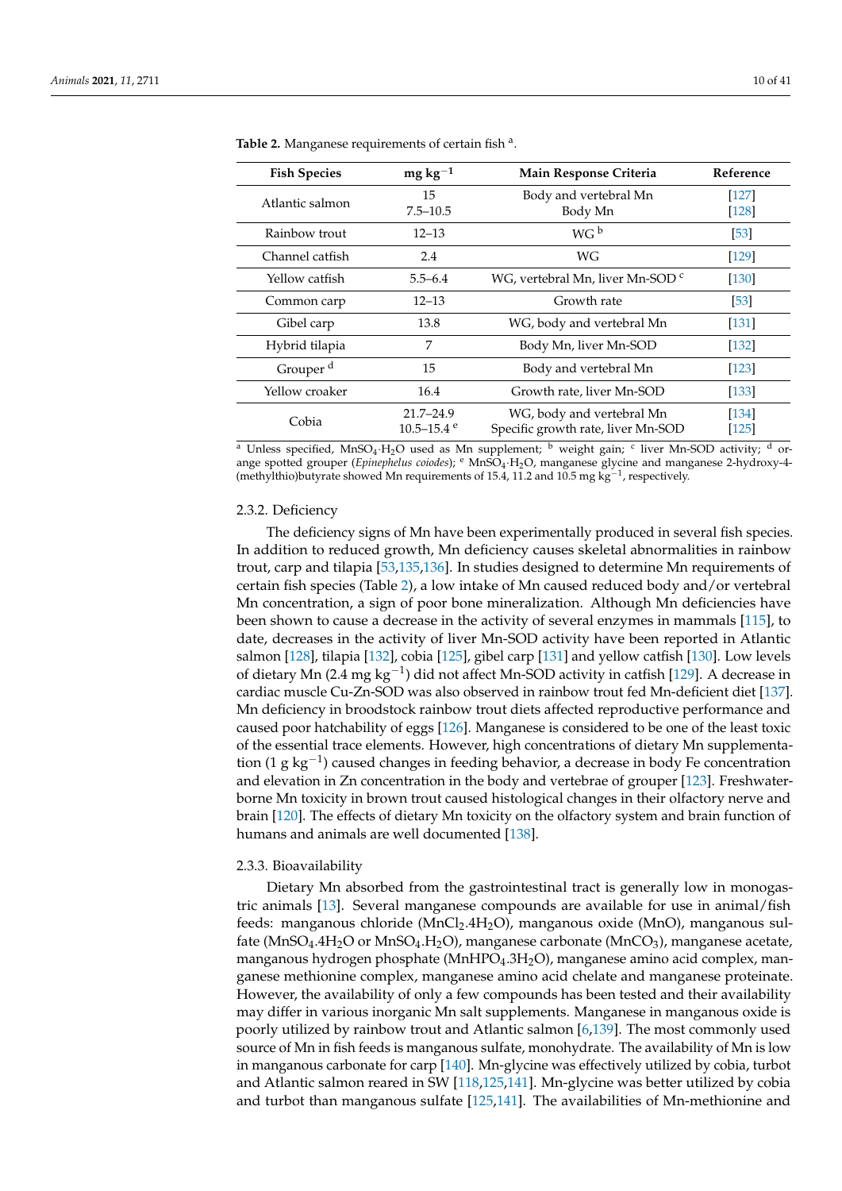**Table 2.** Manganese requirements of certain fish [a].

| Fish Species | mg $kg^{-1}$ | Main Response Criteria | Reference |
|---|---|---|---|
| Atlantic salmon | 15 | Body and vertebral Mn | [127] |
| | 7.5–10.5 | Body Mn | [128] |
| Rainbow trout | 12–13 | WG [b] | [53] |
| Channel catfish | 2.4 | WG | [129] |
| Yellow catfish | 5.5–6.4 | WG, vertebral Mn, liver Mn-SOD [c] | [130] |
| Common carp | 12–13 | Growth rate | [53] |
| Gibel carp | 13.8 | WG, body and vertebral Mn | [131] |
| Hybrid tilapia | 7 | Body Mn, liver Mn-SOD | [132] |
| Grouper [d] | 15 | Body and vertebral Mn | [123] |
| Yellow croaker | 16.4 | Growth rate, liver Mn-SOD | [133] |
| Cobia | 21.7–24.9 | WG, body and vertebral Mn | [134] |
| | 10.5–15.4 [e] | Specific growth rate, liver Mn-SOD | [125] |

[a] Unless specified, $MnSO_4 \cdot H_2O$ used as Mn supplement; [b] weight gain; [c] liver Mn-SOD activity; [d] orange spotted grouper (*Epinephelus coiodes*); [e] $MnSO_4 \cdot H_2O$, manganese glycine and manganese 2-hydroxy-4-(methylthio)butyrate showed Mn requirements of 15.4, 11.2 and 10.5 mg $kg^{-1}$, respectively.

#### 2.3.2. Deficiency

The deficiency signs of Mn have been experimentally produced in several fish species. In addition to reduced growth, Mn deficiency causes skeletal abnormalities in rainbow trout, carp and tilapia [53,135,136]. In studies designed to determine Mn requirements of certain fish species (Table 2), a low intake of Mn caused reduced body and/or vertebral Mn concentration, a sign of poor bone mineralization. Although Mn deficiencies have been shown to cause a decrease in the activity of several enzymes in mammals [115], to date, decreases in the activity of liver Mn-SOD activity have been reported in Atlantic salmon [128], tilapia [132], cobia [125], gibel carp [131] and yellow catfish [130]. Low levels of dietary Mn (2.4 mg $kg^{-1}$) did not affect Mn-SOD activity in catfish [129]. A decrease in cardiac muscle Cu-Zn-SOD was also observed in rainbow trout fed Mn-deficient diet [137]. Mn deficiency in broodstock rainbow trout diets affected reproductive performance and caused poor hatchability of eggs [126]. Manganese is considered to be one of the least toxic of the essential trace elements. However, high concentrations of dietary Mn supplementation (1 g $kg^{-1}$) caused changes in feeding behavior, a decrease in body Fe concentration and elevation in Zn concentration in the body and vertebrae of grouper [123]. Freshwater-borne Mn toxicity in brown trout caused histological changes in their olfactory nerve and brain [120]. The effects of dietary Mn toxicity on the olfactory system and brain function of humans and animals are well documented [138].

#### 2.3.3. Bioavailability

Dietary Mn absorbed from the gastrointestinal tract is generally low in monogastric animals [13]. Several manganese compounds are available for use in animal/fish feeds: manganous chloride ($MnCl_2.4H_2O$), manganous oxide ($MnO$), manganous sulfate ($MnSO_4.4H_2O$ or $MnSO_4.H_2O$), manganese carbonate ($MnCO_3$), manganese acetate, manganous hydrogen phosphate ($MnHPO_4.3H_2O$), manganese amino acid complex, manganese methionine complex, manganese amino acid chelate and manganese proteinate. However, the availability of only a few compounds has been tested and their availability may differ in various inorganic Mn salt supplements. Manganese in manganous oxide is poorly utilized by rainbow trout and Atlantic salmon [6,139]. The most commonly used source of Mn in fish feeds is manganous sulfate, monohydrate. The availability of Mn is low in manganous carbonate for carp [140]. Mn-glycine was effectively utilized by cobia, turbot and Atlantic salmon reared in SW [118,125,141]. Mn-glycine was better utilized by cobia and turbot than manganous sulfate [125,141]. The availabilities of Mn-methionine and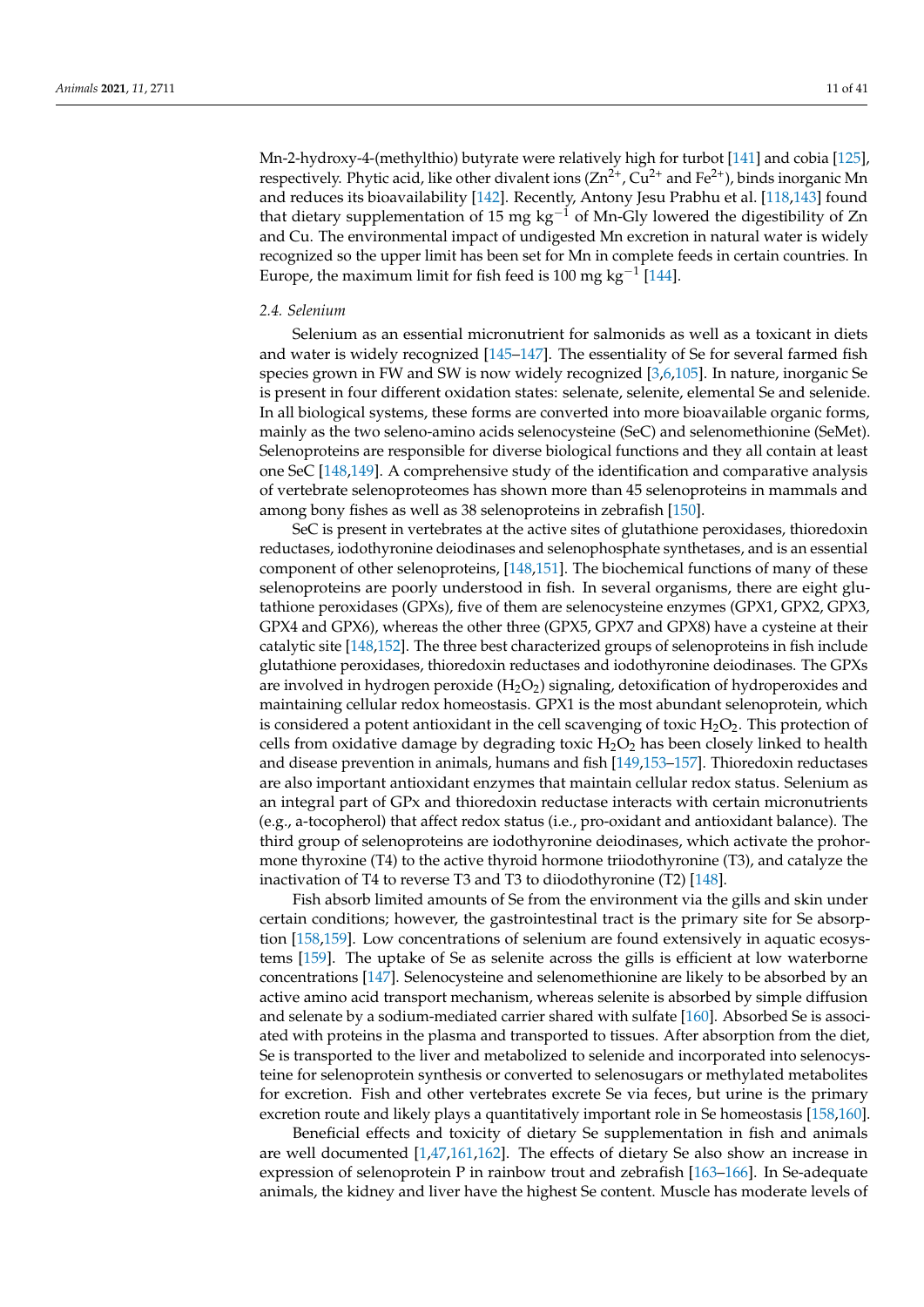Mn-2-hydroxy-4-(methylthio) butyrate were relatively high for turbot [141] and cobia [125], respectively. Phytic acid, like other divalent ions ($Zn^{2+}$, $Cu^{2+}$ and $Fe^{2+}$), binds inorganic Mn and reduces its bioavailability [142]. Recently, Antony Jesu Prabhu et al. [118,143] found that dietary supplementation of 15 mg $kg^{-1}$ of Mn-Gly lowered the digestibility of Zn and Cu. The environmental impact of undigested Mn excretion in natural water is widely recognized so the upper limit has been set for Mn in complete feeds in certain countries. In Europe, the maximum limit for fish feed is 100 mg $kg^{-1}$ [144].

### 2.4. Selenium

Selenium as an essential micronutrient for salmonids as well as a toxicant in diets and water is widely recognized [145–147]. The essentiality of Se for several farmed fish species grown in FW and SW is now widely recognized [3,6,105]. In nature, inorganic Se is present in four different oxidation states: selenate, selenite, elemental Se and selenide. In all biological systems, these forms are converted into more bioavailable organic forms, mainly as the two seleno-amino acids selenocysteine (SeC) and selenomethionine (SeMet). Selenoproteins are responsible for diverse biological functions and they all contain at least one SeC [148,149]. A comprehensive study of the identification and comparative analysis of vertebrate selenoproteomes has shown more than 45 selenoproteins in mammals and among bony fishes as well as 38 selenoproteins in zebrafish [150].

SeC is present in vertebrates at the active sites of glutathione peroxidases, thioredoxin reductases, iodothyronine deiodinases and selenophosphate synthetases, and is an essential component of other selenoproteins, [148,151]. The biochemical functions of many of these selenoproteins are poorly understood in fish. In several organisms, there are eight glutathione peroxidases (GPXs), five of them are selenocysteine enzymes (GPX1, GPX2, GPX3, GPX4 and GPX6), whereas the other three (GPX5, GPX7 and GPX8) have a cysteine at their catalytic site [148,152]. The three best characterized groups of selenoproteins in fish include glutathione peroxidases, thioredoxin reductases and iodothyronine deiodinases. The GPXs are involved in hydrogen peroxide ($H_2O_2$) signaling, detoxification of hydroperoxides and maintaining cellular redox homeostasis. GPX1 is the most abundant selenoprotein, which is considered a potent antioxidant in the cell scavenging of toxic $H_2O_2$. This protection of cells from oxidative damage by degrading toxic $H_2O_2$ has been closely linked to health and disease prevention in animals, humans and fish [149,153–157]. Thioredoxin reductases are also important antioxidant enzymes that maintain cellular redox status. Selenium as an integral part of GPx and thioredoxin reductase interacts with certain micronutrients (e.g., a-tocopherol) that affect redox status (i.e., pro-oxidant and antioxidant balance). The third group of selenoproteins are iodothyronine deiodinases, which activate the prohormone thyroxine (T4) to the active thyroid hormone triiodothyronine (T3), and catalyze the inactivation of T4 to reverse T3 and T3 to diiodothyronine (T2) [148].

Fish absorb limited amounts of Se from the environment via the gills and skin under certain conditions; however, the gastrointestinal tract is the primary site for Se absorption [158,159]. Low concentrations of selenium are found extensively in aquatic ecosystems [159]. The uptake of Se as selenite across the gills is efficient at low waterborne concentrations [147]. Selenocysteine and selenomethionine are likely to be absorbed by an active amino acid transport mechanism, whereas selenite is absorbed by simple diffusion and selenate by a sodium-mediated carrier shared with sulfate [160]. Absorbed Se is associated with proteins in the plasma and transported to tissues. After absorption from the diet, Se is transported to the liver and metabolized to selenide and incorporated into selenocysteine for selenoprotein synthesis or converted to selenosugars or methylated metabolites for excretion. Fish and other vertebrates excrete Se via feces, but urine is the primary excretion route and likely plays a quantitatively important role in Se homeostasis [158,160].

Beneficial effects and toxicity of dietary Se supplementation in fish and animals are well documented [1,47,161,162]. The effects of dietary Se also show an increase in expression of selenoprotein P in rainbow trout and zebrafish [163–166]. In Se-adequate animals, the kidney and liver have the highest Se content. Muscle has moderate levels of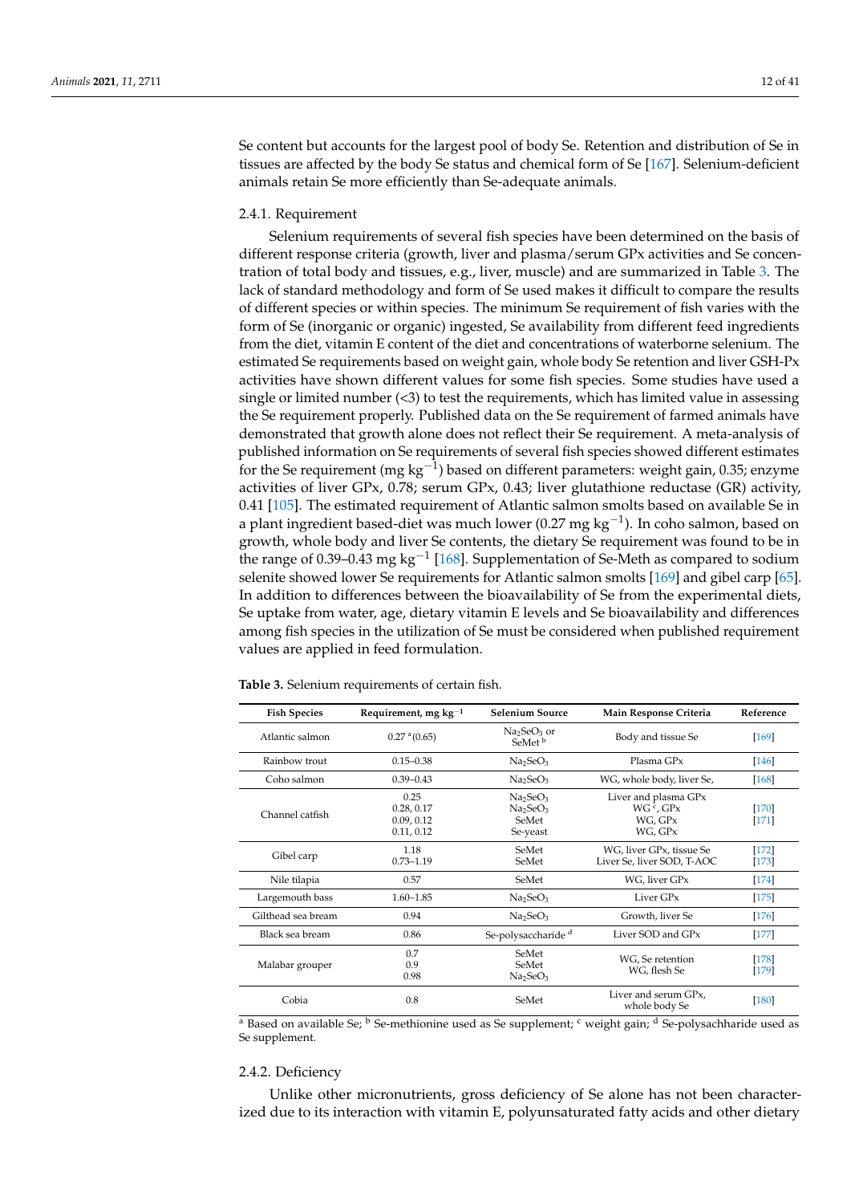Se content but accounts for the largest pool of body Se. Retention and distribution of Se in tissues are affected by the body Se status and chemical form of Se [167]. Selenium-deficient animals retain Se more efficiently than Se-adequate animals.

#### 2.4.1. Requirement

Selenium requirements of several fish species have been determined on the basis of different response criteria (growth, liver and plasma/serum GPx activities and Se concentration of total body and tissues, e.g., liver, muscle) and are summarized in Table 3. The lack of standard methodology and form of Se used makes it difficult to compare the results of different species or within species. The minimum Se requirement of fish varies with the form of Se (inorganic or organic) ingested, Se availability from different feed ingredients from the diet, vitamin E content of the diet and concentrations of waterborne selenium. The estimated Se requirements based on weight gain, whole body Se retention and liver GSH-Px activities have shown different values for some fish species. Some studies have used a single or limited number (<3) to test the requirements, which has limited value in assessing the Se requirement properly. Published data on the Se requirement of farmed animals have demonstrated that growth alone does not reflect their Se requirement. A meta-analysis of published information on Se requirements of several fish species showed different estimates for the Se requirement (mg $kg^{-1}$) based on different parameters: weight gain, 0.35; enzyme activities of liver GPx, 0.78; serum GPx, 0.43; liver glutathione reductase (GR) activity, 0.41 [105]. The estimated requirement of Atlantic salmon smolts based on available Se in a plant ingredient based-diet was much lower (0.27 mg $kg^{-1}$). In coho salmon, based on growth, whole body and liver Se contents, the dietary Se requirement was found to be in the range of 0.39–0.43 mg $kg^{-1}$ [168]. Supplementation of Se-Meth as compared to sodium selenite showed lower Se requirements for Atlantic salmon smolts [169] and gibel carp [65]. In addition to differences between the bioavailability of Se from the experimental diets, Se uptake from water, age, dietary vitamin E levels and Se bioavailability and differences among fish species in the utilization of Se must be considered when published requirement values are applied in feed formulation.

**Table 3.** Selenium requirements of certain fish.

| Fish Species | Requirement, mg $kg^{-1}$ | Selenium Source | Main Response Criteria | Reference |
|---|---|---|---|---|
| Atlantic salmon | 0.27 [a] (0.65) | $Na_2SeO_3$ or SeMet [b] | Body and tissue Se | [169] |
| Rainbow trout | 0.15–0.38 | $Na_2SeO_3$ | Plasma GPx | [146] |
| Coho salmon | 0.39–0.43 | $Na_2SeO_3$ | WG, whole body, liver Se, | [168] |
| Channel catfish | 0.25<br>0.28, 0.17<br>0.09, 0.12<br>0.11, 0.12 | $Na_2SeO_3$<br>$Na_2SeO_3$<br>SeMet<br>Se-yeast | Liver and plasma GPx<br>WG [c], GPx<br>WG, GPx<br>WG, GPx | [170]<br>[171] |
| Gibel carp | 1.18<br>0.73–1.19 | SeMet<br>SeMet | WG, liver GPx, tissue Se<br>Liver Se, liver SOD, T-AOC | [172]<br>[173] |
| Nile tilapia | 0.57 | SeMet | WG, liver GPx | [174] |
| Largemouth bass | 1.60–1.85 | $Na_2SeO_3$ | Liver GPx | [175] |
| Gilthead sea bream | 0.94 | $Na_2SeO_3$ | Growth, liver Se | [176] |
| Black sea bream | 0.86 | Se-polysaccharide [d] | Liver SOD and GPx | [177] |
| Malabar grouper | 0.7<br>0.9<br>0.98 | SeMet<br>SeMet<br>$Na_2SeO_3$ | WG, Se retention<br>WG, flesh Se | [178]<br>[179] |
| Cobia | 0.8 | SeMet | Liver and serum GPx, whole body Se | [180] |

[a] Based on available Se; [b] Se-methionine used as Se supplement; [c] weight gain; [d] Se-polysachharide used as Se supplement.

#### 2.4.2. Deficiency

Unlike other micronutrients, gross deficiency of Se alone has not been characterized due to its interaction with vitamin E, polyunsaturated fatty acids and other dietary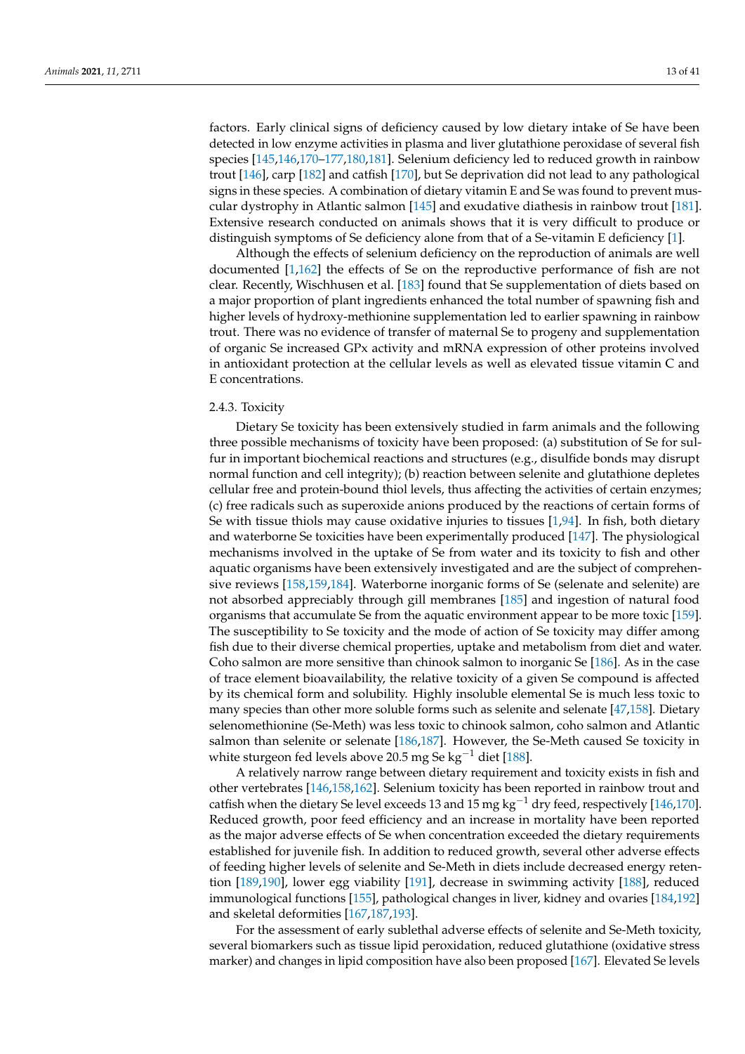factors. Early clinical signs of deficiency caused by low dietary intake of Se have been detected in low enzyme activities in plasma and liver glutathione peroxidase of several fish species [145,146,170–177,180,181]. Selenium deficiency led to reduced growth in rainbow trout [146], carp [182] and catfish [170], but Se deprivation did not lead to any pathological signs in these species. A combination of dietary vitamin E and Se was found to prevent muscular dystrophy in Atlantic salmon [145] and exudative diathesis in rainbow trout [181]. Extensive research conducted on animals shows that it is very difficult to produce or distinguish symptoms of Se deficiency alone from that of a Se-vitamin E deficiency [1].

Although the effects of selenium deficiency on the reproduction of animals are well documented [1,162] the effects of Se on the reproductive performance of fish are not clear. Recently, Wischhusen et al. [183] found that Se supplementation of diets based on a major proportion of plant ingredients enhanced the total number of spawning fish and higher levels of hydroxy-methionine supplementation led to earlier spawning in rainbow trout. There was no evidence of transfer of maternal Se to progeny and supplementation of organic Se increased GPx activity and mRNA expression of other proteins involved in antioxidant protection at the cellular levels as well as elevated tissue vitamin C and E concentrations.

#### 2.4.3. Toxicity

Dietary Se toxicity has been extensively studied in farm animals and the following three possible mechanisms of toxicity have been proposed: (a) substitution of Se for sulfur in important biochemical reactions and structures (e.g., disulfide bonds may disrupt normal function and cell integrity); (b) reaction between selenite and glutathione depletes cellular free and protein-bound thiol levels, thus affecting the activities of certain enzymes; (c) free radicals such as superoxide anions produced by the reactions of certain forms of Se with tissue thiols may cause oxidative injuries to tissues [1,94]. In fish, both dietary and waterborne Se toxicities have been experimentally produced [147]. The physiological mechanisms involved in the uptake of Se from water and its toxicity to fish and other aquatic organisms have been extensively investigated and are the subject of comprehensive reviews [158,159,184]. Waterborne inorganic forms of Se (selenate and selenite) are not absorbed appreciably through gill membranes [185] and ingestion of natural food organisms that accumulate Se from the aquatic environment appear to be more toxic [159]. The susceptibility to Se toxicity and the mode of action of Se toxicity may differ among fish due to their diverse chemical properties, uptake and metabolism from diet and water. Coho salmon are more sensitive than chinook salmon to inorganic Se [186]. As in the case of trace element bioavailability, the relative toxicity of a given Se compound is affected by its chemical form and solubility. Highly insoluble elemental Se is much less toxic to many species than other more soluble forms such as selenite and selenate [47,158]. Dietary selenomethionine (Se-Meth) was less toxic to chinook salmon, coho salmon and Atlantic salmon than selenite or selenate [186,187]. However, the Se-Meth caused Se toxicity in white sturgeon fed levels above 20.5 mg Se $kg^{-1}$ diet [188].

A relatively narrow range between dietary requirement and toxicity exists in fish and other vertebrates [146,158,162]. Selenium toxicity has been reported in rainbow trout and catfish when the dietary Se level exceeds 13 and 15 mg $kg^{-1}$ dry feed, respectively [146,170]. Reduced growth, poor feed efficiency and an increase in mortality have been reported as the major adverse effects of Se when concentration exceeded the dietary requirements established for juvenile fish. In addition to reduced growth, several other adverse effects of feeding higher levels of selenite and Se-Meth in diets include decreased energy retention [189,190], lower egg viability [191], decrease in swimming activity [188], reduced immunological functions [155], pathological changes in liver, kidney and ovaries [184,192] and skeletal deformities [167,187,193].

For the assessment of early sublethal adverse effects of selenite and Se-Meth toxicity, several biomarkers such as tissue lipid peroxidation, reduced glutathione (oxidative stress marker) and changes in lipid composition have also been proposed [167]. Elevated Se levels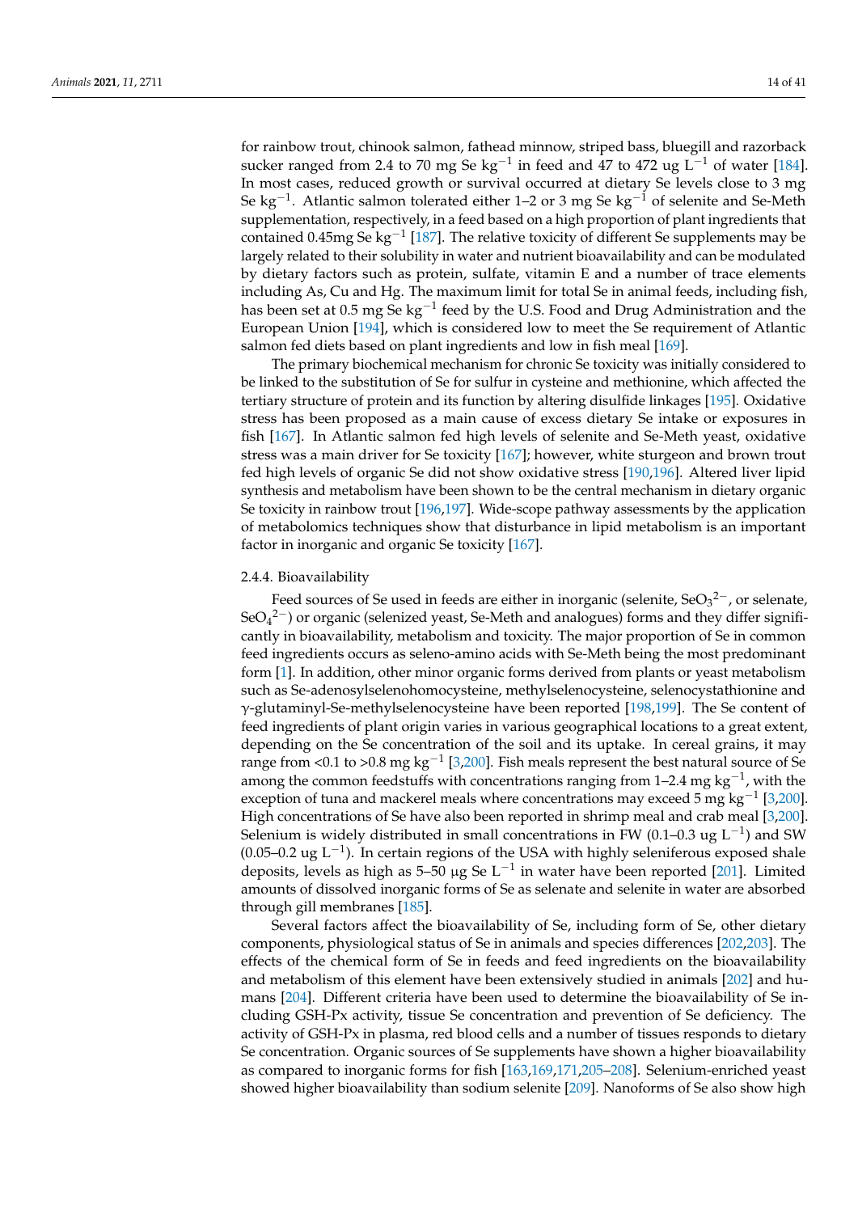for rainbow trout, chinook salmon, fathead minnow, striped bass, bluegill and razorback sucker ranged from 2.4 to 70 mg Se kg$^{-1}$ in feed and 47 to 472 ug L$^{-1}$ of water [184]. In most cases, reduced growth or survival occurred at dietary Se levels close to 3 mg Se kg$^{-1}$. Atlantic salmon tolerated either 1–2 or 3 mg Se kg$^{-1}$ of selenite and Se-Meth supplementation, respectively, in a feed based on a high proportion of plant ingredients that contained 0.45mg Se kg$^{-1}$ [187]. The relative toxicity of different Se supplements may be largely related to their solubility in water and nutrient bioavailability and can be modulated by dietary factors such as protein, sulfate, vitamin E and a number of trace elements including As, Cu and Hg. The maximum limit for total Se in animal feeds, including fish, has been set at 0.5 mg Se kg$^{-1}$ feed by the U.S. Food and Drug Administration and the European Union [194], which is considered low to meet the Se requirement of Atlantic salmon fed diets based on plant ingredients and low in fish meal [169].

The primary biochemical mechanism for chronic Se toxicity was initially considered to be linked to the substitution of Se for sulfur in cysteine and methionine, which affected the tertiary structure of protein and its function by altering disulfide linkages [195]. Oxidative stress has been proposed as a main cause of excess dietary Se intake or exposures in fish [167]. In Atlantic salmon fed high levels of selenite and Se-Meth yeast, oxidative stress was a main driver for Se toxicity [167]; however, white sturgeon and brown trout fed high levels of organic Se did not show oxidative stress [190,196]. Altered liver lipid synthesis and metabolism have been shown to be the central mechanism in dietary organic Se toxicity in rainbow trout [196,197]. Wide-scope pathway assessments by the application of metabolomics techniques show that disturbance in lipid metabolism is an important factor in inorganic and organic Se toxicity [167].

#### 2.4.4. Bioavailability

Feed sources of Se used in feeds are either in inorganic (selenite, $SeO_3^{2-}$, or selenate, $SeO_4^{2-}$) or organic (selenized yeast, Se-Meth and analogues) forms and they differ significantly in bioavailability, metabolism and toxicity. The major proportion of Se in common feed ingredients occurs as seleno-amino acids with Se-Meth being the most predominant form [1]. In addition, other minor organic forms derived from plants or yeast metabolism such as Se-adenosylselenohomocysteine, methylselenocysteine, selenocystathionine and γ-glutaminyl-Se-methylselenocysteine have been reported [198,199]. The Se content of feed ingredients of plant origin varies in various geographical locations to a great extent, depending on the Se concentration of the soil and its uptake. In cereal grains, it may range from <0.1 to >0.8 mg kg$^{-1}$ [3,200]. Fish meals represent the best natural source of Se among the common feedstuffs with concentrations ranging from 1–2.4 mg kg$^{-1}$, with the exception of tuna and mackerel meals where concentrations may exceed 5 mg kg$^{-1}$ [3,200]. High concentrations of Se have also been reported in shrimp meal and crab meal [3,200]. Selenium is widely distributed in small concentrations in FW (0.1–0.3 ug L$^{-1}$) and SW (0.05–0.2 ug L$^{-1}$). In certain regions of the USA with highly seleniferous exposed shale deposits, levels as high as 5–50 µg Se L$^{-1}$ in water have been reported [201]. Limited amounts of dissolved inorganic forms of Se as selenate and selenite in water are absorbed through gill membranes [185].

Several factors affect the bioavailability of Se, including form of Se, other dietary components, physiological status of Se in animals and species differences [202,203]. The effects of the chemical form of Se in feeds and feed ingredients on the bioavailability and metabolism of this element have been extensively studied in animals [202] and humans [204]. Different criteria have been used to determine the bioavailability of Se including GSH-Px activity, tissue Se concentration and prevention of Se deficiency. The activity of GSH-Px in plasma, red blood cells and a number of tissues responds to dietary Se concentration. Organic sources of Se supplements have shown a higher bioavailability as compared to inorganic forms for fish [163,169,171,205–208]. Selenium-enriched yeast showed higher bioavailability than sodium selenite [209]. Nanoforms of Se also show high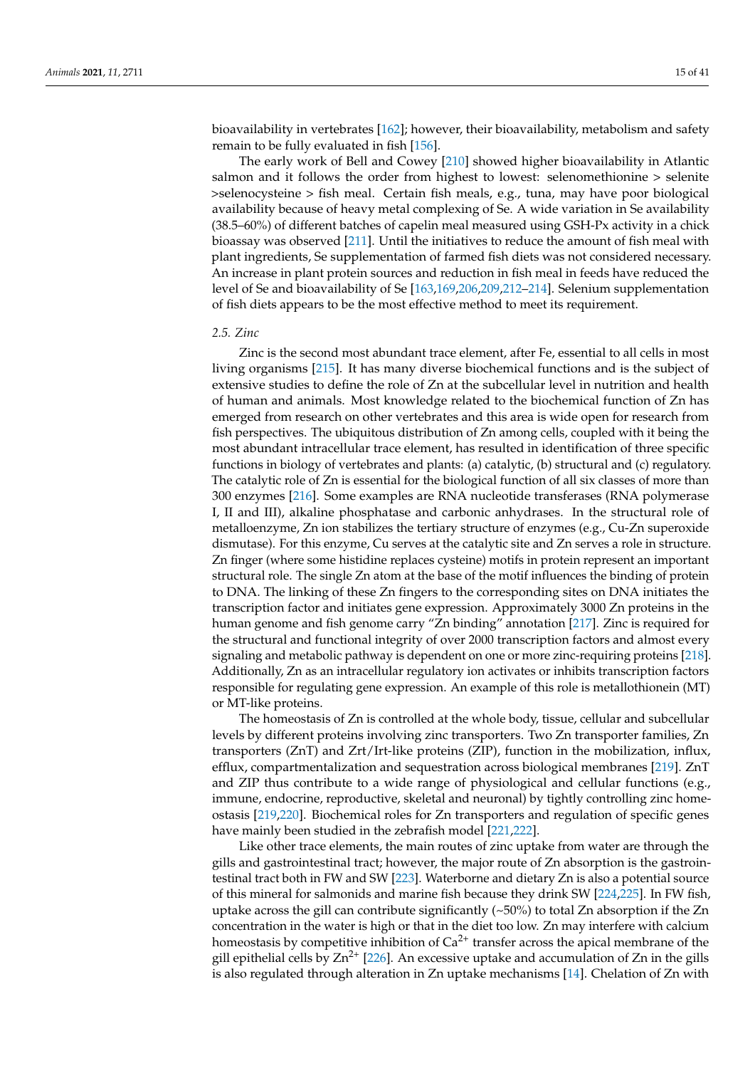bioavailability in vertebrates [162]; however, their bioavailability, metabolism and safety remain to be fully evaluated in fish [156].

The early work of Bell and Cowey [210] showed higher bioavailability in Atlantic salmon and it follows the order from highest to lowest: selenomethionine > selenite >selenocysteine > fish meal. Certain fish meals, e.g., tuna, may have poor biological availability because of heavy metal complexing of Se. A wide variation in Se availability (38.5–60%) of different batches of capelin meal measured using GSH-Px activity in a chick bioassay was observed [211]. Until the initiatives to reduce the amount of fish meal with plant ingredients, Se supplementation of farmed fish diets was not considered necessary. An increase in plant protein sources and reduction in fish meal in feeds have reduced the level of Se and bioavailability of Se [163,169,206,209,212–214]. Selenium supplementation of fish diets appears to be the most effective method to meet its requirement.

### 2.5. Zinc

Zinc is the second most abundant trace element, after Fe, essential to all cells in most living organisms [215]. It has many diverse biochemical functions and is the subject of extensive studies to define the role of Zn at the subcellular level in nutrition and health of human and animals. Most knowledge related to the biochemical function of Zn has emerged from research on other vertebrates and this area is wide open for research from fish perspectives. The ubiquitous distribution of Zn among cells, coupled with it being the most abundant intracellular trace element, has resulted in identification of three specific functions in biology of vertebrates and plants: (a) catalytic, (b) structural and (c) regulatory. The catalytic role of Zn is essential for the biological function of all six classes of more than 300 enzymes [216]. Some examples are RNA nucleotide transferases (RNA polymerase I, II and III), alkaline phosphatase and carbonic anhydrases. In the structural role of metalloenzyme, Zn ion stabilizes the tertiary structure of enzymes (e.g., Cu-Zn superoxide dismutase). For this enzyme, Cu serves at the catalytic site and Zn serves a role in structure. Zn finger (where some histidine replaces cysteine) motifs in protein represent an important structural role. The single Zn atom at the base of the motif influences the binding of protein to DNA. The linking of these Zn fingers to the corresponding sites on DNA initiates the transcription factor and initiates gene expression. Approximately 3000 Zn proteins in the human genome and fish genome carry "Zn binding" annotation [217]. Zinc is required for the structural and functional integrity of over 2000 transcription factors and almost every signaling and metabolic pathway is dependent on one or more zinc-requiring proteins [218]. Additionally, Zn as an intracellular regulatory ion activates or inhibits transcription factors responsible for regulating gene expression. An example of this role is metallothionein (MT) or MT-like proteins.

The homeostasis of Zn is controlled at the whole body, tissue, cellular and subcellular levels by different proteins involving zinc transporters. Two Zn transporter families, Zn transporters (ZnT) and Zrt/Irt-like proteins (ZIP), function in the mobilization, influx, efflux, compartmentalization and sequestration across biological membranes [219]. ZnT and ZIP thus contribute to a wide range of physiological and cellular functions (e.g., immune, endocrine, reproductive, skeletal and neuronal) by tightly controlling zinc homeostasis [219,220]. Biochemical roles for Zn transporters and regulation of specific genes have mainly been studied in the zebrafish model [221,222].

Like other trace elements, the main routes of zinc uptake from water are through the gills and gastrointestinal tract; however, the major route of Zn absorption is the gastrointestinal tract both in FW and SW [223]. Waterborne and dietary Zn is also a potential source of this mineral for salmonids and marine fish because they drink SW [224,225]. In FW fish, uptake across the gill can contribute significantly (~50%) to total Zn absorption if the Zn concentration in the water is high or that in the diet too low. Zn may interfere with calcium homeostasis by competitive inhibition of $Ca^{2+}$ transfer across the apical membrane of the gill epithelial cells by $Zn^{2+}$ [226]. An excessive uptake and accumulation of Zn in the gills is also regulated through alteration in Zn uptake mechanisms [14]. Chelation of Zn with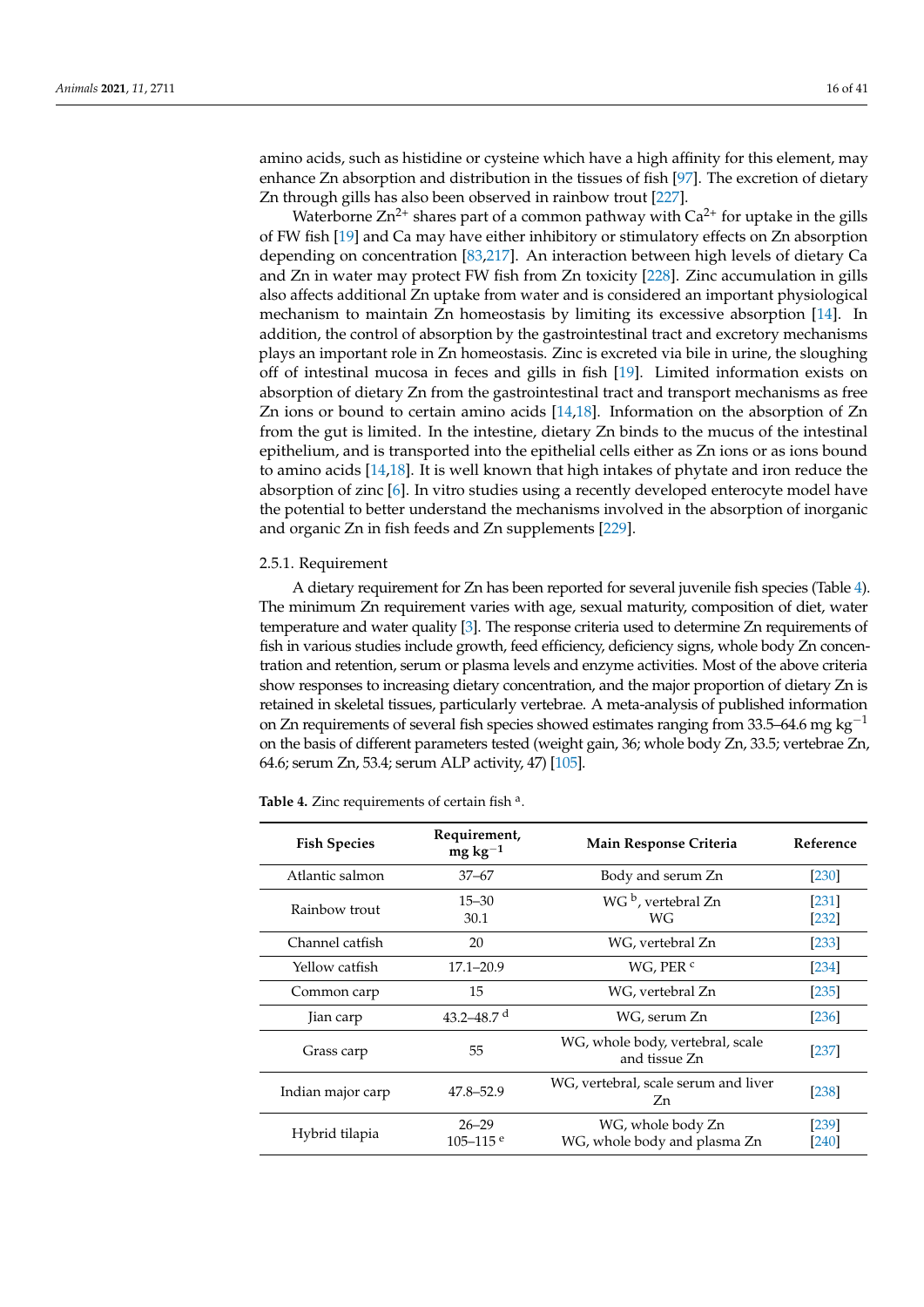amino acids, such as histidine or cysteine which have a high affinity for this element, may enhance Zn absorption and distribution in the tissues of fish [97]. The excretion of dietary Zn through gills has also been observed in rainbow trout [227].

Waterborne $Zn^{2+}$ shares part of a common pathway with $Ca^{2+}$ for uptake in the gills of FW fish [19] and Ca may have either inhibitory or stimulatory effects on Zn absorption depending on concentration [83,217]. An interaction between high levels of dietary Ca and Zn in water may protect FW fish from Zn toxicity [228]. Zinc accumulation in gills also affects additional Zn uptake from water and is considered an important physiological mechanism to maintain Zn homeostasis by limiting its excessive absorption [14]. In addition, the control of absorption by the gastrointestinal tract and excretory mechanisms plays an important role in Zn homeostasis. Zinc is excreted via bile in urine, the sloughing off of intestinal mucosa in feces and gills in fish [19]. Limited information exists on absorption of dietary Zn from the gastrointestinal tract and transport mechanisms as free Zn ions or bound to certain amino acids [14,18]. Information on the absorption of Zn from the gut is limited. In the intestine, dietary Zn binds to the mucus of the intestinal epithelium, and is transported into the epithelial cells either as Zn ions or as ions bound to amino acids [14,18]. It is well known that high intakes of phytate and iron reduce the absorption of zinc [6]. In vitro studies using a recently developed enterocyte model have the potential to better understand the mechanisms involved in the absorption of inorganic and organic Zn in fish feeds and Zn supplements [229].

#### 2.5.1. Requirement

A dietary requirement for Zn has been reported for several juvenile fish species (Table 4). The minimum Zn requirement varies with age, sexual maturity, composition of diet, water temperature and water quality [3]. The response criteria used to determine Zn requirements of fish in various studies include growth, feed efficiency, deficiency signs, whole body Zn concentration and retention, serum or plasma levels and enzyme activities. Most of the above criteria show responses to increasing dietary concentration, and the major proportion of dietary Zn is retained in skeletal tissues, particularly vertebrae. A meta-analysis of published information on Zn requirements of several fish species showed estimates ranging from 33.5–64.6 mg $kg^{-1}$ on the basis of different parameters tested (weight gain, 36; whole body Zn, 33.5; vertebrae Zn, 64.6; serum Zn, 53.4; serum ALP activity, 47) [105].

**Table 4.** Zinc requirements of certain fish [a].

| Fish Species | Requirement, mg $kg^{-1}$ | Main Response Criteria | Reference |
|---|---|---|---|
| Atlantic salmon | 37–67 | Body and serum Zn | [230] |
| Rainbow trout | 15–30 | WG [b], vertebral Zn | [231] |
| | 30.1 | WG | [232] |
| Channel catfish | 20 | WG, vertebral Zn | [233] |
| Yellow catfish | 17.1–20.9 | WG, PER [c] | [234] |
| Common carp | 15 | WG, vertebral Zn | [235] |
| Jian carp | 43.2–48.7 [d] | WG, serum Zn | [236] |
| Grass carp | 55 | WG, whole body, vertebral, scale and tissue Zn | [237] |
| Indian major carp | 47.8–52.9 | WG, vertebral, scale serum and liver Zn | [238] |
| Hybrid tilapia | 26–29 | WG, whole body Zn | [239] |
| | 105–115 [e] | WG, whole body and plasma Zn | [240] |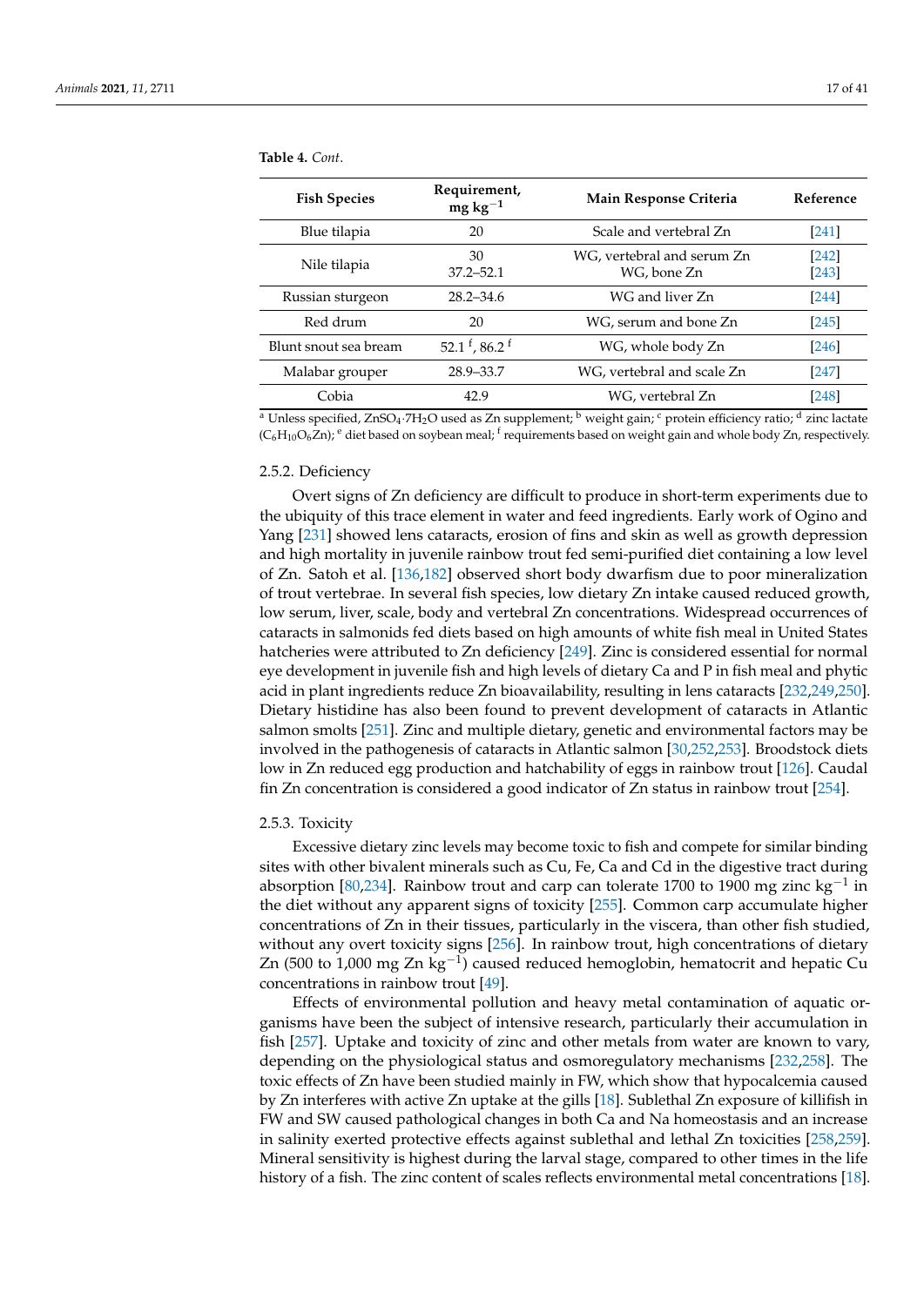**Table 4.** *Cont.*

| Fish Species | Requirement, mg $kg^{-1}$ | Main Response Criteria | Reference |
|---|---|---|---|
| Blue tilapia | 20 | Scale and vertebral Zn | [241] |
| Nile tilapia | 30<br>37.2–52.1 | WG, vertebral and serum Zn<br>WG, bone Zn | [242]<br>[243] |
| Russian sturgeon | 28.2–34.6 | WG and liver Zn | [244] |
| Red drum | 20 | WG, serum and bone Zn | [245] |
| Blunt snout sea bream | 52.1 [f], 86.2 [f] | WG, whole body Zn | [246] |
| Malabar grouper | 28.9–33.7 | WG, vertebral and scale Zn | [247] |
| Cobia | 42.9 | WG, vertebral Zn | [248] |

[a] Unless specified, $ZnSO_4 \cdot 7H_2O$ used as Zn supplement; [b] weight gain; [c] protein efficiency ratio; [d] zinc lactate ($C_6H_{10}O_6Zn$); [e] diet based on soybean meal; [f] requirements based on weight gain and whole body Zn, respectively.

#### 2.5.2. Deficiency

Overt signs of Zn deficiency are difficult to produce in short-term experiments due to the ubiquity of this trace element in water and feed ingredients. Early work of Ogino and Yang [231] showed lens cataracts, erosion of fins and skin as well as growth depression and high mortality in juvenile rainbow trout fed semi-purified diet containing a low level of Zn. Satoh et al. [136,182] observed short body dwarfism due to poor mineralization of trout vertebrae. In several fish species, low dietary Zn intake caused reduced growth, low serum, liver, scale, body and vertebral Zn concentrations. Widespread occurrences of cataracts in salmonids fed diets based on high amounts of white fish meal in United States hatcheries were attributed to Zn deficiency [249]. Zinc is considered essential for normal eye development in juvenile fish and high levels of dietary Ca and P in fish meal and phytic acid in plant ingredients reduce Zn bioavailability, resulting in lens cataracts [232,249,250]. Dietary histidine has also been found to prevent development of cataracts in Atlantic salmon smolts [251]. Zinc and multiple dietary, genetic and environmental factors may be involved in the pathogenesis of cataracts in Atlantic salmon [30,252,253]. Broodstock diets low in Zn reduced egg production and hatchability of eggs in rainbow trout [126]. Caudal fin Zn concentration is considered a good indicator of Zn status in rainbow trout [254].

#### 2.5.3. Toxicity

Excessive dietary zinc levels may become toxic to fish and compete for similar binding sites with other bivalent minerals such as Cu, Fe, Ca and Cd in the digestive tract during absorption [80,234]. Rainbow trout and carp can tolerate 1700 to 1900 mg zinc $kg^{-1}$ in the diet without any apparent signs of toxicity [255]. Common carp accumulate higher concentrations of Zn in their tissues, particularly in the viscera, than other fish studied, without any overt toxicity signs [256]. In rainbow trout, high concentrations of dietary Zn (500 to 1,000 mg Zn $kg^{-1}$) caused reduced hemoglobin, hematocrit and hepatic Cu concentrations in rainbow trout [49].

Effects of environmental pollution and heavy metal contamination of aquatic organisms have been the subject of intensive research, particularly their accumulation in fish [257]. Uptake and toxicity of zinc and other metals from water are known to vary, depending on the physiological status and osmoregulatory mechanisms [232,258]. The toxic effects of Zn have been studied mainly in FW, which show that hypocalcemia caused by Zn interferes with active Zn uptake at the gills [18]. Sublethal Zn exposure of killifish in FW and SW caused pathological changes in both Ca and Na homeostasis and an increase in salinity exerted protective effects against sublethal and lethal Zn toxicities [258,259]. Mineral sensitivity is highest during the larval stage, compared to other times in the life history of a fish. The zinc content of scales reflects environmental metal concentrations [18].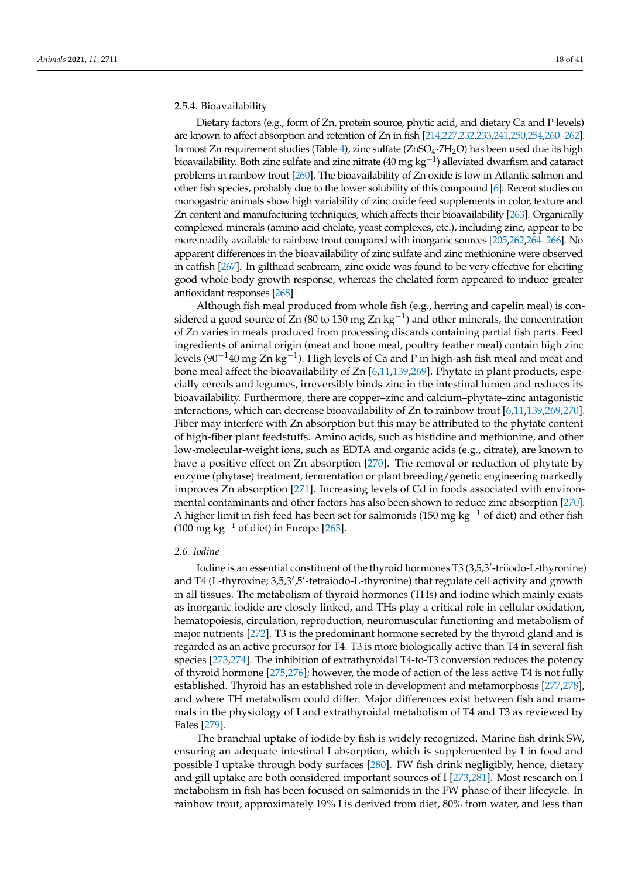#### 2.5.4. Bioavailability

Dietary factors (e.g., form of Zn, protein source, phytic acid, and dietary Ca and P levels) are known to affect absorption and retention of Zn in fish [214,227,232,233,241,250,254,260–262]. In most Zn requirement studies (Table 4), zinc sulfate ($ZnSO_4 \cdot 7H_2O$) has been used due its high bioavailability. Both zinc sulfate and zinc nitrate (40 mg $kg^{-1}$) alleviated dwarfism and cataract problems in rainbow trout [260]. The bioavailability of Zn oxide is low in Atlantic salmon and other fish species, probably due to the lower solubility of this compound [6]. Recent studies on monogastric animals show high variability of zinc oxide feed supplements in color, texture and Zn content and manufacturing techniques, which affects their bioavailability [263]. Organically complexed minerals (amino acid chelate, yeast complexes, etc.), including zinc, appear to be more readily available to rainbow trout compared with inorganic sources [205,262,264–266]. No apparent differences in the bioavailability of zinc sulfate and zinc methionine were observed in catfish [267]. In gilthead seabream, zinc oxide was found to be very effective for eliciting good whole body growth response, whereas the chelated form appeared to induce greater antioxidant responses [268]

Although fish meal produced from whole fish (e.g., herring and capelin meal) is considered a good source of Zn (80 to 130 mg Zn $kg^{-1}$) and other minerals, the concentration of Zn varies in meals produced from processing discards containing partial fish parts. Feed ingredients of animal origin (meat and bone meal, poultry feather meal) contain high zinc levels ($90^{-1}40$ mg Zn $kg^{-1}$). High levels of Ca and P in high-ash fish meal and meat and bone meal affect the bioavailability of Zn [6,11,139,269]. Phytate in plant products, especially cereals and legumes, irreversibly binds zinc in the intestinal lumen and reduces its bioavailability. Furthermore, there are copper–zinc and calcium–phytate–zinc antagonistic interactions, which can decrease bioavailability of Zn to rainbow trout [6,11,139,269,270]. Fiber may interfere with Zn absorption but this may be attributed to the phytate content of high-fiber plant feedstuffs. Amino acids, such as histidine and methionine, and other low-molecular-weight ions, such as EDTA and organic acids (e.g., citrate), are known to have a positive effect on Zn absorption [270]. The removal or reduction of phytate by enzyme (phytase) treatment, fermentation or plant breeding/genetic engineering markedly improves Zn absorption [271]. Increasing levels of Cd in foods associated with environmental contaminants and other factors has also been shown to reduce zinc absorption [270]. A higher limit in fish feed has been set for salmonids (150 mg $kg^{-1}$ of diet) and other fish (100 mg $kg^{-1}$ of diet) in Europe [263].

### *2.6. Iodine*

Iodine is an essential constituent of the thyroid hormones T3 (3,5,3′-triiodo-L-thyronine) and T4 (L-thyroxine; 3,5,3′,5′-tetraiodo-L-thyronine) that regulate cell activity and growth in all tissues. The metabolism of thyroid hormones (THs) and iodine which mainly exists as inorganic iodide are closely linked, and THs play a critical role in cellular oxidation, hematopoiesis, circulation, reproduction, neuromuscular functioning and metabolism of major nutrients [272]. T3 is the predominant hormone secreted by the thyroid gland and is regarded as an active precursor for T4. T3 is more biologically active than T4 in several fish species [273,274]. The inhibition of extrathyroidal T4-to-T3 conversion reduces the potency of thyroid hormone [275,276]; however, the mode of action of the less active T4 is not fully established. Thyroid has an established role in development and metamorphosis [277,278], and where TH metabolism could differ. Major differences exist between fish and mammals in the physiology of I and extrathyroidal metabolism of T4 and T3 as reviewed by Eales [279].

The branchial uptake of iodide by fish is widely recognized. Marine fish drink SW, ensuring an adequate intestinal I absorption, which is supplemented by I in food and possible I uptake through body surfaces [280]. FW fish drink negligibly, hence, dietary and gill uptake are both considered important sources of I [273,281]. Most research on I metabolism in fish has been focused on salmonids in the FW phase of their lifecycle. In rainbow trout, approximately 19% I is derived from diet, 80% from water, and less than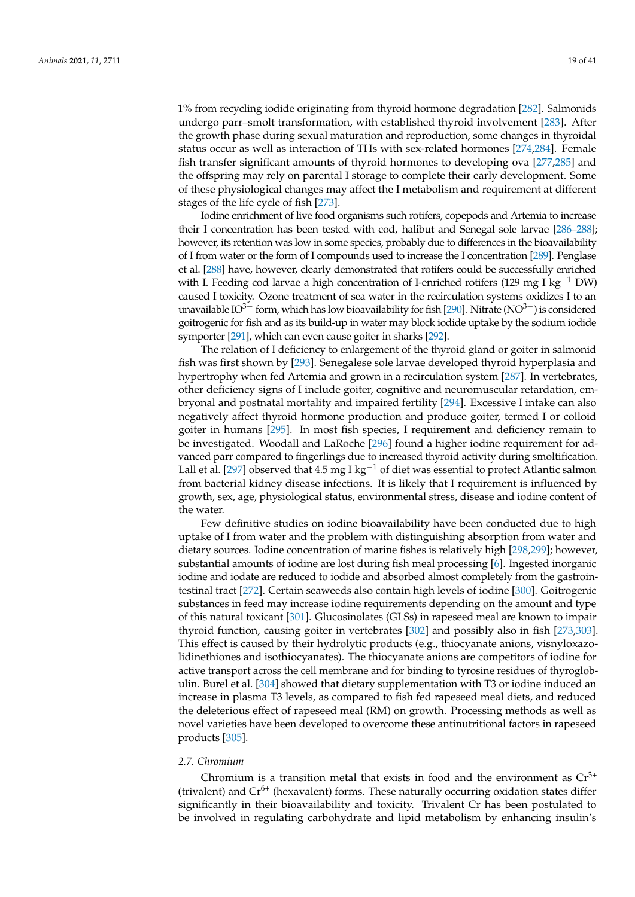1% from recycling iodide originating from thyroid hormone degradation [282]. Salmonids undergo parr–smolt transformation, with established thyroid involvement [283]. After the growth phase during sexual maturation and reproduction, some changes in thyroidal status occur as well as interaction of THs with sex-related hormones [274,284]. Female fish transfer significant amounts of thyroid hormones to developing ova [277,285] and the offspring may rely on parental I storage to complete their early development. Some of these physiological changes may affect the I metabolism and requirement at different stages of the life cycle of fish [273].

Iodine enrichment of live food organisms such rotifers, copepods and Artemia to increase their I concentration has been tested with cod, halibut and Senegal sole larvae [286–288]; however, its retention was low in some species, probably due to differences in the bioavailability of I from water or the form of I compounds used to increase the I concentration [289]. Penglase et al. [288] have, however, clearly demonstrated that rotifers could be successfully enriched with I. Feeding cod larvae a high concentration of I-enriched rotifers (129 mg I $kg^{-1}$ DW) caused I toxicity. Ozone treatment of sea water in the recirculation systems oxidizes I to an unavailable $IO^{3-}$ form, which has low bioavailability for fish [290]. Nitrate ($NO^{3-}$) is considered goitrogenic for fish and as its build-up in water may block iodide uptake by the sodium iodide symporter [291], which can even cause goiter in sharks [292].

The relation of I deficiency to enlargement of the thyroid gland or goiter in salmonid fish was first shown by [293]. Senegalese sole larvae developed thyroid hyperplasia and hypertrophy when fed Artemia and grown in a recirculation system [287]. In vertebrates, other deficiency signs of I include goiter, cognitive and neuromuscular retardation, embryonal and postnatal mortality and impaired fertility [294]. Excessive I intake can also negatively affect thyroid hormone production and produce goiter, termed I or colloid goiter in humans [295]. In most fish species, I requirement and deficiency remain to be investigated. Woodall and LaRoche [296] found a higher iodine requirement for advanced parr compared to fingerlings due to increased thyroid activity during smoltification. Lall et al. [297] observed that 4.5 mg I $kg^{-1}$ of diet was essential to protect Atlantic salmon from bacterial kidney disease infections. It is likely that I requirement is influenced by growth, sex, age, physiological status, environmental stress, disease and iodine content of the water.

Few definitive studies on iodine bioavailability have been conducted due to high uptake of I from water and the problem with distinguishing absorption from water and dietary sources. Iodine concentration of marine fishes is relatively high [298,299]; however, substantial amounts of iodine are lost during fish meal processing [6]. Ingested inorganic iodine and iodate are reduced to iodide and absorbed almost completely from the gastrointestinal tract [272]. Certain seaweeds also contain high levels of iodine [300]. Goitrogenic substances in feed may increase iodine requirements depending on the amount and type of this natural toxicant [301]. Glucosinolates (GLSs) in rapeseed meal are known to impair thyroid function, causing goiter in vertebrates [302] and possibly also in fish [273,303]. This effect is caused by their hydrolytic products (e.g., thiocyanate anions, visnyloxazolidinethiones and isothiocyanates). The thiocyanate anions are competitors of iodine for active transport across the cell membrane and for binding to tyrosine residues of thyroglobulin. Burel et al. [304] showed that dietary supplementation with T3 or iodine induced an increase in plasma T3 levels, as compared to fish fed rapeseed meal diets, and reduced the deleterious effect of rapeseed meal (RM) on growth. Processing methods as well as novel varieties have been developed to overcome these antinutritional factors in rapeseed products [305].

### 2.7. Chromium

Chromium is a transition metal that exists in food and the environment as $Cr^{3+}$ (trivalent) and $Cr^{6+}$ (hexavalent) forms. These naturally occurring oxidation states differ significantly in their bioavailability and toxicity. Trivalent Cr has been postulated to be involved in regulating carbohydrate and lipid metabolism by enhancing insulin's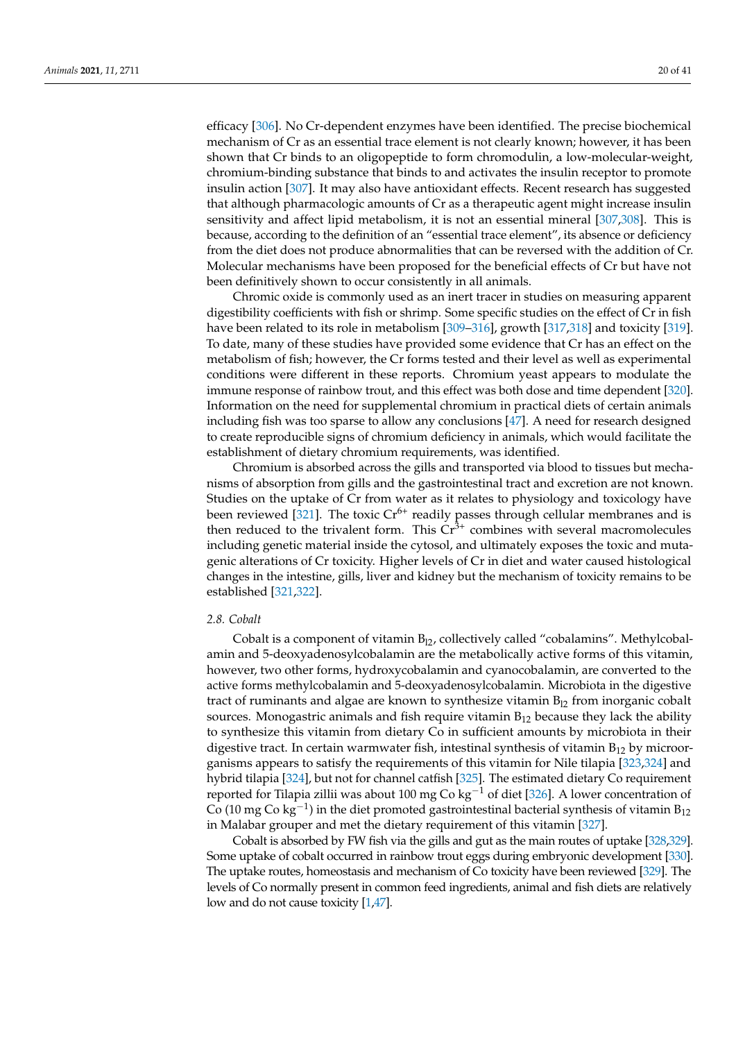efficacy [306]. No Cr-dependent enzymes have been identified. The precise biochemical mechanism of Cr as an essential trace element is not clearly known; however, it has been shown that Cr binds to an oligopeptide to form chromodulin, a low-molecular-weight, chromium-binding substance that binds to and activates the insulin receptor to promote insulin action [307]. It may also have antioxidant effects. Recent research has suggested that although pharmacologic amounts of Cr as a therapeutic agent might increase insulin sensitivity and affect lipid metabolism, it is not an essential mineral [307,308]. This is because, according to the definition of an "essential trace element", its absence or deficiency from the diet does not produce abnormalities that can be reversed with the addition of Cr. Molecular mechanisms have been proposed for the beneficial effects of Cr but have not been definitively shown to occur consistently in all animals.

Chromic oxide is commonly used as an inert tracer in studies on measuring apparent digestibility coefficients with fish or shrimp. Some specific studies on the effect of Cr in fish have been related to its role in metabolism [309–316], growth [317,318] and toxicity [319]. To date, many of these studies have provided some evidence that Cr has an effect on the metabolism of fish; however, the Cr forms tested and their level as well as experimental conditions were different in these reports. Chromium yeast appears to modulate the immune response of rainbow trout, and this effect was both dose and time dependent [320]. Information on the need for supplemental chromium in practical diets of certain animals including fish was too sparse to allow any conclusions [47]. A need for research designed to create reproducible signs of chromium deficiency in animals, which would facilitate the establishment of dietary chromium requirements, was identified.

Chromium is absorbed across the gills and transported via blood to tissues but mechanisms of absorption from gills and the gastrointestinal tract and excretion are not known. Studies on the uptake of Cr from water as it relates to physiology and toxicology have been reviewed [321]. The toxic $Cr^{6+}$ readily passes through cellular membranes and is then reduced to the trivalent form. This $Cr^{3+}$ combines with several macromolecules including genetic material inside the cytosol, and ultimately exposes the toxic and mutagenic alterations of Cr toxicity. Higher levels of Cr in diet and water caused histological changes in the intestine, gills, liver and kidney but the mechanism of toxicity remains to be established [321,322].

### 2.8. Cobalt

Cobalt is a component of vitamin $B_{12}$, collectively called "cobalamins". Methylcobalamin and 5-deoxyadenosylcobalamin are the metabolically active forms of this vitamin, however, two other forms, hydroxycobalamin and cyanocobalamin, are converted to the active forms methylcobalamin and 5-deoxyadenosylcobalamin. Microbiota in the digestive tract of ruminants and algae are known to synthesize vitamin $B_{12}$ from inorganic cobalt sources. Monogastric animals and fish require vitamin $B_{12}$ because they lack the ability to synthesize this vitamin from dietary Co in sufficient amounts by microbiota in their digestive tract. In certain warmwater fish, intestinal synthesis of vitamin $B_{12}$ by microorganisms appears to satisfy the requirements of this vitamin for Nile tilapia [323,324] and hybrid tilapia [324], but not for channel catfish [325]. The estimated dietary Co requirement reported for Tilapia zillii was about 100 mg Co $kg^{-1}$ of diet [326]. A lower concentration of Co (10 mg Co $kg^{-1}$) in the diet promoted gastrointestinal bacterial synthesis of vitamin $B_{12}$ in Malabar grouper and met the dietary requirement of this vitamin [327].

Cobalt is absorbed by FW fish via the gills and gut as the main routes of uptake [328,329]. Some uptake of cobalt occurred in rainbow trout eggs during embryonic development [330]. The uptake routes, homeostasis and mechanism of Co toxicity have been reviewed [329]. The levels of Co normally present in common feed ingredients, animal and fish diets are relatively low and do not cause toxicity [1,47].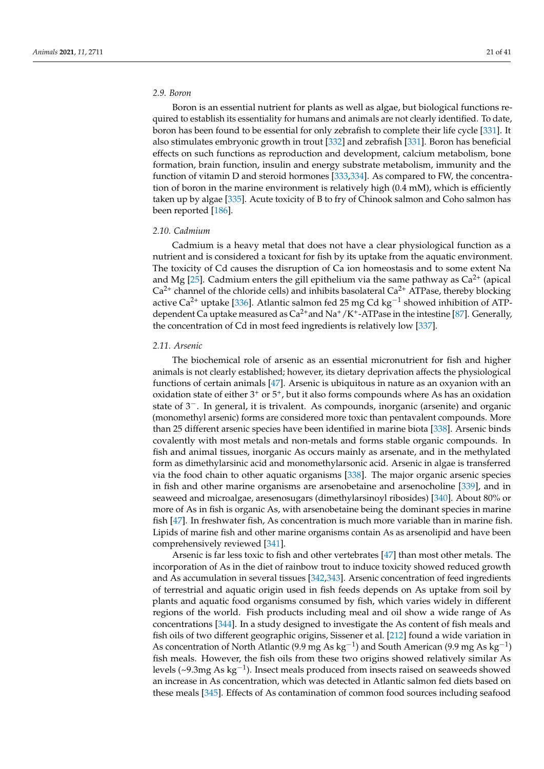### 2.9. Boron

Boron is an essential nutrient for plants as well as algae, but biological functions required to establish its essentiality for humans and animals are not clearly identified. To date, boron has been found to be essential for only zebrafish to complete their life cycle [331]. It also stimulates embryonic growth in trout [332] and zebrafish [331]. Boron has beneficial effects on such functions as reproduction and development, calcium metabolism, bone formation, brain function, insulin and energy substrate metabolism, immunity and the function of vitamin D and steroid hormones [333,334]. As compared to FW, the concentration of boron in the marine environment is relatively high (0.4 mM), which is efficiently taken up by algae [335]. Acute toxicity of B to fry of Chinook salmon and Coho salmon has been reported [186].

### 2.10. Cadmium

Cadmium is a heavy metal that does not have a clear physiological function as a nutrient and is considered a toxicant for fish by its uptake from the aquatic environment. The toxicity of Cd causes the disruption of Ca ion homeostasis and to some extent Na and Mg [25]. Cadmium enters the gill epithelium via the same pathway as $Ca^{2+}$ (apical $Ca^{2+}$ channel of the chloride cells) and inhibits basolateral $Ca^{2+}$ ATPase, thereby blocking active $Ca^{2+}$ uptake [336]. Atlantic salmon fed 25 mg Cd $kg^{-1}$ showed inhibition of ATP-dependent Ca uptake measured as $Ca^{2+}$and $Na^+/K^+$-ATPase in the intestine [87]. Generally, the concentration of Cd in most feed ingredients is relatively low [337].

### 2.11. Arsenic

The biochemical role of arsenic as an essential micronutrient for fish and higher animals is not clearly established; however, its dietary deprivation affects the physiological functions of certain animals [47]. Arsenic is ubiquitous in nature as an oxyanion with an oxidation state of either $3^+$ or $5^+$, but it also forms compounds where As has an oxidation state of $3^-$. In general, it is trivalent. As compounds, inorganic (arsenite) and organic (monomethyl arsenic) forms are considered more toxic than pentavalent compounds. More than 25 different arsenic species have been identified in marine biota [338]. Arsenic binds covalently with most metals and non-metals and forms stable organic compounds. In fish and animal tissues, inorganic As occurs mainly as arsenate, and in the methylated form as dimethylarsinic acid and monomethylarsonic acid. Arsenic in algae is transferred via the food chain to other aquatic organisms [338]. The major organic arsenic species in fish and other marine organisms are arsenobetaine and arsenocholine [339], and in seaweed and microalgae, aresenosugars (dimethylarsinoyl ribosides) [340]. About 80% or more of As in fish is organic As, with arsenobetaine being the dominant species in marine fish [47]. In freshwater fish, As concentration is much more variable than in marine fish. Lipids of marine fish and other marine organisms contain As as arsenolipid and have been comprehensively reviewed [341].

Arsenic is far less toxic to fish and other vertebrates [47] than most other metals. The incorporation of As in the diet of rainbow trout to induce toxicity showed reduced growth and As accumulation in several tissues [342,343]. Arsenic concentration of feed ingredients of terrestrial and aquatic origin used in fish feeds depends on As uptake from soil by plants and aquatic food organisms consumed by fish, which varies widely in different regions of the world. Fish products including meal and oil show a wide range of As concentrations [344]. In a study designed to investigate the As content of fish meals and fish oils of two different geographic origins, Sissener et al. [212] found a wide variation in As concentration of North Atlantic (9.9 mg As $kg^{-1}$) and South American (9.9 mg As $kg^{-1}$) fish meals. However, the fish oils from these two origins showed relatively similar As levels (~9.3mg As $kg^{-1}$). Insect meals produced from insects raised on seaweeds showed an increase in As concentration, which was detected in Atlantic salmon fed diets based on these meals [345]. Effects of As contamination of common food sources including seafood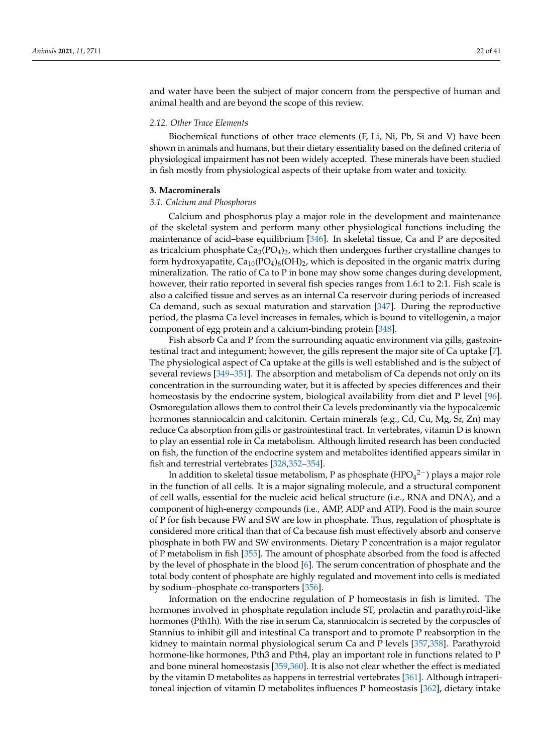and water have been the subject of major concern from the perspective of human and animal health and are beyond the scope of this review.

### 2.12. Other Trace Elements

Biochemical functions of other trace elements (F, Li, Ni, Pb, Si and V) have been shown in animals and humans, but their dietary essentiality based on the defined criteria of physiological impairment has not been widely accepted. These minerals have been studied in fish mostly from physiological aspects of their uptake from water and toxicity.

## 3. Macrominerals

### 3.1. Calcium and Phosphorus

Calcium and phosphorus play a major role in the development and maintenance of the skeletal system and perform many other physiological functions including the maintenance of acid–base equilibrium [346]. In skeletal tissue, Ca and P are deposited as tricalcium phosphate $Ca_3(PO_4)_2$, which then undergoes further crystalline changes to form hydroxyapatite, $Ca_{10}(PO_4)_6(OH)_2$, which is deposited in the organic matrix during mineralization. The ratio of Ca to P in bone may show some changes during development, however, their ratio reported in several fish species ranges from 1.6:1 to 2:1. Fish scale is also a calcified tissue and serves as an internal Ca reservoir during periods of increased Ca demand, such as sexual maturation and starvation [347]. During the reproductive period, the plasma Ca level increases in females, which is bound to vitellogenin, a major component of egg protein and a calcium-binding protein [348].

Fish absorb Ca and P from the surrounding aquatic environment via gills, gastrointestinal tract and integument; however, the gills represent the major site of Ca uptake [7]. The physiological aspect of Ca uptake at the gills is well established and is the subject of several reviews [349–351]. The absorption and metabolism of Ca depends not only on its concentration in the surrounding water, but it is affected by species differences and their homeostasis by the endocrine system, biological availability from diet and P level [96]. Osmoregulation allows them to control their Ca levels predominantly via the hypocalcemic hormones stanniocalcin and calcitonin. Certain minerals (e.g., Cd, Cu, Mg, Sr, Zn) may reduce Ca absorption from gills or gastrointestinal tract. In vertebrates, vitamin D is known to play an essential role in Ca metabolism. Although limited research has been conducted on fish, the function of the endocrine system and metabolites identified appears similar in fish and terrestrial vertebrates [328,352–354].

In addition to skeletal tissue metabolism, P as phosphate ($HPO_4^{2-}$) plays a major role in the function of all cells. It is a major signaling molecule, and a structural component of cell walls, essential for the nucleic acid helical structure (i.e., RNA and DNA), and a component of high-energy compounds (i.e., AMP, ADP and ATP). Food is the main source of P for fish because FW and SW are low in phosphate. Thus, regulation of phosphate is considered more critical than that of Ca because fish must effectively absorb and conserve phosphate in both FW and SW environments. Dietary P concentration is a major regulator of P metabolism in fish [355]. The amount of phosphate absorbed from the food is affected by the level of phosphate in the blood [6]. The serum concentration of phosphate and the total body content of phosphate are highly regulated and movement into cells is mediated by sodium–phosphate co-transporters [356].

Information on the endocrine regulation of P homeostasis in fish is limited. The hormones involved in phosphate regulation include ST, prolactin and parathyroid-like hormones (Pth1h). With the rise in serum Ca, stanniocalcin is secreted by the corpuscles of Stannius to inhibit gill and intestinal Ca transport and to promote P reabsorption in the kidney to maintain normal physiological serum Ca and P levels [357,358]. Parathyroid hormone-like hormones, Pth3 and Pth4, play an important role in functions related to P and bone mineral homeostasis [359,360]. It is also not clear whether the effect is mediated by the vitamin D metabolites as happens in terrestrial vertebrates [361]. Although intraperitoneal injection of vitamin D metabolites influences P homeostasis [362], dietary intake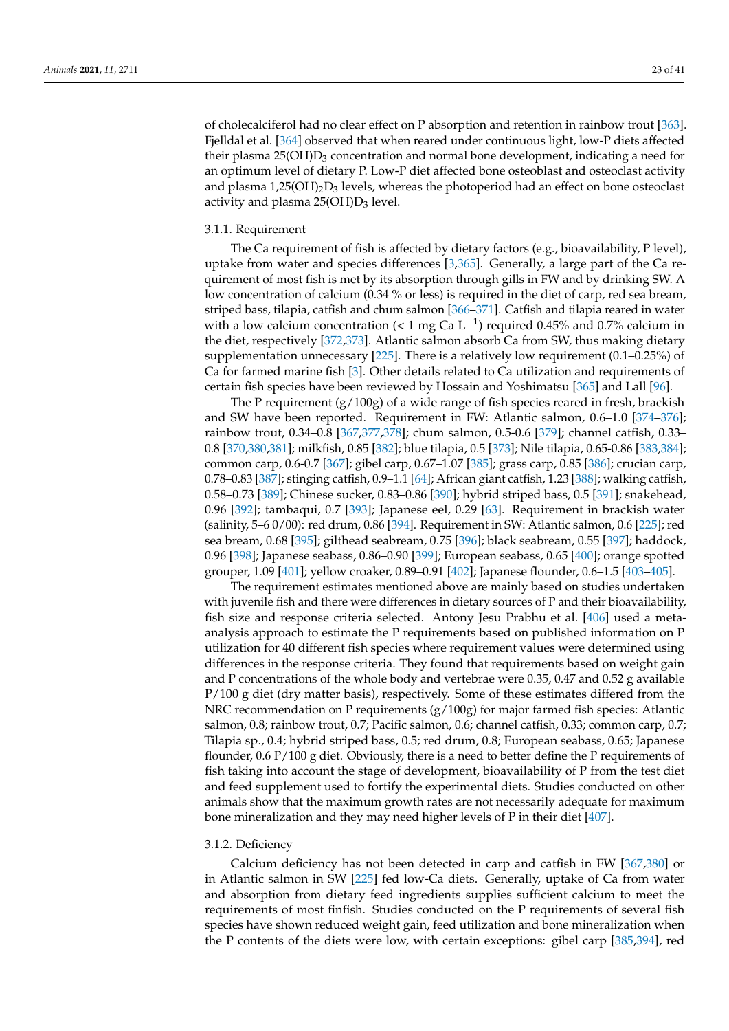of cholecalciferol had no clear effect on P absorption and retention in rainbow trout [363]. Fjelldal et al. [364] observed that when reared under continuous light, low-P diets affected their plasma 25(OH)$D_3$ concentration and normal bone development, indicating a need for an optimum level of dietary P. Low-P diet affected bone osteoblast and osteoclast activity and plasma 1,25$(OH)_2D_3$ levels, whereas the photoperiod had an effect on bone osteoclast activity and plasma 25(OH)$D_3$ level.

#### 3.1.1. Requirement

The Ca requirement of fish is affected by dietary factors (e.g., bioavailability, P level), uptake from water and species differences [3,365]. Generally, a large part of the Ca requirement of most fish is met by its absorption through gills in FW and by drinking SW. A low concentration of calcium (0.34 % or less) is required in the diet of carp, red sea bream, striped bass, tilapia, catfish and chum salmon [366–371]. Catfish and tilapia reared in water with a low calcium concentration (< 1 mg Ca $L^{-1}$) required 0.45% and 0.7% calcium in the diet, respectively [372,373]. Atlantic salmon absorb Ca from SW, thus making dietary supplementation unnecessary [225]. There is a relatively low requirement (0.1–0.25%) of Ca for farmed marine fish [3]. Other details related to Ca utilization and requirements of certain fish species have been reviewed by Hossain and Yoshimatsu [365] and Lall [96].

The P requirement (g/100g) of a wide range of fish species reared in fresh, brackish and SW have been reported. Requirement in FW: Atlantic salmon, 0.6–1.0 [374–376]; rainbow trout, 0.34–0.8 [367,377,378]; chum salmon, 0.5-0.6 [379]; channel catfish, 0.33–0.8 [370,380,381]; milkfish, 0.85 [382]; blue tilapia, 0.5 [373]; Nile tilapia, 0.65-0.86 [383,384]; common carp, 0.6-0.7 [367]; gibel carp, 0.67–1.07 [385]; grass carp, 0.85 [386]; crucian carp, 0.78–0.83 [387]; stinging catfish, 0.9–1.1 [64]; African giant catfish, 1.23 [388]; walking catfish, 0.58–0.73 [389]; Chinese sucker, 0.83–0.86 [390]; hybrid striped bass, 0.5 [391]; snakehead, 0.96 [392]; tambaqui, 0.7 [393]; Japanese eel, 0.29 [63]. Requirement in brackish water (salinity, 5–6 0/00): red drum, 0.86 [394]. Requirement in SW: Atlantic salmon, 0.6 [225]; red sea bream, 0.68 [395]; gilthead seabream, 0.75 [396]; black seabream, 0.55 [397]; haddock, 0.96 [398]; Japanese seabass, 0.86–0.90 [399]; European seabass, 0.65 [400]; orange spotted grouper, 1.09 [401]; yellow croaker, 0.89–0.91 [402]; Japanese flounder, 0.6–1.5 [403–405].

The requirement estimates mentioned above are mainly based on studies undertaken with juvenile fish and there were differences in dietary sources of P and their bioavailability, fish size and response criteria selected. Antony Jesu Prabhu et al. [406] used a meta-analysis approach to estimate the P requirements based on published information on P utilization for 40 different fish species where requirement values were determined using differences in the response criteria. They found that requirements based on weight gain and P concentrations of the whole body and vertebrae were 0.35, 0.47 and 0.52 g available P/100 g diet (dry matter basis), respectively. Some of these estimates differed from the NRC recommendation on P requirements (g/100g) for major farmed fish species: Atlantic salmon, 0.8; rainbow trout, 0.7; Pacific salmon, 0.6; channel catfish, 0.33; common carp, 0.7; Tilapia sp., 0.4; hybrid striped bass, 0.5; red drum, 0.8; European seabass, 0.65; Japanese flounder, 0.6 P/100 g diet. Obviously, there is a need to better define the P requirements of fish taking into account the stage of development, bioavailability of P from the test diet and feed supplement used to fortify the experimental diets. Studies conducted on other animals show that the maximum growth rates are not necessarily adequate for maximum bone mineralization and they may need higher levels of P in their diet [407].

#### 3.1.2. Deficiency

Calcium deficiency has not been detected in carp and catfish in FW [367,380] or in Atlantic salmon in SW [225] fed low-Ca diets. Generally, uptake of Ca from water and absorption from dietary feed ingredients supplies sufficient calcium to meet the requirements of most finfish. Studies conducted on the P requirements of several fish species have shown reduced weight gain, feed utilization and bone mineralization when the P contents of the diets were low, with certain exceptions: gibel carp [385,394], red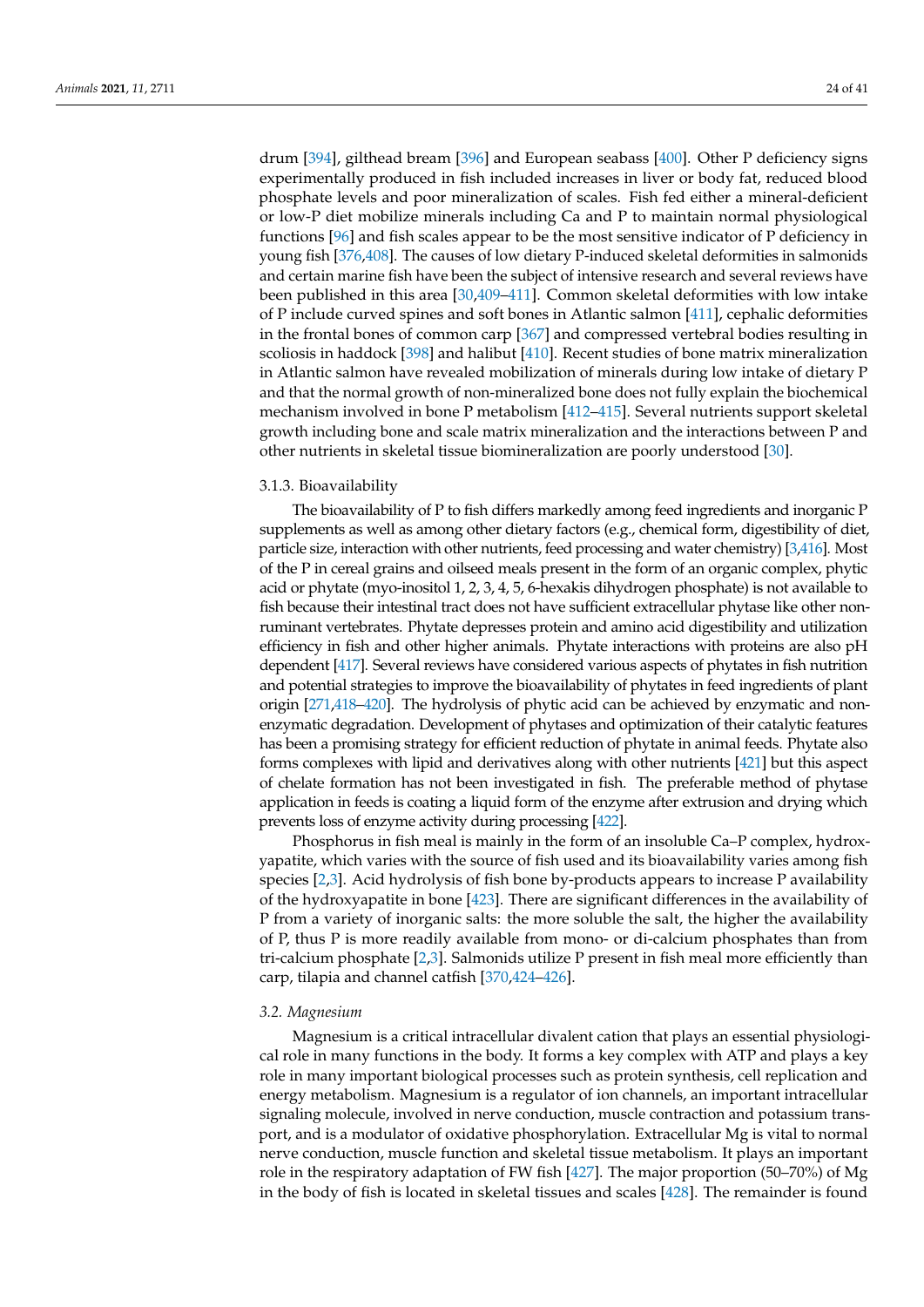drum [394], gilthead bream [396] and European seabass [400]. Other P deficiency signs experimentally produced in fish included increases in liver or body fat, reduced blood phosphate levels and poor mineralization of scales. Fish fed either a mineral-deficient or low-P diet mobilize minerals including Ca and P to maintain normal physiological functions [96] and fish scales appear to be the most sensitive indicator of P deficiency in young fish [376,408]. The causes of low dietary P-induced skeletal deformities in salmonids and certain marine fish have been the subject of intensive research and several reviews have been published in this area [30,409–411]. Common skeletal deformities with low intake of P include curved spines and soft bones in Atlantic salmon [411], cephalic deformities in the frontal bones of common carp [367] and compressed vertebral bodies resulting in scoliosis in haddock [398] and halibut [410]. Recent studies of bone matrix mineralization in Atlantic salmon have revealed mobilization of minerals during low intake of dietary P and that the normal growth of non-mineralized bone does not fully explain the biochemical mechanism involved in bone P metabolism [412–415]. Several nutrients support skeletal growth including bone and scale matrix mineralization and the interactions between P and other nutrients in skeletal tissue biomineralization are poorly understood [30].

#### 3.1.3. Bioavailability

The bioavailability of P to fish differs markedly among feed ingredients and inorganic P supplements as well as among other dietary factors (e.g., chemical form, digestibility of diet, particle size, interaction with other nutrients, feed processing and water chemistry) [3,416]. Most of the P in cereal grains and oilseed meals present in the form of an organic complex, phytic acid or phytate (myo-inositol 1, 2, 3, 4, 5, 6-hexakis dihydrogen phosphate) is not available to fish because their intestinal tract does not have sufficient extracellular phytase like other non-ruminant vertebrates. Phytate depresses protein and amino acid digestibility and utilization efficiency in fish and other higher animals. Phytate interactions with proteins are also pH dependent [417]. Several reviews have considered various aspects of phytates in fish nutrition and potential strategies to improve the bioavailability of phytates in feed ingredients of plant origin [271,418–420]. The hydrolysis of phytic acid can be achieved by enzymatic and non-enzymatic degradation. Development of phytases and optimization of their catalytic features has been a promising strategy for efficient reduction of phytate in animal feeds. Phytate also forms complexes with lipid and derivatives along with other nutrients [421] but this aspect of chelate formation has not been investigated in fish. The preferable method of phytase application in feeds is coating a liquid form of the enzyme after extrusion and drying which prevents loss of enzyme activity during processing [422].

Phosphorus in fish meal is mainly in the form of an insoluble Ca–P complex, hydroxyapatite, which varies with the source of fish used and its bioavailability varies among fish species [2,3]. Acid hydrolysis of fish bone by-products appears to increase P availability of the hydroxyapatite in bone [423]. There are significant differences in the availability of P from a variety of inorganic salts: the more soluble the salt, the higher the availability of P, thus P is more readily available from mono- or di-calcium phosphates than from tri-calcium phosphate [2,3]. Salmonids utilize P present in fish meal more efficiently than carp, tilapia and channel catfish [370,424–426].

### *3.2. Magnesium*

Magnesium is a critical intracellular divalent cation that plays an essential physiological role in many functions in the body. It forms a key complex with ATP and plays a key role in many important biological processes such as protein synthesis, cell replication and energy metabolism. Magnesium is a regulator of ion channels, an important intracellular signaling molecule, involved in nerve conduction, muscle contraction and potassium transport, and is a modulator of oxidative phosphorylation. Extracellular Mg is vital to normal nerve conduction, muscle function and skeletal tissue metabolism. It plays an important role in the respiratory adaptation of FW fish [427]. The major proportion (50–70%) of Mg in the body of fish is located in skeletal tissues and scales [428]. The remainder is found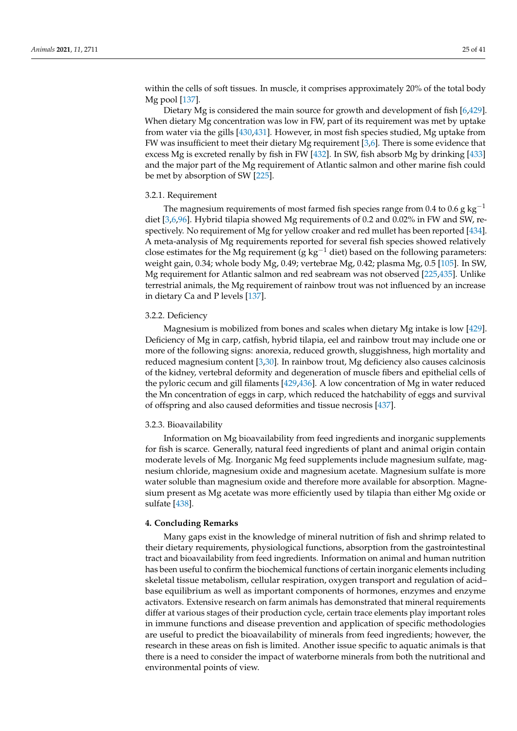within the cells of soft tissues. In muscle, it comprises approximately 20% of the total body Mg pool [137].

Dietary Mg is considered the main source for growth and development of fish [6,429]. When dietary Mg concentration was low in FW, part of its requirement was met by uptake from water via the gills [430,431]. However, in most fish species studied, Mg uptake from FW was insufficient to meet their dietary Mg requirement [3,6]. There is some evidence that excess Mg is excreted renally by fish in FW [432]. In SW, fish absorb Mg by drinking [433] and the major part of the Mg requirement of Atlantic salmon and other marine fish could be met by absorption of SW [225].

### 3.2.1. Requirement

The magnesium requirements of most farmed fish species range from 0.4 to 0.6 g $kg^{-1}$ diet [3,6,96]. Hybrid tilapia showed Mg requirements of 0.2 and 0.02% in FW and SW, respectively. No requirement of Mg for yellow croaker and red mullet has been reported [434]. A meta-analysis of Mg requirements reported for several fish species showed relatively close estimates for the Mg requirement (g $kg^{-1}$ diet) based on the following parameters: weight gain, 0.34; whole body Mg, 0.49; vertebrae Mg, 0.42; plasma Mg, 0.5 [105]. In SW, Mg requirement for Atlantic salmon and red seabream was not observed [225,435]. Unlike terrestrial animals, the Mg requirement of rainbow trout was not influenced by an increase in dietary Ca and P levels [137].

### 3.2.2. Deficiency

Magnesium is mobilized from bones and scales when dietary Mg intake is low [429]. Deficiency of Mg in carp, catfish, hybrid tilapia, eel and rainbow trout may include one or more of the following signs: anorexia, reduced growth, sluggishness, high mortality and reduced magnesium content [3,30]. In rainbow trout, Mg deficiency also causes calcinosis of the kidney, vertebral deformity and degeneration of muscle fibers and epithelial cells of the pyloric cecum and gill filaments [429,436]. A low concentration of Mg in water reduced the Mn concentration of eggs in carp, which reduced the hatchability of eggs and survival of offspring and also caused deformities and tissue necrosis [437].

### 3.2.3. Bioavailability

Information on Mg bioavailability from feed ingredients and inorganic supplements for fish is scarce. Generally, natural feed ingredients of plant and animal origin contain moderate levels of Mg. Inorganic Mg feed supplements include magnesium sulfate, magnesium chloride, magnesium oxide and magnesium acetate. Magnesium sulfate is more water soluble than magnesium oxide and therefore more available for absorption. Magnesium present as Mg acetate was more efficiently used by tilapia than either Mg oxide or sulfate [438].

## 4. Concluding Remarks

Many gaps exist in the knowledge of mineral nutrition of fish and shrimp related to their dietary requirements, physiological functions, absorption from the gastrointestinal tract and bioavailability from feed ingredients. Information on animal and human nutrition has been useful to confirm the biochemical functions of certain inorganic elements including skeletal tissue metabolism, cellular respiration, oxygen transport and regulation of acid–base equilibrium as well as important components of hormones, enzymes and enzyme activators. Extensive research on farm animals has demonstrated that mineral requirements differ at various stages of their production cycle, certain trace elements play important roles in immune functions and disease prevention and application of specific methodologies are useful to predict the bioavailability of minerals from feed ingredients; however, the research in these areas on fish is limited. Another issue specific to aquatic animals is that there is a need to consider the impact of waterborne minerals from both the nutritional and environmental points of view.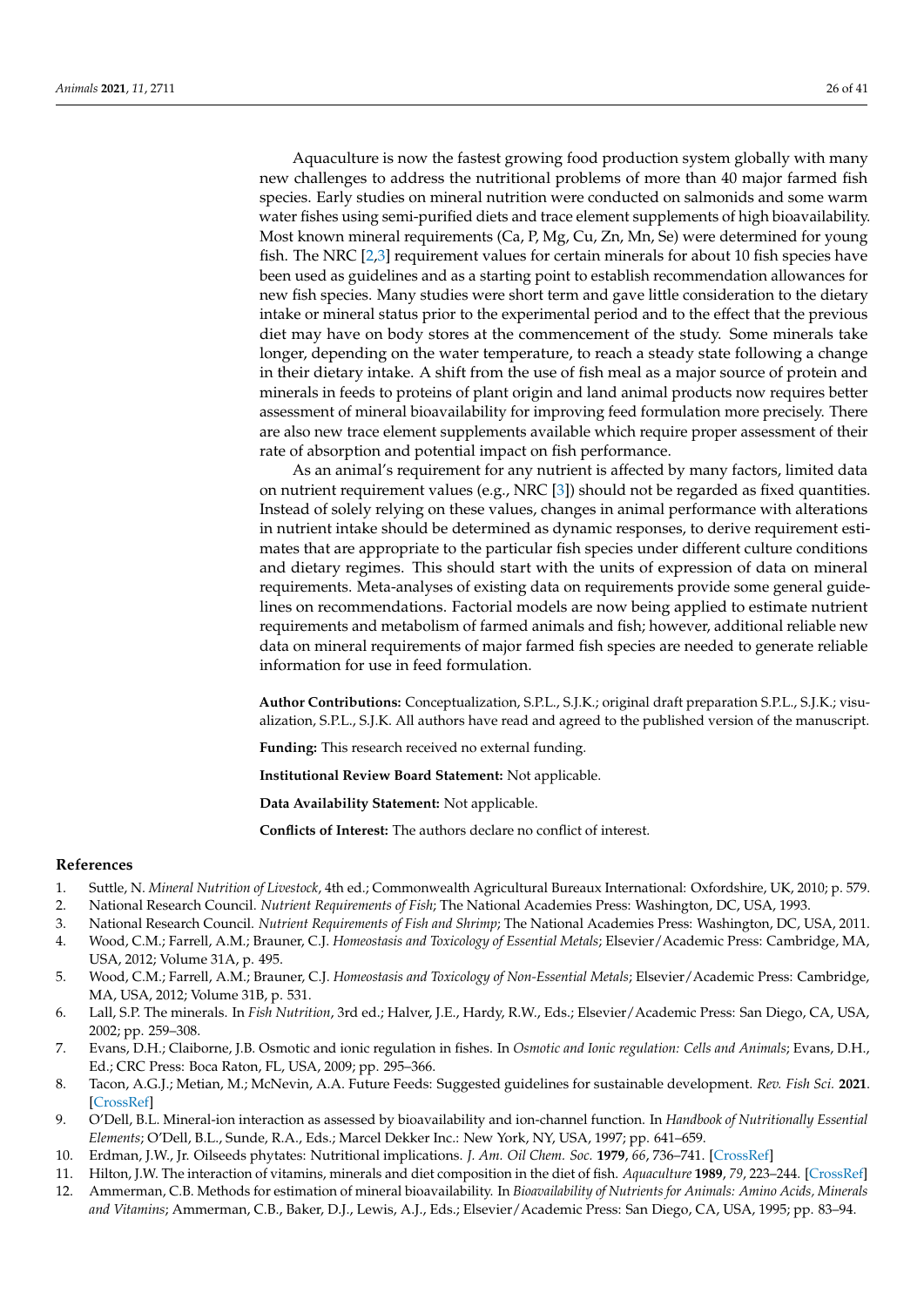Aquaculture is now the fastest growing food production system globally with many new challenges to address the nutritional problems of more than 40 major farmed fish species. Early studies on mineral nutrition were conducted on salmonids and some warm water fishes using semi-purified diets and trace element supplements of high bioavailability. Most known mineral requirements (Ca, P, Mg, Cu, Zn, Mn, Se) were determined for young fish. The NRC [2,3] requirement values for certain minerals for about 10 fish species have been used as guidelines and as a starting point to establish recommendation allowances for new fish species. Many studies were short term and gave little consideration to the dietary intake or mineral status prior to the experimental period and to the effect that the previous diet may have on body stores at the commencement of the study. Some minerals take longer, depending on the water temperature, to reach a steady state following a change in their dietary intake. A shift from the use of fish meal as a major source of protein and minerals in feeds to proteins of plant origin and land animal products now requires better assessment of mineral bioavailability for improving feed formulation more precisely. There are also new trace element supplements available which require proper assessment of their rate of absorption and potential impact on fish performance.

As an animal's requirement for any nutrient is affected by many factors, limited data on nutrient requirement values (e.g., NRC [3]) should not be regarded as fixed quantities. Instead of solely relying on these values, changes in animal performance with alterations in nutrient intake should be determined as dynamic responses, to derive requirement estimates that are appropriate to the particular fish species under different culture conditions and dietary regimes. This should start with the units of expression of data on mineral requirements. Meta-analyses of existing data on requirements provide some general guidelines on recommendations. Factorial models are now being applied to estimate nutrient requirements and metabolism of farmed animals and fish; however, additional reliable new data on mineral requirements of major farmed fish species are needed to generate reliable information for use in feed formulation.

**Author Contributions:** Conceptualization, S.P.L., S.J.K.; original draft preparation S.P.L., S.J.K.; visualization, S.P.L., S.J.K. All authors have read and agreed to the published version of the manuscript.

**Funding:** This research received no external funding.

**Institutional Review Board Statement:** Not applicable.

**Data Availability Statement:** Not applicable.

**Conflicts of Interest:** The authors declare no conflict of interest.

## References

1. Suttle, N. *Mineral Nutrition of Livestock*, 4th ed.; Commonwealth Agricultural Bureaux International: Oxfordshire, UK, 2010; p. 579.
2. National Research Council. *Nutrient Requirements of Fish*; The National Academies Press: Washington, DC, USA, 1993.
3. National Research Council. *Nutrient Requirements of Fish and Shrimp*; The National Academies Press: Washington, DC, USA, 2011.
4. Wood, C.M.; Farrell, A.M.; Brauner, C.J. *Homeostasis and Toxicology of Essential Metals*; Elsevier/Academic Press: Cambridge, MA, USA, 2012; Volume 31A, p. 495.
5. Wood, C.M.; Farrell, A.M.; Brauner, C.J. *Homeostasis and Toxicology of Non-Essential Metals*; Elsevier/Academic Press: Cambridge, MA, USA, 2012; Volume 31B, p. 531.
6. Lall, S.P. The minerals. In *Fish Nutrition*, 3rd ed.; Halver, J.E., Hardy, R.W., Eds.; Elsevier/Academic Press: San Diego, CA, USA, 2002; pp. 259–308.
7. Evans, D.H.; Claiborne, J.B. Osmotic and ionic regulation in fishes. In *Osmotic and Ionic regulation: Cells and Animals*; Evans, D.H., Ed.; CRC Press: Boca Raton, FL, USA, 2009; pp. 295–366.
8. Tacon, A.G.J.; Metian, M.; McNevin, A.A. Future Feeds: Suggested guidelines for sustainable development. *Rev. Fish Sci.* **2021**. [CrossRef]
9. O'Dell, B.L. Mineral-ion interaction as assessed by bioavailability and ion-channel function. In *Handbook of Nutritionally Essential Elements*; O'Dell, B.L., Sunde, R.A., Eds.; Marcel Dekker Inc.: New York, NY, USA, 1997; pp. 641–659.
10. Erdman, J.W., Jr. Oilseeds phytates: Nutritional implications. *J. Am. Oil Chem. Soc.* **1979**, *66*, 736–741. [CrossRef]
11. Hilton, J.W. The interaction of vitamins, minerals and diet composition in the diet of fish. *Aquaculture* **1989**, *79*, 223–244. [CrossRef]
12. Ammerman, C.B. Methods for estimation of mineral bioavailability. In *Bioavailability of Nutrients for Animals: Amino Acids, Minerals and Vitamins*; Ammerman, C.B., Baker, D.J., Lewis, A.J., Eds.; Elsevier/Academic Press: San Diego, CA, USA, 1995; pp. 83–94.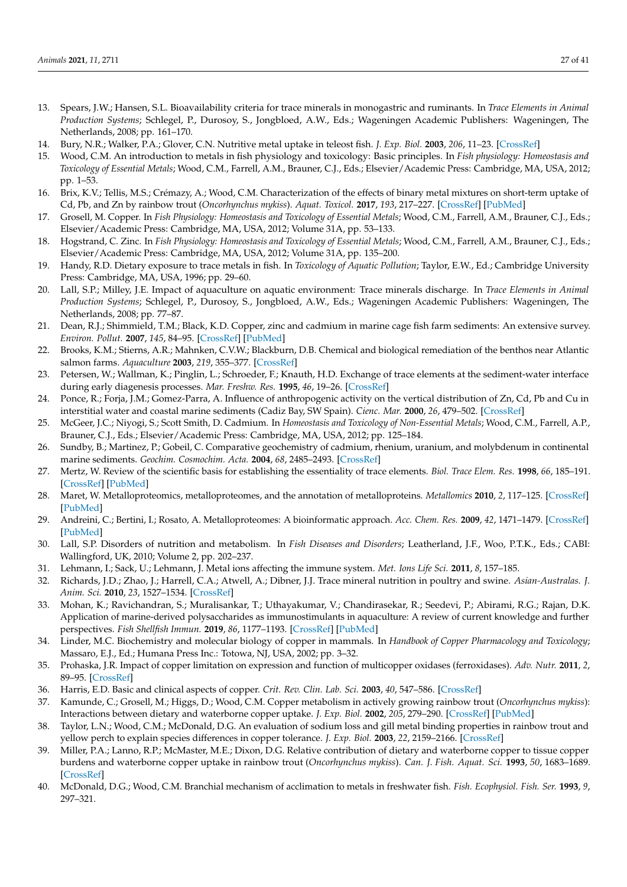13. Spears, J.W.; Hansen, S.L. Bioavailability criteria for trace minerals in monogastric and ruminants. In *Trace Elements in Animal Production Systems*; Schlegel, P., Durosoy, S., Jongbloed, A.W., Eds.; Wageningen Academic Publishers: Wageningen, The Netherlands, 2008; pp. 161–170.
14. Bury, N.R.; Walker, P.A.; Glover, C.N. Nutritive metal uptake in teleost fish. *J. Exp. Biol.* **2003**, *206*, 11–23. [CrossRef]
15. Wood, C.M. An introduction to metals in fish physiology and toxicology: Basic principles. In *Fish physiology: Homeostasis and Toxicology of Essential Metals*; Wood, C.M., Farrell, A.M., Brauner, C.J., Eds.; Elsevier/Academic Press: Cambridge, MA, USA, 2012; pp. 1–53.
16. Brix, K.V.; Tellis, M.S.; Crémazy, A.; Wood, C.M. Characterization of the effects of binary metal mixtures on short-term uptake of Cd, Pb, and Zn by rainbow trout (*Oncorhynchus mykiss*). *Aquat. Toxicol.* **2017**, *193*, 217–227. [CrossRef] [PubMed]
17. Grosell, M. Copper. In *Fish Physiology: Homeostasis and Toxicology of Essential Metals*; Wood, C.M., Farrell, A.M., Brauner, C.J., Eds.; Elsevier/Academic Press: Cambridge, MA, USA, 2012; Volume 31A, pp. 53–133.
18. Hogstrand, C. Zinc. In *Fish Physiology: Homeostasis and Toxicology of Essential Metals*; Wood, C.M., Farrell, A.M., Brauner, C.J., Eds.; Elsevier/Academic Press: Cambridge, MA, USA, 2012; Volume 31A, pp. 135–200.
19. Handy, R.D. Dietary exposure to trace metals in fish. In *Toxicology of Aquatic Pollution*; Taylor, E.W., Ed.; Cambridge University Press: Cambridge, MA, USA, 1996; pp. 29–60.
20. Lall, S.P.; Milley, J.E. Impact of aquaculture on aquatic environment: Trace minerals discharge. In *Trace Elements in Animal Production Systems*; Schlegel, P., Durosoy, S., Jongbloed, A.W., Eds.; Wageningen Academic Publishers: Wageningen, The Netherlands, 2008; pp. 77–87.
21. Dean, R.J.; Shimmield, T.M.; Black, K.D. Copper, zinc and cadmium in marine cage fish farm sediments: An extensive survey. *Environ. Pollut.* **2007**, *145*, 84–95. [CrossRef] [PubMed]
22. Brooks, K.M.; Stierns, A.R.; Mahnken, C.V.W.; Blackburn, D.B. Chemical and biological remediation of the benthos near Atlantic salmon farms. *Aquaculture* **2003**, *219*, 355–377. [CrossRef]
23. Petersen, W.; Wallman, K.; Pinglin, L.; Schroeder, F.; Knauth, H.D. Exchange of trace elements at the sediment-water interface during early diagenesis processes. *Mar. Freshw. Res.* **1995**, *46*, 19–26. [CrossRef]
24. Ponce, R.; Forja, J.M.; Gomez-Parra, A. Influence of anthropogenic activity on the vertical distribution of Zn, Cd, Pb and Cu in interstitial water and coastal marine sediments (Cadiz Bay, SW Spain). *Cienc. Mar.* **2000**, *26*, 479–502. [CrossRef]
25. McGeer, J.C.; Niyogi, S.; Scott Smith, D. Cadmium. In *Homeostasis and Toxicology of Non-Essential Metals*; Wood, C.M., Farrell, A.P., Brauner, C.J., Eds.; Elsevier/Academic Press: Cambridge, MA, USA, 2012; pp. 125–184.
26. Sundby, B.; Martinez, P.; Gobeil, C. Comparative geochemistry of cadmium, rhenium, uranium, and molybdenum in continental marine sediments. *Geochim. Cosmochim. Acta.* **2004**, *68*, 2485–2493. [CrossRef]
27. Mertz, W. Review of the scientific basis for establishing the essentiality of trace elements. *Biol. Trace Elem. Res.* **1998**, *66*, 185–191. [CrossRef] [PubMed]
28. Maret, W. Metalloproteomics, metalloproteomes, and the annotation of metalloproteins. *Metallomics* **2010**, *2*, 117–125. [CrossRef] [PubMed]
29. Andreini, C.; Bertini, I.; Rosato, A. Metalloproteomes: A bioinformatic approach. *Acc. Chem. Res.* **2009**, *42*, 1471–1479. [CrossRef] [PubMed]
30. Lall, S.P. Disorders of nutrition and metabolism. In *Fish Diseases and Disorders*; Leatherland, J.F., Woo, P.T.K., Eds.; CABI: Wallingford, UK, 2010; Volume 2, pp. 202–237.
31. Lehmann, I.; Sack, U.; Lehmann, J. Metal ions affecting the immune system. *Met. Ions Life Sci.* **2011**, *8*, 157–185.
32. Richards, J.D.; Zhao, J.; Harrell, C.A.; Atwell, A.; Dibner, J.J. Trace mineral nutrition in poultry and swine. *Asian-Australas. J. Anim. Sci.* **2010**, *23*, 1527–1534. [CrossRef]
33. Mohan, K.; Ravichandran, S.; Muralisankar, T.; Uthayakumar, V.; Chandirasekar, R.; Seedevi, P.; Abirami, R.G.; Rajan, D.K. Application of marine-derived polysaccharides as immunostimulants in aquaculture: A review of current knowledge and further perspectives. *Fish Shellfish Immun.* **2019**, *86*, 1177–1193. [CrossRef] [PubMed]
34. Linder, M.C. Biochemistry and molecular biology of copper in mammals. In *Handbook of Copper Pharmacology and Toxicology*; Massaro, E.J., Ed.; Humana Press Inc.: Totowa, NJ, USA, 2002; pp. 3–32.
35. Prohaska, J.R. Impact of copper limitation on expression and function of multicopper oxidases (ferroxidases). *Adv. Nutr.* **2011**, *2*, 89–95. [CrossRef]
36. Harris, E.D. Basic and clinical aspects of copper. *Crit. Rev. Clin. Lab. Sci.* **2003**, *40*, 547–586. [CrossRef]
37. Kamunde, C.; Grosell, M.; Higgs, D.; Wood, C.M. Copper metabolism in actively growing rainbow trout (*Oncorhynchus mykiss*): Interactions between dietary and waterborne copper uptake. *J. Exp. Biol.* **2002**, *205*, 279–290. [CrossRef] [PubMed]
38. Taylor, L.N.; Wood, C.M.; McDonald, D.G. An evaluation of sodium loss and gill metal binding properties in rainbow trout and yellow perch to explain species differences in copper tolerance. *J. Exp. Biol.* **2003**, *22*, 2159–2166. [CrossRef]
39. Miller, P.A.; Lanno, R.P.; McMaster, M.E.; Dixon, D.G. Relative contribution of dietary and waterborne copper to tissue copper burdens and waterborne copper uptake in rainbow trout (*Oncorhynchus mykiss*). *Can. J. Fish. Aquat. Sci.* **1993**, *50*, 1683–1689. [CrossRef]
40. McDonald, D.G.; Wood, C.M. Branchial mechanism of acclimation to metals in freshwater fish. *Fish. Ecophysiol. Fish. Ser.* **1993**, *9*, 297–321.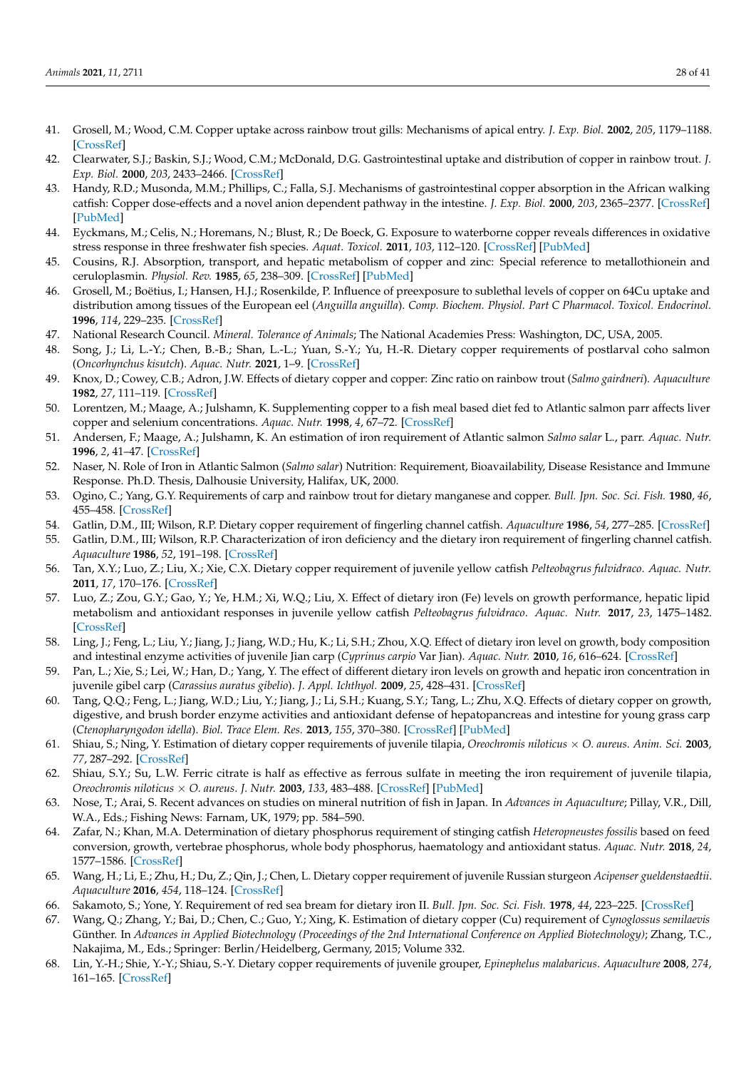41. Grosell, M.; Wood, C.M. Copper uptake across rainbow trout gills: Mechanisms of apical entry. *J. Exp. Biol.* **2002**, *205*, 1179–1188. [CrossRef]
42. Clearwater, S.J.; Baskin, S.J.; Wood, C.M.; McDonald, D.G. Gastrointestinal uptake and distribution of copper in rainbow trout. *J. Exp. Biol.* **2000**, *203*, 2433–2466. [CrossRef]
43. Handy, R.D.; Musonda, M.M.; Phillips, C.; Falla, S.J. Mechanisms of gastrointestinal copper absorption in the African walking catfish: Copper dose-effects and a novel anion dependent pathway in the intestine. *J. Exp. Biol.* **2000**, *203*, 2365–2377. [CrossRef] [PubMed]
44. Eyckmans, M.; Celis, N.; Horemans, N.; Blust, R.; De Boeck, G. Exposure to waterborne copper reveals differences in oxidative stress response in three freshwater fish species. *Aquat. Toxicol.* **2011**, *103*, 112–120. [CrossRef] [PubMed]
45. Cousins, R.J. Absorption, transport, and hepatic metabolism of copper and zinc: Special reference to metallothionein and ceruloplasmin. *Physiol. Rev.* **1985**, *65*, 238–309. [CrossRef] [PubMed]
46. Grosell, M.; Boëtius, I.; Hansen, H.J.; Rosenkilde, P. Influence of preexposure to sublethal levels of copper on 64Cu uptake and distribution among tissues of the European eel (*Anguilla anguilla*). *Comp. Biochem. Physiol. Part C Pharmacol. Toxicol. Endocrinol.* **1996**, *114*, 229–235. [CrossRef]
47. National Research Council. *Mineral. Tolerance of Animals*; The National Academies Press: Washington, DC, USA, 2005.
48. Song, J.; Li, L.-Y.; Chen, B.-B.; Shan, L.-L.; Yuan, S.-Y.; Yu, H.-R. Dietary copper requirements of postlarval coho salmon (*Oncorhynchus kisutch*). *Aquac. Nutr.* **2021**, 1–9. [CrossRef]
49. Knox, D.; Cowey, C.B.; Adron, J.W. Effects of dietary copper and copper: Zinc ratio on rainbow trout (*Salmo gairdneri*). *Aquaculture* **1982**, *27*, 111–119. [CrossRef]
50. Lorentzen, M.; Maage, A.; Julshamn, K. Supplementing copper to a fish meal based diet fed to Atlantic salmon parr affects liver copper and selenium concentrations. *Aquac. Nutr.* **1998**, *4*, 67–72. [CrossRef]
51. Andersen, F.; Maage, A.; Julshamn, K. An estimation of iron requirement of Atlantic salmon *Salmo salar* L., parr. *Aquac. Nutr.* **1996**, *2*, 41–47. [CrossRef]
52. Naser, N. Role of Iron in Atlantic Salmon (*Salmo salar*) Nutrition: Requirement, Bioavailability, Disease Resistance and Immune Response. Ph.D. Thesis, Dalhousie University, Halifax, UK, 2000.
53. Ogino, C.; Yang, G.Y. Requirements of carp and rainbow trout for dietary manganese and copper. *Bull. Jpn. Soc. Sci. Fish.* **1980**, *46*, 455–458. [CrossRef]
54. Gatlin, D.M., III; Wilson, R.P. Dietary copper requirement of fingerling channel catfish. *Aquaculture* **1986**, *54*, 277–285. [CrossRef]
55. Gatlin, D.M., III; Wilson, R.P. Characterization of iron deficiency and the dietary iron requirement of fingerling channel catfish. *Aquaculture* **1986**, *52*, 191–198. [CrossRef]
56. Tan, X.Y.; Luo, Z.; Liu, X.; Xie, C.X. Dietary copper requirement of juvenile yellow catfish *Pelteobagrus fulvidraco*. *Aquac. Nutr.* **2011**, *17*, 170–176. [CrossRef]
57. Luo, Z.; Zou, G.Y.; Gao, Y.; Ye, H.M.; Xi, W.Q.; Liu, X. Effect of dietary iron (Fe) levels on growth performance, hepatic lipid metabolism and antioxidant responses in juvenile yellow catfish *Pelteobagrus fulvidraco*. *Aquac. Nutr.* **2017**, *23*, 1475–1482. [CrossRef]
58. Ling, J.; Feng, L.; Liu, Y.; Jiang, J.; Jiang, W.D.; Hu, K.; Li, S.H.; Zhou, X.Q. Effect of dietary iron level on growth, body composition and intestinal enzyme activities of juvenile Jian carp (*Cyprinus carpio* Var Jian). *Aquac. Nutr.* **2010**, *16*, 616–624. [CrossRef]
59. Pan, L.; Xie, S.; Lei, W.; Han, D.; Yang, Y. The effect of different dietary iron levels on growth and hepatic iron concentration in juvenile gibel carp (*Carassius auratus gibelio*). *J. Appl. Ichthyol.* **2009**, *25*, 428–431. [CrossRef]
60. Tang, Q.Q.; Feng, L.; Jiang, W.D.; Liu, Y.; Jiang, J.; Li, S.H.; Kuang, S.Y.; Tang, L.; Zhu, X.Q. Effects of dietary copper on growth, digestive, and brush border enzyme activities and antioxidant defense of hepatopancreas and intestine for young grass carp (*Ctenopharyngodon idella*). *Biol. Trace Elem. Res.* **2013**, *155*, 370–380. [CrossRef] [PubMed]
61. Shiau, S.; Ning, Y. Estimation of dietary copper requirements of juvenile tilapia, *Oreochromis niloticus* × *O. aureus*. *Anim. Sci.* **2003**, *77*, 287–292. [CrossRef]
62. Shiau, S.Y.; Su, L.W. Ferric citrate is half as effective as ferrous sulfate in meeting the iron requirement of juvenile tilapia, *Oreochromis niloticus* × *O. aureus*. *J. Nutr.* **2003**, *133*, 483–488. [CrossRef] [PubMed]
63. Nose, T.; Arai, S. Recent advances on studies on mineral nutrition of fish in Japan. In *Advances in Aquaculture*; Pillay, V.R., Dill, W.A., Eds.; Fishing News: Farnam, UK, 1979; pp. 584–590.
64. Zafar, N.; Khan, M.A. Determination of dietary phosphorus requirement of stinging catfish *Heteropneustes fossilis* based on feed conversion, growth, vertebrae phosphorus, whole body phosphorus, haematology and antioxidant status. *Aquac. Nutr.* **2018**, *24*, 1577–1586. [CrossRef]
65. Wang, H.; Li, E.; Zhu, H.; Du, Z.; Qin, J.; Chen, L. Dietary copper requirement of juvenile Russian sturgeon *Acipenser gueldenstaedtii*. *Aquaculture* **2016**, *454*, 118–124. [CrossRef]
66. Sakamoto, S.; Yone, Y. Requirement of red sea bream for dietary iron II. *Bull. Jpn. Soc. Sci. Fish.* **1978**, *44*, 223–225. [CrossRef]
67. Wang, Q.; Zhang, Y.; Bai, D.; Chen, C.; Guo, Y.; Xing, K. Estimation of dietary copper (Cu) requirement of *Cynoglossus semilaevis* Günther. In *Advances in Applied Biotechnology (Proceedings of the 2nd International Conference on Applied Biotechnology)*; Zhang, T.C., Nakajima, M., Eds.; Springer: Berlin/Heidelberg, Germany, 2015; Volume 332.
68. Lin, Y.-H.; Shie, Y.-Y.; Shiau, S.-Y. Dietary copper requirements of juvenile grouper, *Epinephelus malabaricus*. *Aquaculture* **2008**, *274*, 161–165. [CrossRef]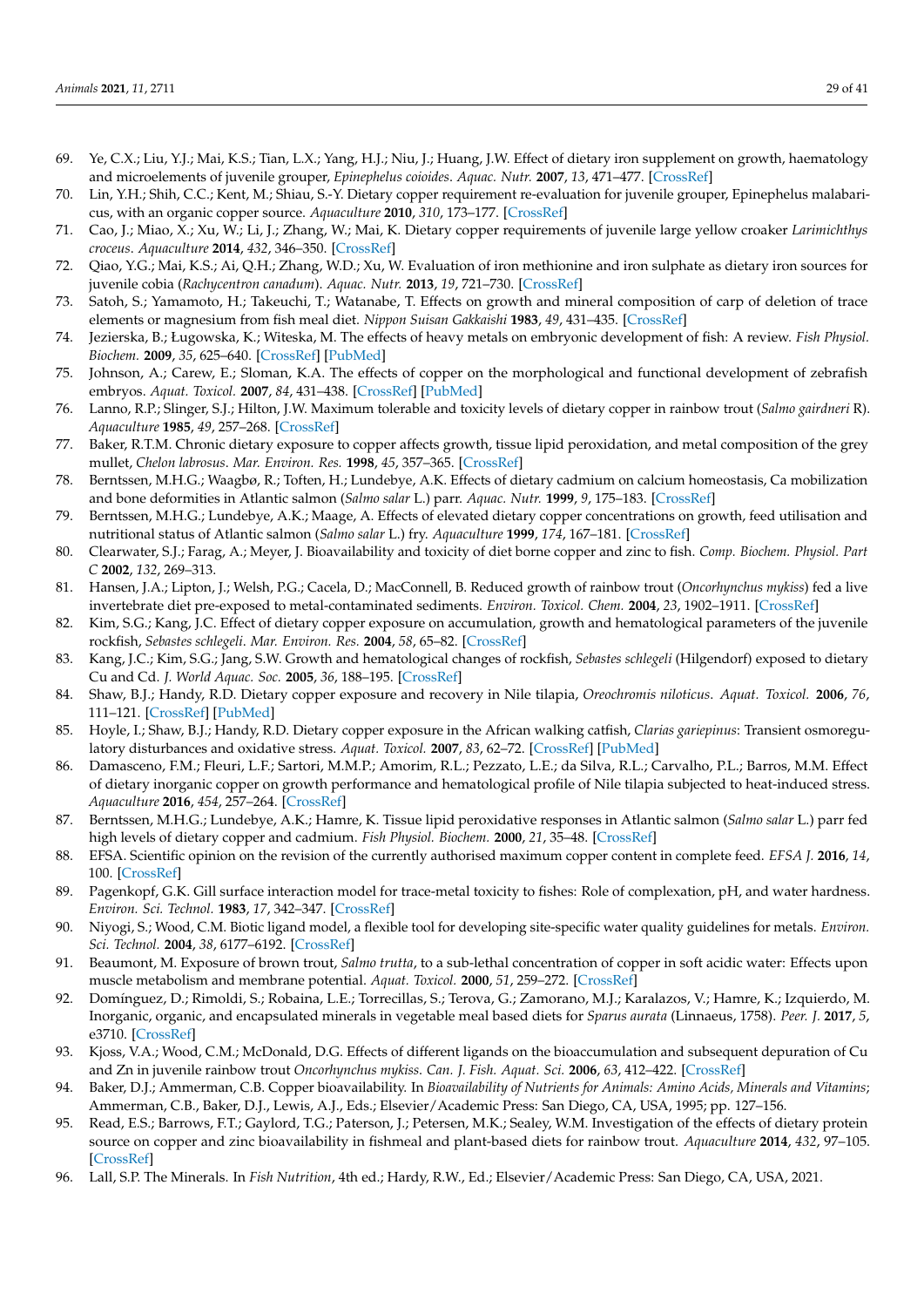69. Ye, C.X.; Liu, Y.J.; Mai, K.S.; Tian, L.X.; Yang, H.J.; Niu, J.; Huang, J.W. Effect of dietary iron supplement on growth, haematology and microelements of juvenile grouper, *Epinephelus coioides*. *Aquac. Nutr.* **2007**, *13*, 471–477. [CrossRef]
70. Lin, Y.H.; Shih, C.C.; Kent, M.; Shiau, S.-Y. Dietary copper requirement re-evaluation for juvenile grouper, Epinephelus malabaricus, with an organic copper source. *Aquaculture* **2010**, *310*, 173–177. [CrossRef]
71. Cao, J.; Miao, X.; Xu, W.; Li, J.; Zhang, W.; Mai, K. Dietary copper requirements of juvenile large yellow croaker *Larimichthys croceus*. *Aquaculture* **2014**, *432*, 346–350. [CrossRef]
72. Qiao, Y.G.; Mai, K.S.; Ai, Q.H.; Zhang, W.D.; Xu, W. Evaluation of iron methionine and iron sulphate as dietary iron sources for juvenile cobia (*Rachycentron canadum*). *Aquac. Nutr.* **2013**, *19*, 721–730. [CrossRef]
73. Satoh, S.; Yamamoto, H.; Takeuchi, T.; Watanabe, T. Effects on growth and mineral composition of carp of deletion of trace elements or magnesium from fish meal diet. *Nippon Suisan Gakkaishi* **1983**, *49*, 431–435. [CrossRef]
74. Jezierska, B.; Ługowska, K.; Witeska, M. The effects of heavy metals on embryonic development of fish: A review. *Fish Physiol. Biochem.* **2009**, *35*, 625–640. [CrossRef] [PubMed]
75. Johnson, A.; Carew, E.; Sloman, K.A. The effects of copper on the morphological and functional development of zebrafish embryos. *Aquat. Toxicol.* **2007**, *84*, 431–438. [CrossRef] [PubMed]
76. Lanno, R.P.; Slinger, S.J.; Hilton, J.W. Maximum tolerable and toxicity levels of dietary copper in rainbow trout (*Salmo gairdneri* R). *Aquaculture* **1985**, *49*, 257–268. [CrossRef]
77. Baker, R.T.M. Chronic dietary exposure to copper affects growth, tissue lipid peroxidation, and metal composition of the grey mullet, *Chelon labrosus*. *Mar. Environ. Res.* **1998**, *45*, 357–365. [CrossRef]
78. Berntssen, M.H.G.; Waagbø, R.; Toften, H.; Lundebye, A.K. Effects of dietary cadmium on calcium homeostasis, Ca mobilization and bone deformities in Atlantic salmon (*Salmo salar* L.) parr. *Aquac. Nutr.* **1999**, *9*, 175–183. [CrossRef]
79. Berntssen, M.H.G.; Lundebye, A.K.; Maage, A. Effects of elevated dietary copper concentrations on growth, feed utilisation and nutritional status of Atlantic salmon (*Salmo salar* L.) fry. *Aquaculture* **1999**, *174*, 167–181. [CrossRef]
80. Clearwater, S.J.; Farag, A.; Meyer, J. Bioavailability and toxicity of diet borne copper and zinc to fish. *Comp. Biochem. Physiol. Part C* **2002**, *132*, 269–313.
81. Hansen, J.A.; Lipton, J.; Welsh, P.G.; Cacela, D.; MacConnell, B. Reduced growth of rainbow trout (*Oncorhynchus mykiss*) fed a live invertebrate diet pre-exposed to metal-contaminated sediments. *Environ. Toxicol. Chem.* **2004**, *23*, 1902–1911. [CrossRef]
82. Kim, S.G.; Kang, J.C. Effect of dietary copper exposure on accumulation, growth and hematological parameters of the juvenile rockfish, *Sebastes schlegeli*. *Mar. Environ. Res.* **2004**, *58*, 65–82. [CrossRef]
83. Kang, J.C.; Kim, S.G.; Jang, S.W. Growth and hematological changes of rockfish, *Sebastes schlegeli* (Hilgendorf) exposed to dietary Cu and Cd. *J. World Aquac. Soc.* **2005**, *36*, 188–195. [CrossRef]
84. Shaw, B.J.; Handy, R.D. Dietary copper exposure and recovery in Nile tilapia, *Oreochromis niloticus*. *Aquat. Toxicol.* **2006**, *76*, 111–121. [CrossRef] [PubMed]
85. Hoyle, I.; Shaw, B.J.; Handy, R.D. Dietary copper exposure in the African walking catfish, *Clarias gariepinus*: Transient osmoregulatory disturbances and oxidative stress. *Aquat. Toxicol.* **2007**, *83*, 62–72. [CrossRef] [PubMed]
86. Damasceno, F.M.; Fleuri, L.F.; Sartori, M.M.P.; Amorim, R.L.; Pezzato, L.E.; da Silva, R.L.; Carvalho, P.L.; Barros, M.M. Effect of dietary inorganic copper on growth performance and hematological profile of Nile tilapia subjected to heat-induced stress. *Aquaculture* **2016**, *454*, 257–264. [CrossRef]
87. Berntssen, M.H.G.; Lundebye, A.K.; Hamre, K. Tissue lipid peroxidative responses in Atlantic salmon (*Salmo salar* L.) parr fed high levels of dietary copper and cadmium. *Fish Physiol. Biochem.* **2000**, *21*, 35–48. [CrossRef]
88. EFSA. Scientific opinion on the revision of the currently authorised maximum copper content in complete feed. *EFSA J.* **2016**, *14*, 100. [CrossRef]
89. Pagenkopf, G.K. Gill surface interaction model for trace-metal toxicity to fishes: Role of complexation, pH, and water hardness. *Environ. Sci. Technol.* **1983**, *17*, 342–347. [CrossRef]
90. Niyogi, S.; Wood, C.M. Biotic ligand model, a flexible tool for developing site-specific water quality guidelines for metals. *Environ. Sci. Technol.* **2004**, *38*, 6177–6192. [CrossRef]
91. Beaumont, M. Exposure of brown trout, *Salmo trutta*, to a sub-lethal concentration of copper in soft acidic water: Effects upon muscle metabolism and membrane potential. *Aquat. Toxicol.* **2000**, *51*, 259–272. [CrossRef]
92. Domínguez, D.; Rimoldi, S.; Robaina, L.E.; Torrecillas, S.; Terova, G.; Zamorano, M.J.; Karalazos, V.; Hamre, K.; Izquierdo, M. Inorganic, organic, and encapsulated minerals in vegetable meal based diets for *Sparus aurata* (Linnaeus, 1758). *Peer. J.* **2017**, *5*, e3710. [CrossRef]
93. Kjoss, V.A.; Wood, C.M.; McDonald, D.G. Effects of different ligands on the bioaccumulation and subsequent depuration of Cu and Zn in juvenile rainbow trout *Oncorhynchus mykiss*. *Can. J. Fish. Aquat. Sci.* **2006**, *63*, 412–422. [CrossRef]
94. Baker, D.J.; Ammerman, C.B. Copper bioavailability. In *Bioavailability of Nutrients for Animals: Amino Acids, Minerals and Vitamins*; Ammerman, C.B., Baker, D.J., Lewis, A.J., Eds.; Elsevier/Academic Press: San Diego, CA, USA, 1995; pp. 127–156.
95. Read, E.S.; Barrows, F.T.; Gaylord, T.G.; Paterson, J.; Petersen, M.K.; Sealey, W.M. Investigation of the effects of dietary protein source on copper and zinc bioavailability in fishmeal and plant-based diets for rainbow trout. *Aquaculture* **2014**, *432*, 97–105. [CrossRef]
96. Lall, S.P. The Minerals. In *Fish Nutrition*, 4th ed.; Hardy, R.W., Ed.; Elsevier/Academic Press: San Diego, CA, USA, 2021.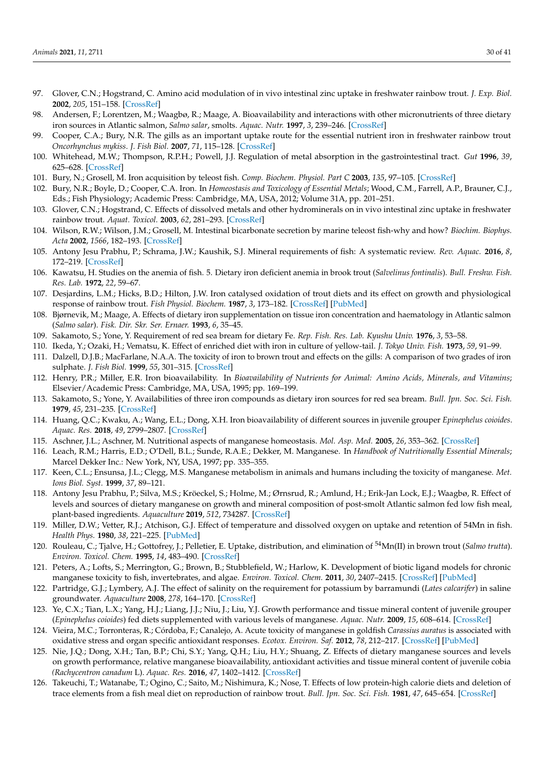97. Glover, C.N.; Hogstrand, C. Amino acid modulation of in vivo intestinal zinc uptake in freshwater rainbow trout. *J. Exp. Biol.* **2002**, *205*, 151–158. [CrossRef]
98. Andersen, F.; Lorentzen, M.; Waagbø, R.; Maage, A. Bioavailability and interactions with other micronutrients of three dietary iron sources in Atlantic salmon, *Salmo salar*, smolts. *Aquac. Nutr.* **1997**, *3*, 239–246. [CrossRef]
99. Cooper, C.A.; Bury, N.R. The gills as an important uptake route for the essential nutrient iron in freshwater rainbow trout *Oncorhynchus mykiss*. *J. Fish Biol.* **2007**, *71*, 115–128. [CrossRef]
100. Whitehead, M.W.; Thompson, R.P.H.; Powell, J.J. Regulation of metal absorption in the gastrointestinal tract. *Gut* **1996**, *39*, 625–628. [CrossRef]
101. Bury, N.; Grosell, M. Iron acquisition by teleost fish. *Comp. Biochem. Physiol. Part C* **2003**, *135*, 97–105. [CrossRef]
102. Bury, N.R.; Boyle, D.; Cooper, C.A. Iron. In *Homeostasis and Toxicology of Essential Metals*; Wood, C.M., Farrell, A.P., Brauner, C.J., Eds.; Fish Physiology; Academic Press: Cambridge, MA, USA, 2012; Volume 31A, pp. 201–251.
103. Glover, C.N.; Hogstrand, C. Effects of dissolved metals and other hydrominerals on in vivo intestinal zinc uptake in freshwater rainbow trout. *Aquat. Toxicol.* **2003**, *62*, 281–293. [CrossRef]
104. Wilson, R.W.; Wilson, J.M.; Grosell, M. Intestinal bicarbonate secretion by marine teleost fish-why and how? *Biochim. Biophys. Acta* **2002**, *1566*, 182–193. [CrossRef]
105. Antony Jesu Prabhu, P.; Schrama, J.W.; Kaushik, S.J. Mineral requirements of fish: A systematic review. *Rev. Aquac.* **2016**, *8*, 172–219. [CrossRef]
106. Kawatsu, H. Studies on the anemia of fish. 5. Dietary iron deficient anemia in brook trout (*Salvelinus fontinalis*). *Bull. Freshw. Fish. Res. Lab.* **1972**, *22*, 59–67.
107. Desjardins, L.M.; Hicks, B.D.; Hilton, J.W. Iron catalysed oxidation of trout diets and its effect on growth and physiological response of rainbow trout. *Fish Physiol. Biochem.* **1987**, *3*, 173–182. [CrossRef] [PubMed]
108. Bjørnevik, M.; Maage, A. Effects of dietary iron supplementation on tissue iron concentration and haematology in Atlantic salmon (*Salmo salar*). *Fisk. Dir. Skr. Ser. Ernaer.* **1993**, *6*, 35–45.
109. Sakamoto, S.; Yone, Y. Requirement of red sea bream for dietary Fe. *Rep. Fish. Res. Lab. Kyushu Univ.* **1976**, *3*, 53–58.
110. Ikeda, Y.; Ozaki, H.; Vematsu, K. Effect of enriched diet with iron in culture of yellow-tail. *J. Tokyo Univ. Fish.* **1973**, *59*, 91–99.
111. Dalzell, D.J.B.; MacFarlane, N.A.A. The toxicity of iron to brown trout and effects on the gills: A comparison of two grades of iron sulphate. *J. Fish Biol.* **1999**, *55*, 301–315. [CrossRef]
112. Henry, P.R.; Miller, E.R. Iron bioavailability. In *Bioavailability of Nutrients for Animal: Amino Acids, Minerals, and Vitamins*; Elsevier/Academic Press: Cambridge, MA, USA, 1995; pp. 169–199.
113. Sakamoto, S.; Yone, Y. Availabilities of three iron compounds as dietary iron sources for red sea bream. *Bull. Jpn. Soc. Sci. Fish.* **1979**, *45*, 231–235. [CrossRef]
114. Huang, Q.C.; Kwaku, A.; Wang, E.L.; Dong, X.H. Iron bioavailability of different sources in juvenile grouper *Epinephelus coioides*. *Aquac. Res.* **2018**, *49*, 2799–2807. [CrossRef]
115. Aschner, J.L.; Aschner, M. Nutritional aspects of manganese homeostasis. *Mol. Asp. Med.* **2005**, *26*, 353–362. [CrossRef]
116. Leach, R.M.; Harris, E.D.; O'Dell, B.L.; Sunde, R.A.E.; Dekker, M. Manganese. In *Handbook of Nutritionally Essential Minerals*; Marcel Dekker Inc.: New York, NY, USA, 1997; pp. 335–355.
117. Keen, C.L.; Ensunsa, J.L.; Clegg, M.S. Manganese metabolism in animals and humans including the toxicity of manganese. *Met. Ions Biol. Syst.* **1999**, *37*, 89–121.
118. Antony Jesu Prabhu, P.; Silva, M.S.; Kröeckel, S.; Holme, M.; Ørnsrud, R.; Amlund, H.; Erik-Jan Lock, E.J.; Waagbø, R. Effect of levels and sources of dietary manganese on growth and mineral composition of post-smolt Atlantic salmon fed low fish meal, plant-based ingredients. *Aquaculture* **2019**, *512*, 734287. [CrossRef]
119. Miller, D.W.; Vetter, R.J.; Atchison, G.J. Effect of temperature and dissolved oxygen on uptake and retention of 54Mn in fish. *Health Phys.* **1980**, *38*, 221–225. [PubMed]
120. Rouleau, C.; Tjalve, H.; Gottofrey, J.; Pelletier, E. Uptake, distribution, and elimination of $^{54}$Mn(II) in brown trout (*Salmo trutta*). *Environ. Toxicol. Chem.* **1995**, *14*, 483–490. [CrossRef]
121. Peters, A.; Lofts, S.; Merrington, G.; Brown, B.; Stubblefield, W.; Harlow, K. Development of biotic ligand models for chronic manganese toxicity to fish, invertebrates, and algae. *Environ. Toxicol. Chem.* **2011**, *30*, 2407–2415. [CrossRef] [PubMed]
122. Partridge, G.J.; Lymbery, A.J. The effect of salinity on the requirement for potassium by barramundi (*Lates calcarifer*) in saline groundwater. *Aquaculture* **2008**, *278*, 164–170. [CrossRef]
123. Ye, C.X.; Tian, L.X.; Yang, H.J.; Liang, J.J.; Niu, J.; Liu, Y.J. Growth performance and tissue mineral content of juvenile grouper (*Epinephelus coioides*) fed diets supplemented with various levels of manganese. *Aquac. Nutr.* **2009**, *15*, 608–614. [CrossRef]
124. Vieira, M.C.; Torronteras, R.; Córdoba, F.; Canalejo, A. Acute toxicity of manganese in goldfish *Carassius auratus* is associated with oxidative stress and organ specific antioxidant responses. *Ecotox. Environ. Saf.* **2012**, *78*, 212–217. [CrossRef] [PubMed]
125. Nie, J.Q.; Dong, X.H.; Tan, B.P.; Chi, S.Y.; Yang, Q.H.; Liu, H.Y.; Shuang, Z. Effects of dietary manganese sources and levels on growth performance, relative manganese bioavailability, antioxidant activities and tissue mineral content of juvenile cobia (*Rachycentron canadum* L). *Aquac. Res.* **2016**, *47*, 1402–1412. [CrossRef]
126. Takeuchi, T.; Watanabe, T.; Ogino, C.; Saito, M.; Nishimura, K.; Nose, T. Effects of low protein-high calorie diets and deletion of trace elements from a fish meal diet on reproduction of rainbow trout. *Bull. Jpn. Soc. Sci. Fish.* **1981**, *47*, 645–654. [CrossRef]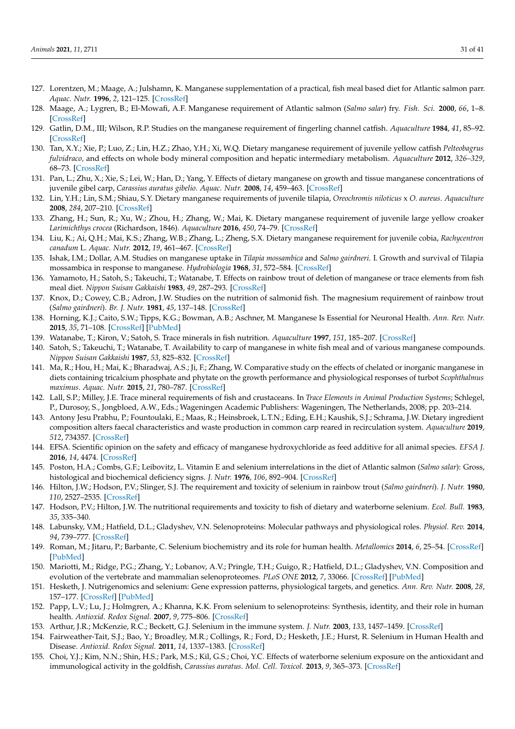127. Lorentzen, M.; Maage, A.; Julshamn, K. Manganese supplementation of a practical, fish meal based diet for Atlantic salmon parr. *Aquac. Nutr.* **1996**, *2*, 121–125. [CrossRef]
128. Maage, A.; Lygren, B.; El-Mowafi, A.F. Manganese requirement of Atlantic salmon (*Salmo salar*) fry. *Fish. Sci.* **2000**, *66*, 1–8. [CrossRef]
129. Gatlin, D.M., III; Wilson, R.P. Studies on the manganese requirement of fingerling channel catfish. *Aquaculture* **1984**, *41*, 85–92. [CrossRef]
130. Tan, X.Y.; Xie, P.; Luo, Z.; Lin, H.Z.; Zhao, Y.H.; Xi, W.Q. Dietary manganese requirement of juvenile yellow catfish *Pelteobagrus fulvidraco,* and effects on whole body mineral composition and hepatic intermediary metabolism. *Aquaculture* **2012**, *326–329*, 68–73. [CrossRef]
131. Pan, L.; Zhu, X.; Xie, S.; Lei, W.; Han, D.; Yang, Y. Effects of dietary manganese on growth and tissue manganese concentrations of juvenile gibel carp, *Carassius auratus gibelio*. *Aquac. Nutr.* **2008**, *14*, 459–463. [CrossRef]
132. Lin, Y.H.; Lin, S.M.; Shiau, S.Y. Dietary manganese requirements of juvenile tilapia, *Oreochromis niloticus* x *O. aureus*. *Aquaculture* **2008**, *284*, 207–210. [CrossRef]
133. Zhang, H.; Sun, R.; Xu, W.; Zhou, H.; Zhang, W.; Mai, K. Dietary manganese requirement of juvenile large yellow croaker *Larimichthys crocea* (Richardson, 1846). *Aquaculture* **2016**, *450*, 74–79. [CrossRef]
134. Liu, K.; Ai, Q.H.; Mai, K.S.; Zhang, W.B.; Zhang, L.; Zheng, S.X. Dietary manganese requirement for juvenile cobia, *Rachycentron canadum* L. *Aquac. Nutr.* **2012**, *19*, 461–467. [CrossRef]
135. Ishak, I.M.; Dollar, A.M. Studies on manganese uptake in *Tilapia mossambica* and *Salmo gairdneri*. I. Growth and survival of Tilapia mossambica in response to manganese. *Hydrobiologia* **1968**, *31*, 572–584. [CrossRef]
136. Yamamoto, H.; Satoh, S.; Takeuchi, T.; Watanabe, T. Effects on rainbow trout of deletion of manganese or trace elements from fish meal diet. *Nippon Suisan Gakkaishi* **1983**, *49*, 287–293. [CrossRef]
137. Knox, D.; Cowey, C.B.; Adron, J.W. Studies on the nutrition of salmonid fish. The magnesium requirement of rainbow trout (*Salmo gairdneri*). *Br. J. Nutr.* **1981**, *45*, 137–148. [CrossRef]
138. Horning, K.J.; Caito, S.W.; Tipps, K.G.; Bowman, A.B.; Aschner, M. Manganese Is Essential for Neuronal Health. *Ann. Rev. Nutr.* **2015**, *35*, 71–108. [CrossRef] [PubMed]
139. Watanabe, T.; Kiron, V.; Satoh, S. Trace minerals in fish nutrition. *Aquaculture* **1997**, *151*, 185–207. [CrossRef]
140. Satoh, S.; Takeuchi, T.; Watanabe, T. Availability to carp of manganese in white fish meal and of various manganese compounds. *Nippon Suisan Gakkaishi* **1987**, *53*, 825–832. [CrossRef]
141. Ma, R.; Hou, H.; Mai, K.; Bharadwaj, A.S.; Ji, F.; Zhang, W. Comparative study on the effects of chelated or inorganic manganese in diets containing tricalcium phosphate and phytate on the growth performance and physiological responses of turbot *Scophthalmus maximus*. *Aquac. Nutr.* **2015**, *21*, 780–787. [CrossRef]
142. Lall, S.P.; Milley, J.E. Trace mineral requirements of fish and crustaceans. In *Trace Elements in Animal Production Systems*; Schlegel, P., Durosoy, S., Jongbloed, A.W., Eds.; Wageningen Academic Publishers: Wageningen, The Netherlands, 2008; pp. 203–214.
143. Antony Jesu Prabhu, P.; Fountoulaki, E.; Maas, R.; Heinsbroek, L.T.N.; Eding, E.H.; Kaushik, S.J.; Schrama, J.W. Dietary ingredient composition alters faecal characteristics and waste production in common carp reared in recirculation system. *Aquaculture* **2019**, *512*, 734357. [CrossRef]
144. EFSA. Scientific opinion on the safety and efficacy of manganese hydroxychloride as feed additive for all animal species. *EFSA J.* **2016**, *14*, 4474. [CrossRef]
145. Poston, H.A.; Combs, G.F.; Leibovitz, L. Vitamin E and selenium interrelations in the diet of Atlantic salmon (*Salmo salar*): Gross, histological and biochemical deficiency signs. *J. Nutr.* **1976**, *106*, 892–904. [CrossRef]
146. Hilton, J.W.; Hodson, P.V.; Slinger, S.J. The requirement and toxicity of selenium in rainbow trout (*Salmo gairdneri*). *J. Nutr.* **1980**, *110*, 2527–2535. [CrossRef]
147. Hodson, P.V.; Hilton, J.W. The nutritional requirements and toxicity to fish of dietary and waterborne selenium. *Ecol. Bull.* **1983**, *35*, 335–340.
148. Labunsky, V.M.; Hatfield, D.L.; Gladyshev, V.N. Selenoproteins: Molecular pathways and physiological roles. *Physiol. Rev.* **2014**, *94*, 739–777. [CrossRef]
149. Roman, M.; Jitaru, P.; Barbante, C. Selenium biochemistry and its role for human health. *Metallomics* **2014**, *6*, 25–54. [CrossRef] [PubMed]
150. Mariotti, M.; Ridge, P.G.; Zhang, Y.; Lobanov, A.V.; Pringle, T.H.; Guigo, R.; Hatfield, D.L.; Gladyshev, V.N. Composition and evolution of the vertebrate and mammalian selenoproteomes. *PLoS ONE* **2012**, *7*, 33066. [CrossRef] [PubMed]
151. Hesketh, J. Nutrigenomics and selenium: Gene expression patterns, physiological targets, and genetics. *Ann. Rev. Nutr.* **2008**, *28*, 157–177. [CrossRef] [PubMed]
152. Papp, L.V.; Lu, J.; Holmgren, A.; Khanna, K.K. From selenium to selenoproteins: Synthesis, identity, and their role in human health. *Antioxid. Redox Signal.* **2007**, *9*, 775–806. [CrossRef]
153. Arthur, J.R.; McKenzie, R.C.; Beckett, G.J. Selenium in the immune system. *J. Nutr.* **2003**, *133*, 1457–1459. [CrossRef]
154. Fairweather-Tait, S.J.; Bao, Y.; Broadley, M.R.; Collings, R.; Ford, D.; Hesketh, J.E.; Hurst, R. Selenium in Human Health and Disease. *Antioxid. Redox Signal.* **2011**, *14*, 1337–1383. [CrossRef]
155. Choi, Y.J.; Kim, N.N.; Shin, H.S.; Park, M.S.; Kil, G.S.; Choi, Y.C. Effects of waterborne selenium exposure on the antioxidant and immunological activity in the goldfish, *Carassius auratus*. *Mol. Cell. Toxicol.* **2013**, *9*, 365–373. [CrossRef]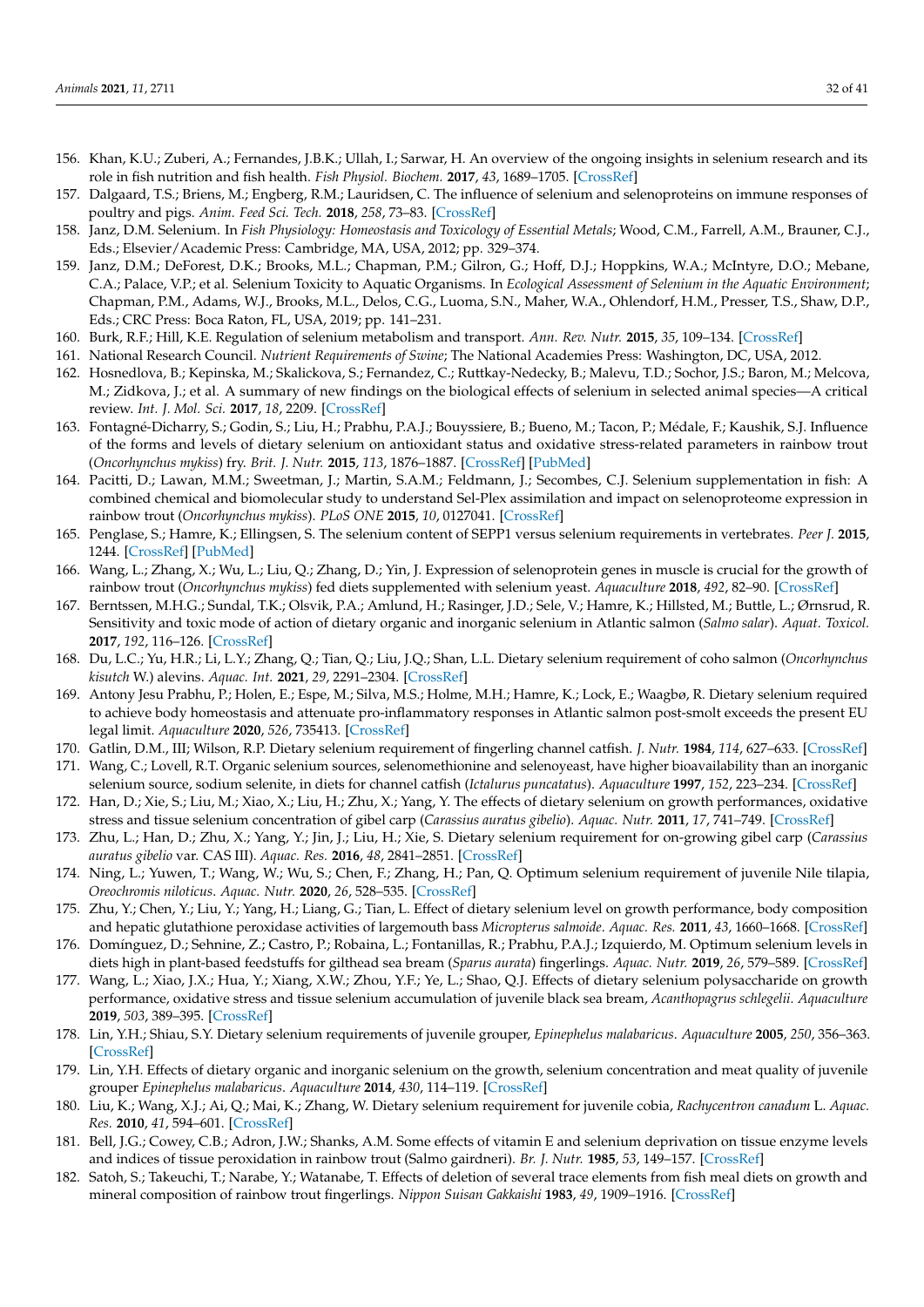156. Khan, K.U.; Zuberi, A.; Fernandes, J.B.K.; Ullah, I.; Sarwar, H. An overview of the ongoing insights in selenium research and its role in fish nutrition and fish health. *Fish Physiol. Biochem.* **2017**, *43*, 1689–1705. [CrossRef]
157. Dalgaard, T.S.; Briens, M.; Engberg, R.M.; Lauridsen, C. The influence of selenium and selenoproteins on immune responses of poultry and pigs. *Anim. Feed Sci. Tech.* **2018**, *258*, 73–83. [CrossRef]
158. Janz, D.M. Selenium. In *Fish Physiology: Homeostasis and Toxicology of Essential Metals*; Wood, C.M., Farrell, A.M., Brauner, C.J., Eds.; Elsevier/Academic Press: Cambridge, MA, USA, 2012; pp. 329–374.
159. Janz, D.M.; DeForest, D.K.; Brooks, M.L.; Chapman, P.M.; Gilron, G.; Hoff, D.J.; Hoppkins, W.A.; McIntyre, D.O.; Mebane, C.A.; Palace, V.P.; et al. Selenium Toxicity to Aquatic Organisms. In *Ecological Assessment of Selenium in the Aquatic Environment*; Chapman, P.M., Adams, W.J., Brooks, M.L., Delos, C.G., Luoma, S.N., Maher, W.A., Ohlendorf, H.M., Presser, T.S., Shaw, D.P., Eds.; CRC Press: Boca Raton, FL, USA, 2019; pp. 141–231.
160. Burk, R.F.; Hill, K.E. Regulation of selenium metabolism and transport. *Ann. Rev. Nutr.* **2015**, *35*, 109–134. [CrossRef]
161. National Research Council. *Nutrient Requirements of Swine*; The National Academies Press: Washington, DC, USA, 2012.
162. Hosnedlova, B.; Kepinska, M.; Skalickova, S.; Fernandez, C.; Ruttkay-Nedecky, B.; Malevu, T.D.; Sochor, J.S.; Baron, M.; Melcova, M.; Zidkova, J.; et al. A summary of new findings on the biological effects of selenium in selected animal species—A critical review. *Int. J. Mol. Sci.* **2017**, *18*, 2209. [CrossRef]
163. Fontagné-Dicharry, S.; Godin, S.; Liu, H.; Prabhu, P.A.J.; Bouyssiere, B.; Bueno, M.; Tacon, P.; Médale, F.; Kaushik, S.J. Influence of the forms and levels of dietary selenium on antioxidant status and oxidative stress-related parameters in rainbow trout (*Oncorhynchus mykiss*) fry. *Brit. J. Nutr.* **2015**, *113*, 1876–1887. [CrossRef] [PubMed]
164. Pacitti, D.; Lawan, M.M.; Sweetman, J.; Martin, S.A.M.; Feldmann, J.; Secombes, C.J. Selenium supplementation in fish: A combined chemical and biomolecular study to understand Sel-Plex assimilation and impact on selenoproteome expression in rainbow trout (*Oncorhynchus mykiss*). *PLoS ONE* **2015**, *10*, 0127041. [CrossRef]
165. Penglase, S.; Hamre, K.; Ellingsen, S. The selenium content of SEPP1 versus selenium requirements in vertebrates. *Peer J.* **2015**, 1244. [CrossRef] [PubMed]
166. Wang, L.; Zhang, X.; Wu, L.; Liu, Q.; Zhang, D.; Yin, J. Expression of selenoprotein genes in muscle is crucial for the growth of rainbow trout (*Oncorhynchus mykiss*) fed diets supplemented with selenium yeast. *Aquaculture* **2018**, *492*, 82–90. [CrossRef]
167. Berntssen, M.H.G.; Sundal, T.K.; Olsvik, P.A.; Amlund, H.; Rasinger, J.D.; Sele, V.; Hamre, K.; Hillsted, M.; Buttle, L.; Ørnsrud, R. Sensitivity and toxic mode of action of dietary organic and inorganic selenium in Atlantic salmon (*Salmo salar*). *Aquat. Toxicol.* **2017**, *192*, 116–126. [CrossRef]
168. Du, L.C.; Yu, H.R.; Li, L.Y.; Zhang, Q.; Tian, Q.; Liu, J.Q.; Shan, L.L. Dietary selenium requirement of coho salmon (*Oncorhynchus kisutch* W.) alevins. *Aquac. Int.* **2021**, *29*, 2291–2304. [CrossRef]
169. Antony Jesu Prabhu, P.; Holen, E.; Espe, M.; Silva, M.S.; Holme, M.H.; Hamre, K.; Lock, E.; Waagbø, R. Dietary selenium required to achieve body homeostasis and attenuate pro-inflammatory responses in Atlantic salmon post-smolt exceeds the present EU legal limit. *Aquaculture* **2020**, *526*, 735413. [CrossRef]
170. Gatlin, D.M., III; Wilson, R.P. Dietary selenium requirement of fingerling channel catfish. *J. Nutr.* **1984**, *114*, 627–633. [CrossRef]
171. Wang, C.; Lovell, R.T. Organic selenium sources, selenomethionine and selenoyeast, have higher bioavailability than an inorganic selenium source, sodium selenite, in diets for channel catfish (*Ictalurus puncatatus*). *Aquaculture* **1997**, *152*, 223–234. [CrossRef]
172. Han, D.; Xie, S.; Liu, M.; Xiao, X.; Liu, H.; Zhu, X.; Yang, Y. The effects of dietary selenium on growth performances, oxidative stress and tissue selenium concentration of gibel carp (*Carassius auratus gibelio*). *Aquac. Nutr.* **2011**, *17*, 741–749. [CrossRef]
173. Zhu, L.; Han, D.; Zhu, X.; Yang, Y.; Jin, J.; Liu, H.; Xie, S. Dietary selenium requirement for on-growing gibel carp (*Carassius auratus gibelio* var. CAS III). *Aquac. Res.* **2016**, *48*, 2841–2851. [CrossRef]
174. Ning, L.; Yuwen, T.; Wang, W.; Wu, S.; Chen, F.; Zhang, H.; Pan, Q. Optimum selenium requirement of juvenile Nile tilapia, *Oreochromis niloticus*. *Aquac. Nutr.* **2020**, *26*, 528–535. [CrossRef]
175. Zhu, Y.; Chen, Y.; Liu, Y.; Yang, H.; Liang, G.; Tian, L. Effect of dietary selenium level on growth performance, body composition and hepatic glutathione peroxidase activities of largemouth bass *Micropterus salmoide*. *Aquac. Res.* **2011**, *43*, 1660–1668. [CrossRef]
176. Domínguez, D.; Sehnine, Z.; Castro, P.; Robaina, L.; Fontanillas, R.; Prabhu, P.A.J.; Izquierdo, M. Optimum selenium levels in diets high in plant-based feedstuffs for gilthead sea bream (*Sparus aurata*) fingerlings. *Aquac. Nutr.* **2019**, *26*, 579–589. [CrossRef]
177. Wang, L.; Xiao, J.X.; Hua, Y.; Xiang, X.W.; Zhou, Y.F.; Ye, L.; Shao, Q.J. Effects of dietary selenium polysaccharide on growth performance, oxidative stress and tissue selenium accumulation of juvenile black sea bream, *Acanthopagrus schlegelii*. *Aquaculture* **2019**, *503*, 389–395. [CrossRef]
178. Lin, Y.H.; Shiau, S.Y. Dietary selenium requirements of juvenile grouper, *Epinephelus malabaricus*. *Aquaculture* **2005**, *250*, 356–363. [CrossRef]
179. Lin, Y.H. Effects of dietary organic and inorganic selenium on the growth, selenium concentration and meat quality of juvenile grouper *Epinephelus malabaricus*. *Aquaculture* **2014**, *430*, 114–119. [CrossRef]
180. Liu, K.; Wang, X.J.; Ai, Q.; Mai, K.; Zhang, W. Dietary selenium requirement for juvenile cobia, *Rachycentron canadum* L. *Aquac. Res.* **2010**, *41*, 594–601. [CrossRef]
181. Bell, J.G.; Cowey, C.B.; Adron, J.W.; Shanks, A.M. Some effects of vitamin E and selenium deprivation on tissue enzyme levels and indices of tissue peroxidation in rainbow trout (Salmo gairdneri). *Br. J. Nutr.* **1985**, *53*, 149–157. [CrossRef]
182. Satoh, S.; Takeuchi, T.; Narabe, Y.; Watanabe, T. Effects of deletion of several trace elements from fish meal diets on growth and mineral composition of rainbow trout fingerlings. *Nippon Suisan Gakkaishi* **1983**, *49*, 1909–1916. [CrossRef]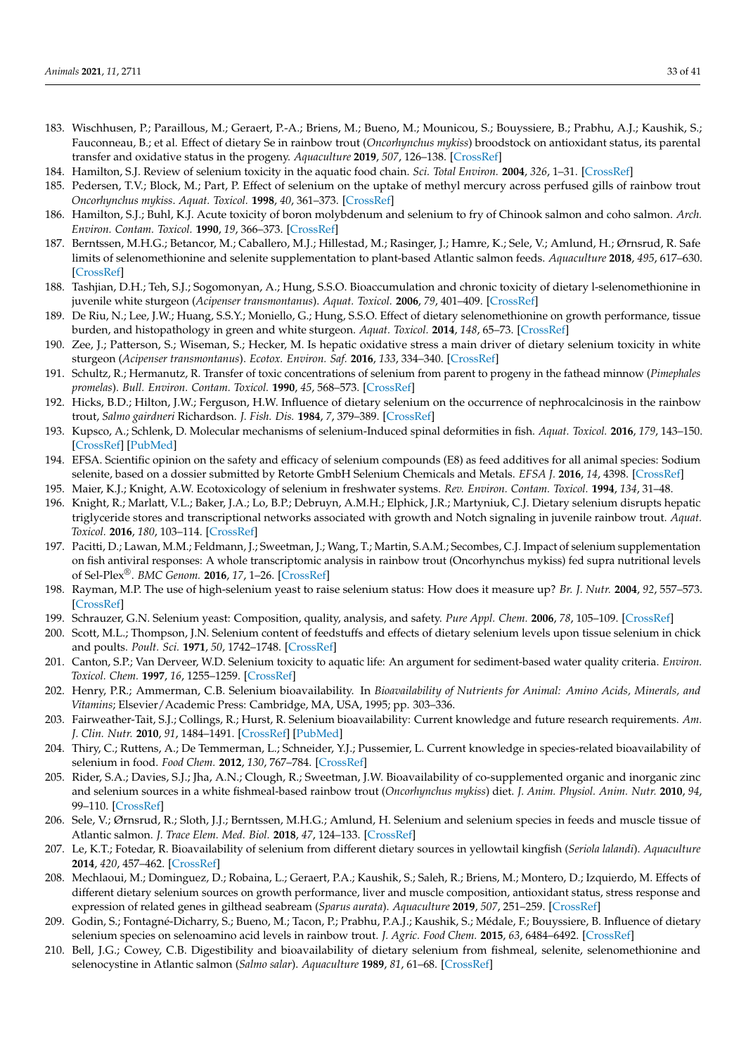183. Wischhusen, P.; Paraillous, M.; Geraert, P.-A.; Briens, M.; Bueno, M.; Mounicou, S.; Bouyssiere, B.; Prabhu, A.J.; Kaushik, S.; Fauconneau, B.; et al. Effect of dietary Se in rainbow trout (*Oncorhynchus mykiss*) broodstock on antioxidant status, its parental transfer and oxidative status in the progeny. *Aquaculture* **2019**, *507*, 126–138. [CrossRef]
184. Hamilton, S.J. Review of selenium toxicity in the aquatic food chain. *Sci. Total Environ.* **2004**, *326*, 1–31. [CrossRef]
185. Pedersen, T.V.; Block, M.; Part, P. Effect of selenium on the uptake of methyl mercury across perfused gills of rainbow trout *Oncorhynchus mykiss*. *Aquat. Toxicol.* **1998**, *40*, 361–373. [CrossRef]
186. Hamilton, S.J.; Buhl, K.J. Acute toxicity of boron molybdenum and selenium to fry of Chinook salmon and coho salmon. *Arch. Environ. Contam. Toxicol.* **1990**, *19*, 366–373. [CrossRef]
187. Berntssen, M.H.G.; Betancor, M.; Caballero, M.J.; Hillestad, M.; Rasinger, J.; Hamre, K.; Sele, V.; Amlund, H.; Ørnsrud, R. Safe limits of selenomethionine and selenite supplementation to plant-based Atlantic salmon feeds. *Aquaculture* **2018**, *495*, 617–630. [CrossRef]
188. Tashjian, D.H.; Teh, S.J.; Sogomonyan, A.; Hung, S.S.O. Bioaccumulation and chronic toxicity of dietary l-selenomethionine in juvenile white sturgeon (*Acipenser transmontanus*). *Aquat. Toxicol.* **2006**, *79*, 401–409. [CrossRef]
189. De Riu, N.; Lee, J.W.; Huang, S.S.Y.; Moniello, G.; Hung, S.S.O. Effect of dietary selenomethionine on growth performance, tissue burden, and histopathology in green and white sturgeon. *Aquat. Toxicol.* **2014**, *148*, 65–73. [CrossRef]
190. Zee, J.; Patterson, S.; Wiseman, S.; Hecker, M. Is hepatic oxidative stress a main driver of dietary selenium toxicity in white sturgeon (*Acipenser transmontanus*). *Ecotox. Environ. Saf.* **2016**, *133*, 334–340. [CrossRef]
191. Schultz, R.; Hermanutz, R. Transfer of toxic concentrations of selenium from parent to progeny in the fathead minnow (*Pimephales promelas*). *Bull. Environ. Contam. Toxicol.* **1990**, *45*, 568–573. [CrossRef]
192. Hicks, B.D.; Hilton, J.W.; Ferguson, H.W. Influence of dietary selenium on the occurrence of nephrocalcinosis in the rainbow trout, *Salmo gairdneri* Richardson. *J. Fish. Dis.* **1984**, *7*, 379–389. [CrossRef]
193. Kupsco, A.; Schlenk, D. Molecular mechanisms of selenium-Induced spinal deformities in fish. *Aquat. Toxicol.* **2016**, *179*, 143–150. [CrossRef] [PubMed]
194. EFSA. Scientific opinion on the safety and efficacy of selenium compounds (E8) as feed additives for all animal species: Sodium selenite, based on a dossier submitted by Retorte GmbH Selenium Chemicals and Metals. *EFSA J.* **2016**, *14*, 4398. [CrossRef]
195. Maier, K.J.; Knight, A.W. Ecotoxicology of selenium in freshwater systems. *Rev. Environ. Contam. Toxicol.* **1994**, *134*, 31–48.
196. Knight, R.; Marlatt, V.L.; Baker, J.A.; Lo, B.P.; Debruyn, A.M.H.; Elphick, J.R.; Martyniuk, C.J. Dietary selenium disrupts hepatic triglyceride stores and transcriptional networks associated with growth and Notch signaling in juvenile rainbow trout. *Aquat. Toxicol.* **2016**, *180*, 103–114. [CrossRef]
197. Pacitti, D.; Lawan, M.M.; Feldmann, J.; Sweetman, J.; Wang, T.; Martin, S.A.M.; Secombes, C.J. Impact of selenium supplementation on fish antiviral responses: A whole transcriptomic analysis in rainbow trout (Oncorhynchus mykiss) fed supra nutritional levels of Sel-Plex®. *BMC Genom.* **2016**, *17*, 1–26. [CrossRef]
198. Rayman, M.P. The use of high-selenium yeast to raise selenium status: How does it measure up? *Br. J. Nutr.* **2004**, *92*, 557–573. [CrossRef]
199. Schrauzer, G.N. Selenium yeast: Composition, quality, analysis, and safety. *Pure Appl. Chem.* **2006**, *78*, 105–109. [CrossRef]
200. Scott, M.L.; Thompson, J.N. Selenium content of feedstuffs and effects of dietary selenium levels upon tissue selenium in chick and poults. *Poult. Sci.* **1971**, *50*, 1742–1748. [CrossRef]
201. Canton, S.P.; Van Derveer, W.D. Selenium toxicity to aquatic life: An argument for sediment-based water quality criteria. *Environ. Toxicol. Chem.* **1997**, *16*, 1255–1259. [CrossRef]
202. Henry, P.R.; Ammerman, C.B. Selenium bioavailability. In *Bioavailability of Nutrients for Animal: Amino Acids, Minerals, and Vitamins*; Elsevier/Academic Press: Cambridge, MA, USA, 1995; pp. 303–336.
203. Fairweather-Tait, S.J.; Collings, R.; Hurst, R. Selenium bioavailability: Current knowledge and future research requirements. *Am. J. Clin. Nutr.* **2010**, *91*, 1484–1491. [CrossRef] [PubMed]
204. Thiry, C.; Ruttens, A.; De Temmerman, L.; Schneider, Y.J.; Pussemier, L. Current knowledge in species-related bioavailability of selenium in food. *Food Chem.* **2012**, *130*, 767–784. [CrossRef]
205. Rider, S.A.; Davies, S.J.; Jha, A.N.; Clough, R.; Sweetman, J.W. Bioavailability of co-supplemented organic and inorganic zinc and selenium sources in a white fishmeal-based rainbow trout (*Oncorhynchus mykiss*) diet. *J. Anim. Physiol. Anim. Nutr.* **2010**, *94*, 99–110. [CrossRef]
206. Sele, V.; Ørnsrud, R.; Sloth, J.J.; Berntssen, M.H.G.; Amlund, H. Selenium and selenium species in feeds and muscle tissue of Atlantic salmon. *J. Trace Elem. Med. Biol.* **2018**, *47*, 124–133. [CrossRef]
207. Le, K.T.; Fotedar, R. Bioavailability of selenium from different dietary sources in yellowtail kingfish (*Seriola lalandi*). *Aquaculture* **2014**, *420*, 457–462. [CrossRef]
208. Mechlaoui, M.; Dominguez, D.; Robaina, L.; Geraert, P.A.; Kaushik, S.; Saleh, R.; Briens, M.; Montero, D.; Izquierdo, M. Effects of different dietary selenium sources on growth performance, liver and muscle composition, antioxidant status, stress response and expression of related genes in gilthead seabream (*Sparus aurata*). *Aquaculture* **2019**, *507*, 251–259. [CrossRef]
209. Godin, S.; Fontagné-Dicharry, S.; Bueno, M.; Tacon, P.; Prabhu, P.A.J.; Kaushik, S.; Médale, F.; Bouyssiere, B. Influence of dietary selenium species on selenoamino acid levels in rainbow trout. *J. Agric. Food Chem.* **2015**, *63*, 6484–6492. [CrossRef]
210. Bell, J.G.; Cowey, C.B. Digestibility and bioavailability of dietary selenium from fishmeal, selenite, selenomethionine and selenocystine in Atlantic salmon (*Salmo salar*). *Aquaculture* **1989**, *81*, 61–68. [CrossRef]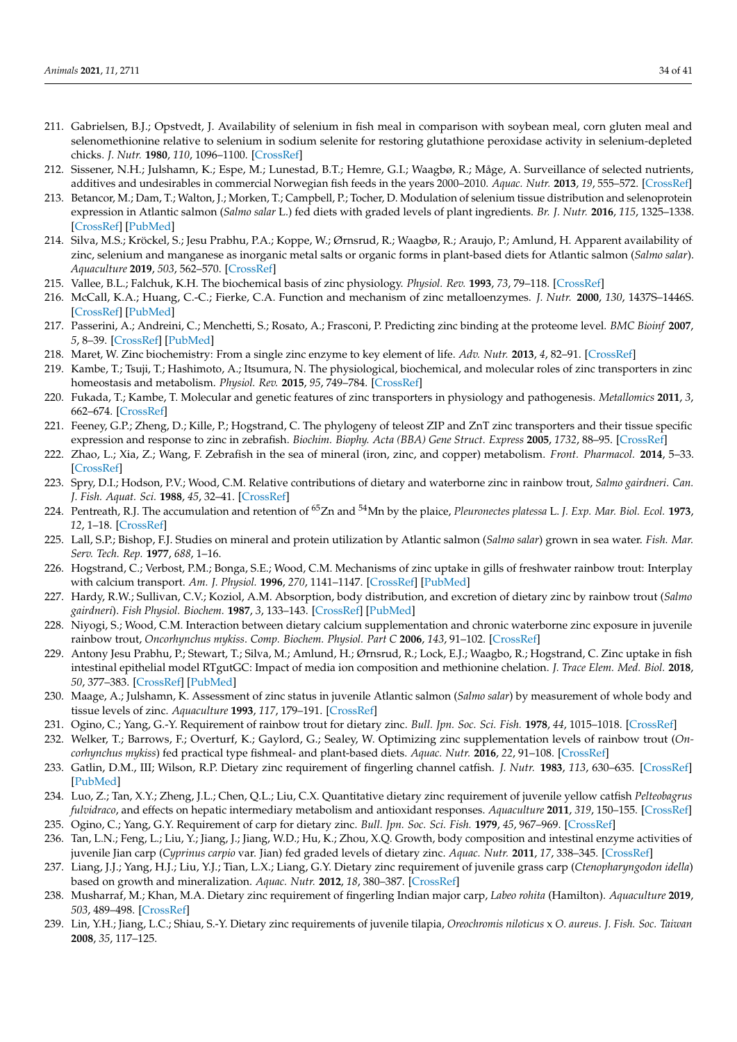211. Gabrielsen, B.J.; Opstvedt, J. Availability of selenium in fish meal in comparison with soybean meal, corn gluten meal and selenomethionine relative to selenium in sodium selenite for restoring glutathione peroxidase activity in selenium-depleted chicks. *J. Nutr.* **1980**, *110*, 1096–1100. [CrossRef]
212. Sissener, N.H.; Julshamn, K.; Espe, M.; Lunestad, B.T.; Hemre, G.I.; Waagbø, R.; Måge, A. Surveillance of selected nutrients, additives and undesirables in commercial Norwegian fish feeds in the years 2000–2010. *Aquac. Nutr.* **2013**, *19*, 555–572. [CrossRef]
213. Betancor, M.; Dam, T.; Walton, J.; Morken, T.; Campbell, P.; Tocher, D. Modulation of selenium tissue distribution and selenoprotein expression in Atlantic salmon (*Salmo salar* L.) fed diets with graded levels of plant ingredients. *Br. J. Nutr.* **2016**, *115*, 1325–1338. [CrossRef] [PubMed]
214. Silva, M.S.; Kröckel, S.; Jesu Prabhu, P.A.; Koppe, W.; Ørnsrud, R.; Waagbø, R.; Araujo, P.; Amlund, H. Apparent availability of zinc, selenium and manganese as inorganic metal salts or organic forms in plant-based diets for Atlantic salmon (*Salmo salar*). *Aquaculture* **2019**, *503*, 562–570. [CrossRef]
215. Vallee, B.L.; Falchuk, K.H. The biochemical basis of zinc physiology. *Physiol. Rev.* **1993**, *73*, 79–118. [CrossRef]
216. McCall, K.A.; Huang, C.-C.; Fierke, C.A. Function and mechanism of zinc metalloenzymes. *J. Nutr.* **2000**, *130*, 1437S–1446S. [CrossRef] [PubMed]
217. Passerini, A.; Andreini, C.; Menchetti, S.; Rosato, A.; Frasconi, P. Predicting zinc binding at the proteome level. *BMC Bioinf* **2007**, *5*, 8–39. [CrossRef] [PubMed]
218. Maret, W. Zinc biochemistry: From a single zinc enzyme to key element of life. *Adv. Nutr.* **2013**, *4*, 82–91. [CrossRef]
219. Kambe, T.; Tsuji, T.; Hashimoto, A.; Itsumura, N. The physiological, biochemical, and molecular roles of zinc transporters in zinc homeostasis and metabolism. *Physiol. Rev.* **2015**, *95*, 749–784. [CrossRef]
220. Fukada, T.; Kambe, T. Molecular and genetic features of zinc transporters in physiology and pathogenesis. *Metallomics* **2011**, *3*, 662–674. [CrossRef]
221. Feeney, G.P.; Zheng, D.; Kille, P.; Hogstrand, C. The phylogeny of teleost ZIP and ZnT zinc transporters and their tissue specific expression and response to zinc in zebrafish. *Biochim. Biophy. Acta (BBA) Gene Struct. Express* **2005**, *1732*, 88–95. [CrossRef]
222. Zhao, L.; Xia, Z.; Wang, F. Zebrafish in the sea of mineral (iron, zinc, and copper) metabolism. *Front. Pharmacol.* **2014**, 5–33. [CrossRef]
223. Spry, D.I.; Hodson, P.V.; Wood, C.M. Relative contributions of dietary and waterborne zinc in rainbow trout, *Salmo gairdneri*. *Can. J. Fish. Aquat. Sci.* **1988**, *45*, 32–41. [CrossRef]
224. Pentreath, R.J. The accumulation and retention of $^{65}$Zn and $^{54}$Mn by the plaice, *Pleuronectes platessa* L. *J. Exp. Mar. Biol. Ecol.* **1973**, *12*, 1–18. [CrossRef]
225. Lall, S.P.; Bishop, F.J. Studies on mineral and protein utilization by Atlantic salmon (*Salmo salar*) grown in sea water. *Fish. Mar. Serv. Tech. Rep.* **1977**, *688*, 1–16.
226. Hogstrand, C.; Verbost, P.M.; Bonga, S.E.; Wood, C.M. Mechanisms of zinc uptake in gills of freshwater rainbow trout: Interplay with calcium transport. *Am. J. Physiol.* **1996**, *270*, 1141–1147. [CrossRef] [PubMed]
227. Hardy, R.W.; Sullivan, C.V.; Koziol, A.M. Absorption, body distribution, and excretion of dietary zinc by rainbow trout (*Salmo gairdneri*). *Fish Physiol. Biochem.* **1987**, *3*, 133–143. [CrossRef] [PubMed]
228. Niyogi, S.; Wood, C.M. Interaction between dietary calcium supplementation and chronic waterborne zinc exposure in juvenile rainbow trout, *Oncorhynchus mykiss*. *Comp. Biochem. Physiol. Part C* **2006**, *143*, 91–102. [CrossRef]
229. Antony Jesu Prabhu, P.; Stewart, T.; Silva, M.; Amlund, H.; Ørnsrud, R.; Lock, E.J.; Waagbo, R.; Hogstrand, C. Zinc uptake in fish intestinal epithelial model RTgutGC: Impact of media ion composition and methionine chelation. *J. Trace Elem. Med. Biol.* **2018**, *50*, 377–383. [CrossRef] [PubMed]
230. Maage, A.; Julshamn, K. Assessment of zinc status in juvenile Atlantic salmon (*Salmo salar*) by measurement of whole body and tissue levels of zinc. *Aquaculture* **1993**, *117*, 179–191. [CrossRef]
231. Ogino, C.; Yang, G.-Y. Requirement of rainbow trout for dietary zinc. *Bull. Jpn. Soc. Sci. Fish.* **1978**, *44*, 1015–1018. [CrossRef]
232. Welker, T.; Barrows, F.; Overturf, K.; Gaylord, G.; Sealey, W. Optimizing zinc supplementation levels of rainbow trout (*Oncorhynchus mykiss*) fed practical type fishmeal- and plant-based diets. *Aquac. Nutr.* **2016**, *22*, 91–108. [CrossRef]
233. Gatlin, D.M., III; Wilson, R.P. Dietary zinc requirement of fingerling channel catfish. *J. Nutr.* **1983**, *113*, 630–635. [CrossRef] [PubMed]
234. Luo, Z.; Tan, X.Y.; Zheng, J.L.; Chen, Q.L.; Liu, C.X. Quantitative dietary zinc requirement of juvenile yellow catfish *Pelteobagrus fulvidraco*, and effects on hepatic intermediary metabolism and antioxidant responses. *Aquaculture* **2011**, *319*, 150–155. [CrossRef]
235. Ogino, C.; Yang, G.Y. Requirement of carp for dietary zinc. *Bull. Jpn. Soc. Sci. Fish.* **1979**, *45*, 967–969. [CrossRef]
236. Tan, L.N.; Feng, L.; Liu, Y.; Jiang, J.; Jiang, W.D.; Hu, K.; Zhou, X.Q. Growth, body composition and intestinal enzyme activities of juvenile Jian carp (*Cyprinus carpio* var. Jian) fed graded levels of dietary zinc. *Aquac. Nutr.* **2011**, *17*, 338–345. [CrossRef]
237. Liang, J.J.; Yang, H.J.; Liu, Y.J.; Tian, L.X.; Liang, G.Y. Dietary zinc requirement of juvenile grass carp (*Ctenopharyngodon idella*) based on growth and mineralization. *Aquac. Nutr.* **2012**, *18*, 380–387. [CrossRef]
238. Musharraf, M.; Khan, M.A. Dietary zinc requirement of fingerling Indian major carp, *Labeo rohita* (Hamilton). *Aquaculture* **2019**, *503*, 489–498. [CrossRef]
239. Lin, Y.H.; Jiang, L.C.; Shiau, S.-Y. Dietary zinc requirements of juvenile tilapia, *Oreochromis niloticus* x *O. aureus*. *J. Fish. Soc. Taiwan* **2008**, *35*, 117–125.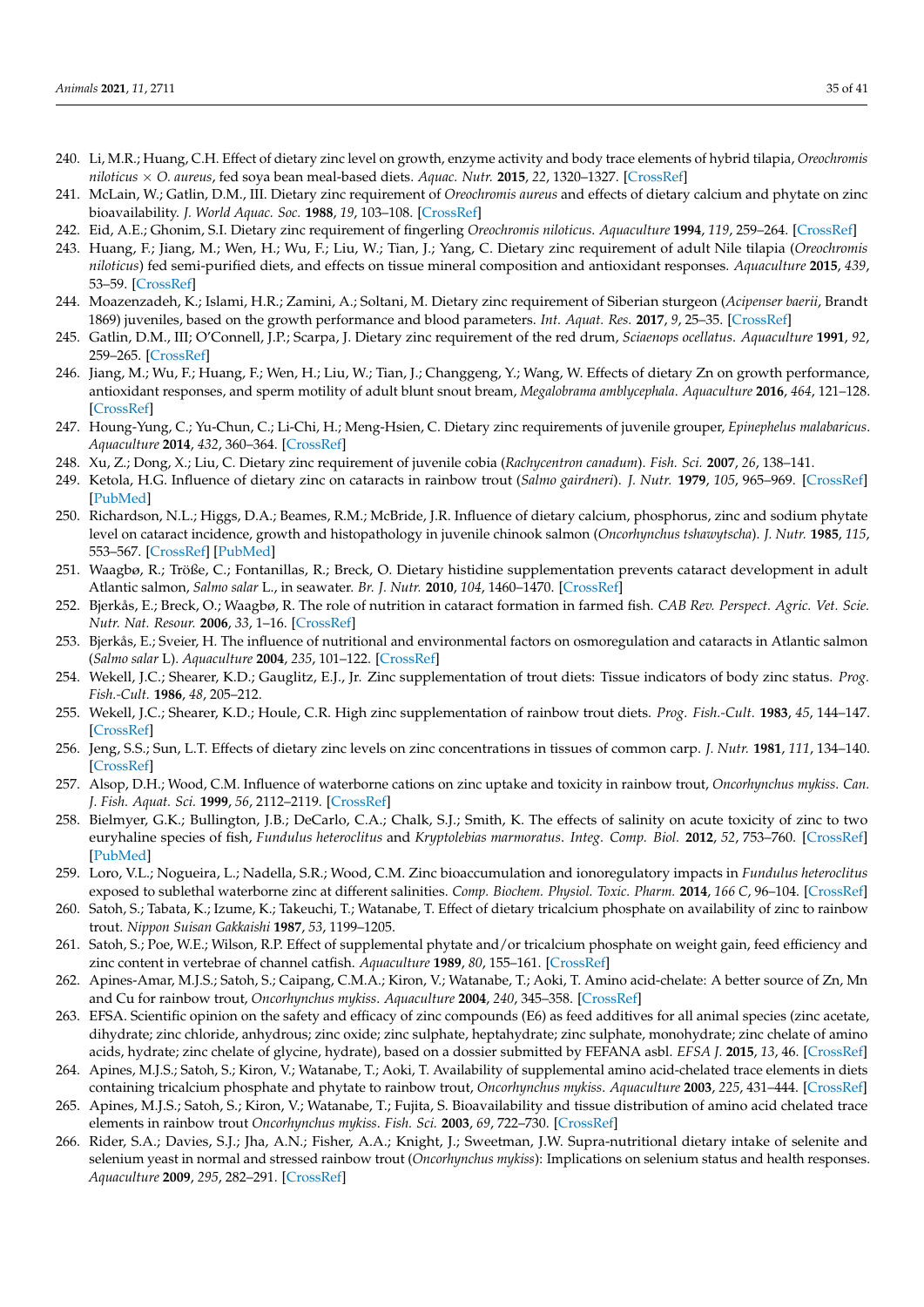240. Li, M.R.; Huang, C.H. Effect of dietary zinc level on growth, enzyme activity and body trace elements of hybrid tilapia, *Oreochromis niloticus* × *O. aureus*, fed soya bean meal-based diets. *Aquac. Nutr.* **2015**, *22*, 1320–1327. [CrossRef]
241. McLain, W.; Gatlin, D.M., III. Dietary zinc requirement of *Oreochromis aureus* and effects of dietary calcium and phytate on zinc bioavailability. *J. World Aquac. Soc.* **1988**, *19*, 103–108. [CrossRef]
242. Eid, A.E.; Ghonim, S.I. Dietary zinc requirement of fingerling *Oreochromis niloticus*. *Aquaculture* **1994**, *119*, 259–264. [CrossRef]
243. Huang, F.; Jiang, M.; Wen, H.; Wu, F.; Liu, W.; Tian, J.; Yang, C. Dietary zinc requirement of adult Nile tilapia (*Oreochromis niloticus*) fed semi-purified diets, and effects on tissue mineral composition and antioxidant responses. *Aquaculture* **2015**, *439*, 53–59. [CrossRef]
244. Moazenzadeh, K.; Islami, H.R.; Zamini, A.; Soltani, M. Dietary zinc requirement of Siberian sturgeon (*Acipenser baerii*, Brandt 1869) juveniles, based on the growth performance and blood parameters. *Int. Aquat. Res.* **2017**, *9*, 25–35. [CrossRef]
245. Gatlin, D.M., III; O'Connell, J.P.; Scarpa, J. Dietary zinc requirement of the red drum, *Sciaenops ocellatus*. *Aquaculture* **1991**, *92*, 259–265. [CrossRef]
246. Jiang, M.; Wu, F.; Huang, F.; Wen, H.; Liu, W.; Tian, J.; Changgeng, Y.; Wang, W. Effects of dietary Zn on growth performance, antioxidant responses, and sperm motility of adult blunt snout bream, *Megalobrama amblycephala*. *Aquaculture* **2016**, *464*, 121–128. [CrossRef]
247. Houng-Yung, C.; Yu-Chun, C.; Li-Chi, H.; Meng-Hsien, C. Dietary zinc requirements of juvenile grouper, *Epinephelus malabaricus*. *Aquaculture* **2014**, *432*, 360–364. [CrossRef]
248. Xu, Z.; Dong, X.; Liu, C. Dietary zinc requirement of juvenile cobia (*Rachycentron canadum*). *Fish. Sci.* **2007**, *26*, 138–141.
249. Ketola, H.G. Influence of dietary zinc on cataracts in rainbow trout (*Salmo gairdneri*). *J. Nutr.* **1979**, *105*, 965–969. [CrossRef] [PubMed]
250. Richardson, N.L.; Higgs, D.A.; Beames, R.M.; McBride, J.R. Influence of dietary calcium, phosphorus, zinc and sodium phytate level on cataract incidence, growth and histopathology in juvenile chinook salmon (*Oncorhynchus tshawytscha*). *J. Nutr.* **1985**, *115*, 553–567. [CrossRef] [PubMed]
251. Waagbø, R.; Tröße, C.; Fontanillas, R.; Breck, O. Dietary histidine supplementation prevents cataract development in adult Atlantic salmon, *Salmo salar* L., in seawater. *Br. J. Nutr.* **2010**, *104*, 1460–1470. [CrossRef]
252. Bjerkås, E.; Breck, O.; Waagbø, R. The role of nutrition in cataract formation in farmed fish. *CAB Rev. Perspect. Agric. Vet. Scie. Nutr. Nat. Resour.* **2006**, *33*, 1–16. [CrossRef]
253. Bjerkås, E.; Sveier, H. The influence of nutritional and environmental factors on osmoregulation and cataracts in Atlantic salmon (*Salmo salar* L). *Aquaculture* **2004**, *235*, 101–122. [CrossRef]
254. Wekell, J.C.; Shearer, K.D.; Gauglitz, E.J., Jr. Zinc supplementation of trout diets: Tissue indicators of body zinc status. *Prog. Fish.-Cult.* **1986**, *48*, 205–212.
255. Wekell, J.C.; Shearer, K.D.; Houle, C.R. High zinc supplementation of rainbow trout diets. *Prog. Fish.-Cult.* **1983**, *45*, 144–147. [CrossRef]
256. Jeng, S.S.; Sun, L.T. Effects of dietary zinc levels on zinc concentrations in tissues of common carp. *J. Nutr.* **1981**, *111*, 134–140. [CrossRef]
257. Alsop, D.H.; Wood, C.M. Influence of waterborne cations on zinc uptake and toxicity in rainbow trout, *Oncorhynchus mykiss*. *Can. J. Fish. Aquat. Sci.* **1999**, *56*, 2112–2119. [CrossRef]
258. Bielmyer, G.K.; Bullington, J.B.; DeCarlo, C.A.; Chalk, S.J.; Smith, K. The effects of salinity on acute toxicity of zinc to two euryhaline species of fish, *Fundulus heteroclitus* and *Kryptolebias marmoratus*. *Integ. Comp. Biol.* **2012**, *52*, 753–760. [CrossRef] [PubMed]
259. Loro, V.L.; Nogueira, L.; Nadella, S.R.; Wood, C.M. Zinc bioaccumulation and ionoregulatory impacts in *Fundulus heteroclitus* exposed to sublethal waterborne zinc at different salinities. *Comp. Biochem. Physiol. Toxic. Pharm.* **2014**, *166 C*, 96–104. [CrossRef]
260. Satoh, S.; Tabata, K.; Izume, K.; Takeuchi, T.; Watanabe, T. Effect of dietary tricalcium phosphate on availability of zinc to rainbow trout. *Nippon Suisan Gakkaishi* **1987**, *53*, 1199–1205.
261. Satoh, S.; Poe, W.E.; Wilson, R.P. Effect of supplemental phytate and/or tricalcium phosphate on weight gain, feed efficiency and zinc content in vertebrae of channel catfish. *Aquaculture* **1989**, *80*, 155–161. [CrossRef]
262. Apines-Amar, M.J.S.; Satoh, S.; Caipang, C.M.A.; Kiron, V.; Watanabe, T.; Aoki, T. Amino acid-chelate: A better source of Zn, Mn and Cu for rainbow trout, *Oncorhynchus mykiss*. *Aquaculture* **2004**, *240*, 345–358. [CrossRef]
263. EFSA. Scientific opinion on the safety and efficacy of zinc compounds (E6) as feed additives for all animal species (zinc acetate, dihydrate; zinc chloride, anhydrous; zinc oxide; zinc sulphate, heptahydrate; zinc sulphate, monohydrate; zinc chelate of amino acids, hydrate; zinc chelate of glycine, hydrate), based on a dossier submitted by FEFANA asbl. *EFSA J.* **2015**, *13*, 46. [CrossRef]
264. Apines, M.J.S.; Satoh, S.; Kiron, V.; Watanabe, T.; Aoki, T. Availability of supplemental amino acid-chelated trace elements in diets containing tricalcium phosphate and phytate to rainbow trout, *Oncorhynchus mykiss*. *Aquaculture* **2003**, *225*, 431–444. [CrossRef]
265. Apines, M.J.S.; Satoh, S.; Kiron, V.; Watanabe, T.; Fujita, S. Bioavailability and tissue distribution of amino acid chelated trace elements in rainbow trout *Oncorhynchus mykiss*. *Fish. Sci.* **2003**, *69*, 722–730. [CrossRef]
266. Rider, S.A.; Davies, S.J.; Jha, A.N.; Fisher, A.A.; Knight, J.; Sweetman, J.W. Supra-nutritional dietary intake of selenite and selenium yeast in normal and stressed rainbow trout (*Oncorhynchus mykiss*): Implications on selenium status and health responses. *Aquaculture* **2009**, *295*, 282–291. [CrossRef]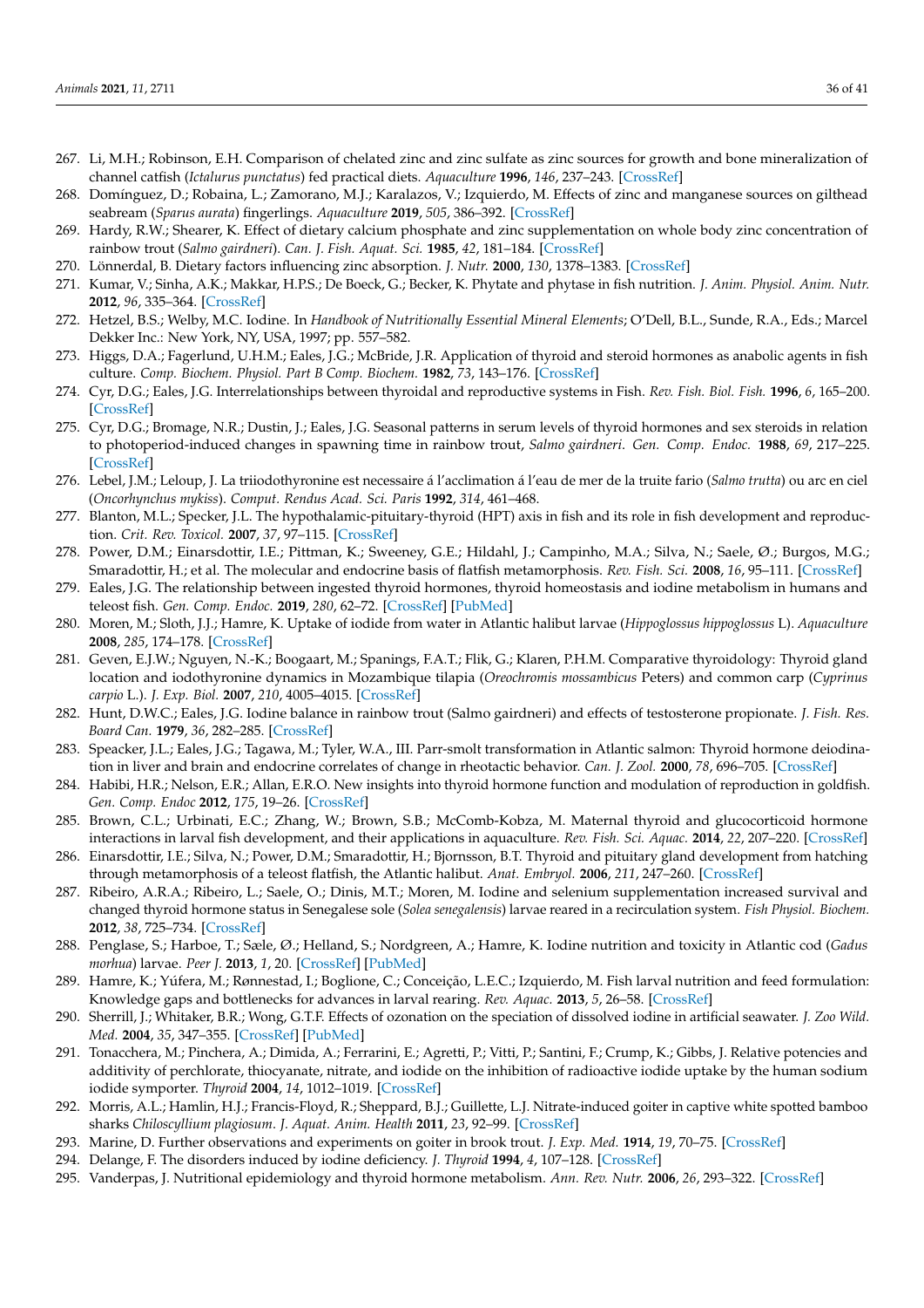267. Li, M.H.; Robinson, E.H. Comparison of chelated zinc and zinc sulfate as zinc sources for growth and bone mineralization of channel catfish (*Ictalurus punctatus*) fed practical diets. *Aquaculture* **1996**, *146*, 237–243. [CrossRef]
268. Domínguez, D.; Robaina, L.; Zamorano, M.J.; Karalazos, V.; Izquierdo, M. Effects of zinc and manganese sources on gilthead seabream (*Sparus aurata*) fingerlings. *Aquaculture* **2019**, *505*, 386–392. [CrossRef]
269. Hardy, R.W.; Shearer, K. Effect of dietary calcium phosphate and zinc supplementation on whole body zinc concentration of rainbow trout (*Salmo gairdneri*). *Can. J. Fish. Aquat. Sci.* **1985**, *42*, 181–184. [CrossRef]
270. Lönnerdal, B. Dietary factors influencing zinc absorption. *J. Nutr.* **2000**, *130*, 1378–1383. [CrossRef]
271. Kumar, V.; Sinha, A.K.; Makkar, H.P.S.; De Boeck, G.; Becker, K. Phytate and phytase in fish nutrition. *J. Anim. Physiol. Anim. Nutr.* **2012**, *96*, 335–364. [CrossRef]
272. Hetzel, B.S.; Welby, M.C. Iodine. In *Handbook of Nutritionally Essential Mineral Elements*; O'Dell, B.L., Sunde, R.A., Eds.; Marcel Dekker Inc.: New York, NY, USA, 1997; pp. 557–582.
273. Higgs, D.A.; Fagerlund, U.H.M.; Eales, J.G.; McBride, J.R. Application of thyroid and steroid hormones as anabolic agents in fish culture. *Comp. Biochem. Physiol. Part B Comp. Biochem.* **1982**, *73*, 143–176. [CrossRef]
274. Cyr, D.G.; Eales, J.G. Interrelationships between thyroidal and reproductive systems in Fish. *Rev. Fish. Biol. Fish.* **1996**, *6*, 165–200. [CrossRef]
275. Cyr, D.G.; Bromage, N.R.; Dustin, J.; Eales, J.G. Seasonal patterns in serum levels of thyroid hormones and sex steroids in relation to photoperiod-induced changes in spawning time in rainbow trout, *Salmo gairdneri*. *Gen. Comp. Endoc.* **1988**, *69*, 217–225. [CrossRef]
276. Lebel, J.M.; Leloup, J. La triiodothyronine est necessaire á l'acclimation á l'eau de mer de la truite fario (*Salmo trutta*) ou arc en ciel (*Oncorhynchus mykiss*). *Comput. Rendus Acad. Sci. Paris* **1992**, *314*, 461–468.
277. Blanton, M.L.; Specker, J.L. The hypothalamic-pituitary-thyroid (HPT) axis in fish and its role in fish development and reproduction. *Crit. Rev. Toxicol.* **2007**, *37*, 97–115. [CrossRef]
278. Power, D.M.; Einarsdottir, I.E.; Pittman, K.; Sweeney, G.E.; Hildahl, J.; Campinho, M.A.; Silva, N.; Saele, Ø.; Burgos, M.G.; Smaradottir, H.; et al. The molecular and endocrine basis of flatfish metamorphosis. *Rev. Fish. Sci.* **2008**, *16*, 95–111. [CrossRef]
279. Eales, J.G. The relationship between ingested thyroid hormones, thyroid homeostasis and iodine metabolism in humans and teleost fish. *Gen. Comp. Endoc.* **2019**, *280*, 62–72. [CrossRef] [PubMed]
280. Moren, M.; Sloth, J.J.; Hamre, K. Uptake of iodide from water in Atlantic halibut larvae (*Hippoglossus hippoglossus* L). *Aquaculture* **2008**, *285*, 174–178. [CrossRef]
281. Geven, E.J.W.; Nguyen, N.-K.; Boogaart, M.; Spanings, F.A.T.; Flik, G.; Klaren, P.H.M. Comparative thyroidology: Thyroid gland location and iodothyronine dynamics in Mozambique tilapia (*Oreochromis mossambicus* Peters) and common carp (*Cyprinus carpio* L.). *J. Exp. Biol.* **2007**, *210*, 4005–4015. [CrossRef]
282. Hunt, D.W.C.; Eales, J.G. Iodine balance in rainbow trout (Salmo gairdneri) and effects of testosterone propionate. *J. Fish. Res. Board Can.* **1979**, *36*, 282–285. [CrossRef]
283. Speacker, J.L.; Eales, J.G.; Tagawa, M.; Tyler, W.A., III. Parr-smolt transformation in Atlantic salmon: Thyroid hormone deiodination in liver and brain and endocrine correlates of change in rheotactic behavior. *Can. J. Zool.* **2000**, *78*, 696–705. [CrossRef]
284. Habibi, H.R.; Nelson, E.R.; Allan, E.R.O. New insights into thyroid hormone function and modulation of reproduction in goldfish. *Gen. Comp. Endoc* **2012**, *175*, 19–26. [CrossRef]
285. Brown, C.L.; Urbinati, E.C.; Zhang, W.; Brown, S.B.; McComb-Kobza, M. Maternal thyroid and glucocorticoid hormone interactions in larval fish development, and their applications in aquaculture. *Rev. Fish. Sci. Aquac.* **2014**, *22*, 207–220. [CrossRef]
286. Einarsdottir, I.E.; Silva, N.; Power, D.M.; Smaradottir, H.; Bjornsson, B.T. Thyroid and pituitary gland development from hatching through metamorphosis of a teleost flatfish, the Atlantic halibut. *Anat. Embryol.* **2006**, *211*, 247–260. [CrossRef]
287. Ribeiro, A.R.A.; Ribeiro, L.; Saele, O.; Dinis, M.T.; Moren, M. Iodine and selenium supplementation increased survival and changed thyroid hormone status in Senegalese sole (*Solea senegalensis*) larvae reared in a recirculation system. *Fish Physiol. Biochem.* **2012**, *38*, 725–734. [CrossRef]
288. Penglase, S.; Harboe, T.; Sæle, Ø.; Helland, S.; Nordgreen, A.; Hamre, K. Iodine nutrition and toxicity in Atlantic cod (*Gadus morhua*) larvae. *Peer J.* **2013**, *1*, 20. [CrossRef] [PubMed]
289. Hamre, K.; Yúfera, M.; Rønnestad, I.; Boglione, C.; Conceição, L.E.C.; Izquierdo, M. Fish larval nutrition and feed formulation: Knowledge gaps and bottlenecks for advances in larval rearing. *Rev. Aquac.* **2013**, *5*, 26–58. [CrossRef]
290. Sherrill, J.; Whitaker, B.R.; Wong, G.T.F. Effects of ozonation on the speciation of dissolved iodine in artificial seawater. *J. Zoo Wild. Med.* **2004**, *35*, 347–355. [CrossRef] [PubMed]
291. Tonacchera, M.; Pinchera, A.; Dimida, A.; Ferrarini, E.; Agretti, P.; Vitti, P.; Santini, F.; Crump, K.; Gibbs, J. Relative potencies and additivity of perchlorate, thiocyanate, nitrate, and iodide on the inhibition of radioactive iodide uptake by the human sodium iodide symporter. *Thyroid* **2004**, *14*, 1012–1019. [CrossRef]
292. Morris, A.L.; Hamlin, H.J.; Francis-Floyd, R.; Sheppard, B.J.; Guillette, L.J. Nitrate-induced goiter in captive white spotted bamboo sharks *Chiloscyllium plagiosum*. *J. Aquat. Anim. Health* **2011**, *23*, 92–99. [CrossRef]
293. Marine, D. Further observations and experiments on goiter in brook trout. *J. Exp. Med.* **1914**, *19*, 70–75. [CrossRef]
294. Delange, F. The disorders induced by iodine deficiency. *J. Thyroid* **1994**, *4*, 107–128. [CrossRef]
295. Vanderpas, J. Nutritional epidemiology and thyroid hormone metabolism. *Ann. Rev. Nutr.* **2006**, *26*, 293–322. [CrossRef]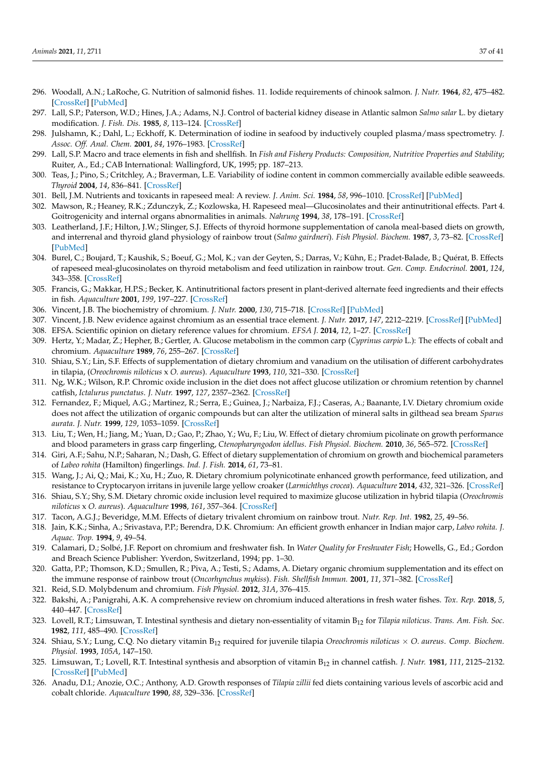296. Woodall, A.N.; LaRoche, G. Nutrition of salmonid fishes. 11. Iodide requirements of chinook salmon. *J. Nutr.* **1964**, *82*, 475–482. [CrossRef] [PubMed]
297. Lall, S.P.; Paterson, W.D.; Hines, J.A.; Adams, N.J. Control of bacterial kidney disease in Atlantic salmon *Salmo salar* L. by dietary modification. *J. Fish. Dis.* **1985**, *8*, 113–124. [CrossRef]
298. Julshamn, K.; Dahl, L.; Eckhoff, K. Determination of iodine in seafood by inductively coupled plasma/mass spectrometry. *J. Assoc. Off. Anal. Chem.* **2001**, *84*, 1976–1983. [CrossRef]
299. Lall, S.P. Macro and trace elements in fish and shellfish. In *Fish and Fishery Products: Composition, Nutritive Properties and Stability*; Ruiter, A., Ed.; CAB International: Wallingford, UK, 1995; pp. 187–213.
300. Teas, J.; Pino, S.; Critchley, A.; Braverman, L.E. Variability of iodine content in common commercially available edible seaweeds. *Thyroid* **2004**, *14*, 836–841. [CrossRef]
301. Bell, J.M. Nutrients and toxicants in rapeseed meal: A review. *J. Anim. Sci.* **1984**, *58*, 996–1010. [CrossRef] [PubMed]
302. Mawson, R.; Heaney, R.K.; Zdunczyk, Z.; Kozlowska, H. Rapeseed meal—Glucosinolates and their antinutritional effects. Part 4. Goitrogenicity and internal organs abnormalities in animals. *Nahrung* **1994**, *38*, 178–191. [CrossRef]
303. Leatherland, J.F.; Hilton, J.W.; Slinger, S.J. Effects of thyroid hormone supplementation of canola meal-based diets on growth, and interrenal and thyroid gland physiology of rainbow trout (*Salmo gairdneri*). *Fish Physiol. Biochem.* **1987**, *3*, 73–82. [CrossRef] [PubMed]
304. Burel, C.; Boujard, T.; Kaushik, S.; Boeuf, G.; Mol, K.; van der Geyten, S.; Darras, V.; Kühn, E.; Pradet-Balade, B.; Quérat, B. Effects of rapeseed meal-glucosinolates on thyroid metabolism and feed utilization in rainbow trout. *Gen. Comp. Endocrinol.* **2001**, *124*, 343–358. [CrossRef]
305. Francis, G.; Makkar, H.P.S.; Becker, K. Antinutritional factors present in plant-derived alternate feed ingredients and their effects in fish. *Aquaculture* **2001**, *199*, 197–227. [CrossRef]
306. Vincent, J.B. The biochemistry of chromium. *J. Nutr.* **2000**, *130*, 715–718. [CrossRef] [PubMed]
307. Vincent, J.B. New evidence against chromium as an essential trace element. *J. Nutr.* **2017**, *147*, 2212–2219. [CrossRef] [PubMed]
308. EFSA. Scientific opinion on dietary reference values for chromium. *EFSA J.* **2014**, *12*, 1–27. [CrossRef]
309. Hertz, Y.; Madar, Z.; Hepher, B.; Gertler, A. Glucose metabolism in the common carp (*Cyprinus carpio* L.): The effects of cobalt and chromium. *Aquaculture* **1989**, *76*, 255–267. [CrossRef]
310. Shiau, S.Y.; Lin, S.F. Effects of supplementation of dietary chromium and vanadium on the utilisation of different carbohydrates in tilapia, (*Oreochromis niloticus* x *O. aureus*). *Aquaculture* **1993**, *110*, 321–330. [CrossRef]
311. Ng, W.K.; Wilson, R.P. Chromic oxide inclusion in the diet does not affect glucose utilization or chromium retention by channel catfish, *Ictalurus punctatus*. *J. Nutr.* **1997**, *127*, 2357–2362. [CrossRef]
312. Fernandez, F.; Miquel, A.G.; Martinez, R.; Serra, E.; Guinea, J.; Narbaiza, F.J.; Caseras, A.; Baanante, I.V. Dietary chromium oxide does not affect the utilization of organic compounds but can alter the utilization of mineral salts in gilthead sea bream *Sparus aurata*. *J. Nutr.* **1999**, *129*, 1053–1059. [CrossRef]
313. Liu, T.; Wen, H.; Jiang, M.; Yuan, D.; Gao, P.; Zhao, Y.; Wu, F.; Liu, W. Effect of dietary chromium picolinate on growth performance and blood parameters in grass carp fingerling, *Ctenopharyngodon idellus*. *Fish Physiol. Biochem.* **2010**, *36*, 565–572. [CrossRef]
314. Giri, A.F.; Sahu, N.P.; Saharan, N.; Dash, G. Effect of dietary supplementation of chromium on growth and biochemical parameters of *Labeo rohita* (Hamilton) fingerlings. *Ind. J. Fish.* **2014**, *61*, 73–81.
315. Wang, J.; Ai, Q.; Mai, K.; Xu, H.; Zuo, R. Dietary chromium polynicotinate enhanced growth performance, feed utilization, and resistance to Cryptocaryon irritans in juvenile large yellow croaker (*Larmichthys crocea*). *Aquaculture* **2014**, *432*, 321–326. [CrossRef]
316. Shiau, S.Y.; Shy, S.M. Dietary chromic oxide inclusion level required to maximize glucose utilization in hybrid tilapia (*Oreochromis niloticus* x *O. aureus*). *Aquaculture* **1998**, *161*, 357–364. [CrossRef]
317. Tacon, A.G.J.; Beveridge, M.M. Effects of dietary trivalent chromium on rainbow trout. *Nutr. Rep. Int.* **1982**, *25*, 49–56.
318. Jain, K.K.; Sinha, A.; Srivastava, P.P.; Berendra, D.K. Chromium: An efficient growth enhancer in Indian major carp, *Labeo rohita*. *J. Aquac. Trop.* **1994**, *9*, 49–54.
319. Calamari, D.; Solbé, J.F. Report on chromium and freshwater fish. In *Water Quality for Freshwater Fish*; Howells, G., Ed.; Gordon and Breach Science Publisher: Yverdon, Switzerland, 1994; pp. 1–30.
320. Gatta, P.P.; Thomson, K.D.; Smullen, R.; Piva, A.; Testi, S.; Adams, A. Dietary organic chromium supplementation and its effect on the immune response of rainbow trout (*Oncorhynchus mykiss*). *Fish. Shellfish Immun.* **2001**, *11*, 371–382. [CrossRef]
321. Reid, S.D. Molybdenum and chromium. *Fish Physiol.* **2012**, *31A*, 376–415.
322. Bakshi, A.; Panigrahi, A.K. A comprehensive review on chromium induced alterations in fresh water fishes. *Tox. Rep.* **2018**, *5*, 440–447. [CrossRef]
323. Lovell, R.T.; Limsuwan, T. Intestinal synthesis and dietary non-essentiality of vitamin $B_{12}$ for *Tilapia niloticus*. *Trans. Am. Fish. Soc.* **1982**, *111*, 485–490. [CrossRef]
324. Shiau, S.Y.; Lung, C.Q. No dietary vitamin $B_{12}$ required for juvenile tilapia *Oreochromis niloticus* × *O. aureus*. *Comp. Biochem. Physiol.* **1993**, *105A*, 147–150.
325. Limsuwan, T.; Lovell, R.T. Intestinal synthesis and absorption of vitamin $B_{12}$ in channel catfish. *J. Nutr.* **1981**, *111*, 2125–2132. [CrossRef] [PubMed]
326. Anadu, D.I.; Anozie, O.C.; Anthony, A.D. Growth responses of *Tilapia zillii* fed diets containing various levels of ascorbic acid and cobalt chloride. *Aquaculture* **1990**, *88*, 329–336. [CrossRef]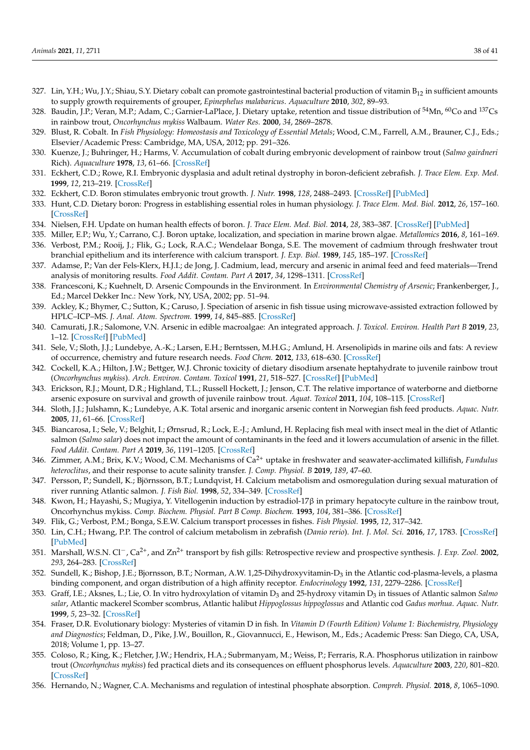327. Lin, Y.H.; Wu, J.Y.; Shiau, S.Y. Dietary cobalt can promote gastrointestinal bacterial production of vitamin $B_{12}$ in sufficient amounts to supply growth requirements of grouper, *Epinephelus malabaricus*. *Aquaculture* **2010**, *302*, 89–93.
328. Baudin, J.P.; Veran, M.P.; Adam, C.; Garnier-LaPlace, J. Dietary uptake, retention and tissue distribution of $^{54}Mn$, $^{60}Co$ and $^{137}Cs$ in rainbow trout, *Oncorhynchus mykiss* Walbaum. *Water Res.* **2000**, *34*, 2869–2878.
329. Blust, R. Cobalt. In *Fish Physiology: Homeostasis and Toxicology of Essential Metals*; Wood, C.M., Farrell, A.M., Brauner, C.J., Eds.; Elsevier/Academic Press: Cambridge, MA, USA, 2012; pp. 291–326.
330. Kuenze, J.; Buhringer, H.; Harms, V. Accumulation of cobalt during embryonic development of rainbow trout (*Salmo gairdneri* Rich). *Aquaculture* **1978**, *13*, 61–66. [CrossRef]
331. Eckhert, C.D.; Rowe, R.I. Embryonic dysplasia and adult retinal dystrophy in boron-deficient zebrafish. *J. Trace Elem. Exp. Med.* **1999**, *12*, 213–219. [CrossRef]
332. Eckhert, C.D. Boron stimulates embryonic trout growth. *J. Nutr.* **1998**, *128*, 2488–2493. [CrossRef] [PubMed]
333. Hunt, C.D. Dietary boron: Progress in establishing essential roles in human physiology. *J. Trace Elem. Med. Biol.* **2012**, *26*, 157–160. [CrossRef]
334. Nielsen, F.H. Update on human health effects of boron. *J. Trace Elem. Med. Biol.* **2014**, *28*, 383–387. [CrossRef] [PubMed]
335. Miller, E.P.; Wu, Y.; Carrano, C.J. Boron uptake, localization, and speciation in marine brown algae. *Metallomics* **2016**, *8*, 161–169.
336. Verbost, P.M.; Rooij, J.; Flik, G.; Lock, R.A.C.; Wendelaar Bonga, S.E. The movement of cadmium through freshwater trout branchial epithelium and its interference with calcium transport. *J. Exp. Biol.* **1989**, *145*, 185–197. [CrossRef]
337. Adamse, P.; Van der Fels-Klerx, H.J.I.; de Jong, J. Cadmium, lead, mercury and arsenic in animal feed and feed materials—Trend analysis of monitoring results. *Food Addit. Contam. Part A* **2017**, *34*, 1298–1311. [CrossRef]
338. Francesconi, K.; Kuehnelt, D. Arsenic Compounds in the Environment. In *Environmental Chemistry of Arsenic*; Frankenberger, J., Ed.; Marcel Dekker Inc.: New York, NY, USA, 2002; pp. 51–94.
339. Ackley, K.; Bhymer, C.; Sutton, K.; Caruso, J. Speciation of arsenic in fish tissue using microwave-assisted extraction followed by HPLC–ICP–MS. *J. Anal. Atom. Spectrom.* **1999**, *14*, 845–885. [CrossRef]
340. Camurati, J.R.; Salomone, V.N. Arsenic in edible macroalgae: An integrated approach. *J. Toxicol. Environ. Health Part B* **2019**, *23*, 1–12. [CrossRef] [PubMed]
341. Sele, V.; Sloth, J.J.; Lundebye, A.-K.; Larsen, E.H.; Berntssen, M.H.G.; Amlund, H. Arsenolipids in marine oils and fats: A review of occurrence, chemistry and future research needs. *Food Chem.* **2012**, *133*, 618–630. [CrossRef]
342. Cockell, K.A.; Hilton, J.W.; Bettger, W.J. Chronic toxicity of dietary disodium arsenate heptahydrate to juvenile rainbow trout (*Oncorhynchus mykiss*). *Arch. Environ. Contam. Toxicol* **1991**, *21*, 518–527. [CrossRef] [PubMed]
343. Erickson, R.J.; Mount, D.R.; Highland, T.L.; Russell Hockett, J.; Jenson, C.T. The relative importance of waterborne and dietborne arsenic exposure on survival and growth of juvenile rainbow trout. *Aquat. Toxicol* **2011**, *104*, 108–115. [CrossRef]
344. Sloth, J.J.; Julshamn, K.; Lundebye, A.K. Total arsenic and inorganic arsenic content in Norwegian fish feed products. *Aquac. Nutr.* **2005**, *11*, 61–66. [CrossRef]
345. Biancarosa, I.; Sele, V.; Belghit, I.; Ørnsrud, R.; Lock, E.-J.; Amlund, H. Replacing fish meal with insect meal in the diet of Atlantic salmon (*Salmo salar*) does not impact the amount of contaminants in the feed and it lowers accumulation of arsenic in the fillet. *Food Addit. Contam. Part A* **2019**, *36*, 1191–1205. [CrossRef]
346. Zimmer, A.M.; Brix, K.V.; Wood, C.M. Mechanisms of $Ca^{2+}$ uptake in freshwater and seawater-acclimated killifish, *Fundulus heteroclitus*, and their response to acute salinity transfer. *J. Comp. Physiol. B* **2019**, *189*, 47–60.
347. Persson, P.; Sundell, K.; Björnsson, B.T.; Lundqvist, H. Calcium metabolism and osmoregulation during sexual maturation of river running Atlantic salmon. *J. Fish Biol.* **1998**, *52*, 334–349. [CrossRef]
348. Kwon, H.; Hayashi, S.; Mugiya, Y. Vitellogenin induction by estradiol-17β in primary hepatocyte culture in the rainbow trout, Oncorhynchus mykiss. *Comp. Biochem. Physiol. Part B Comp. Biochem.* **1993**, *104*, 381–386. [CrossRef]
349. Flik, G.; Verbost, P.M.; Bonga, S.E.W. Calcium transport processes in fishes. *Fish Physiol.* **1995**, *12*, 317–342.
350. Lin, C.H.; Hwang, P.P. The control of calcium metabolism in zebrafish (*Danio rerio*). *Int. J. Mol. Sci.* **2016**, *17*, 1783. [CrossRef] [PubMed]
351. Marshall, W.S.N. $Cl^-$, $Ca^{2+}$, and $Zn^{2+}$ transport by fish gills: Retrospective review and prospective synthesis. *J. Exp. Zool.* **2002**, *293*, 264–283. [CrossRef]
352. Sundell, K.; Bishop, J.E.; Bjornsson, B.T.; Norman, A.W. 1,25-Dihydroxyvitamin-$D_3$ in the Atlantic cod-plasma-levels, a plasma binding component, and organ distribution of a high affinity receptor. *Endocrinology* **1992**, *131*, 2279–2286. [CrossRef]
353. Graff, I.E.; Aksnes, L.; Lie, O. In vitro hydroxylation of vitamin $D_3$ and 25-hydroxy vitamin $D_3$ in tissues of Atlantic salmon *Salmo salar*, Atlantic mackerel Scomber scombrus, Atlantic halibut *Hippoglossus hippoglossus* and Atlantic cod *Gadus morhua*. *Aquac. Nutr.* **1999**, *5*, 23–32. [CrossRef]
354. Fraser, D.R. Evolutionary biology: Mysteries of vitamin D in fish. In *Vitamin D (Fourth Edition) Volume 1: Biochemistry, Physiology and Diagnostics*; Feldman, D., Pike, J.W., Bouillon, R., Giovannucci, E., Hewison, M., Eds.; Academic Press: San Diego, CA, USA, 2018; Volume 1, pp. 13–27.
355. Coloso, R.; King, K.; Fletcher, J.W.; Hendrix, H.A.; Subrmanyam, M.; Weiss, P.; Ferraris, R.A. Phosphorus utilization in rainbow trout (*Oncorhynchus mykiss*) fed practical diets and its consequences on effluent phosphorus levels. *Aquaculture* **2003**, *220*, 801–820. [CrossRef]
356. Hernando, N.; Wagner, C.A. Mechanisms and regulation of intestinal phosphate absorption. *Compreh. Physiol.* **2018**, *8*, 1065–1090.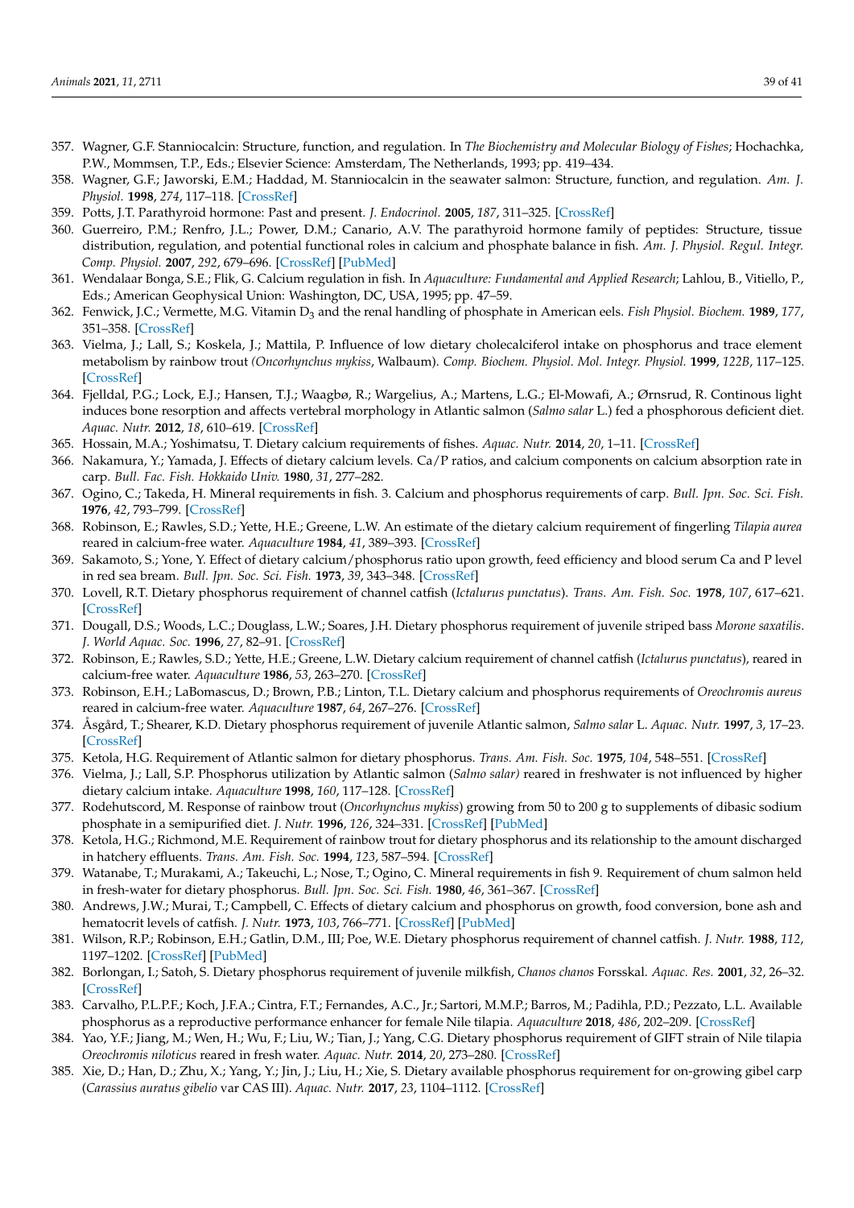357. Wagner, G.F. Stanniocalcin: Structure, function, and regulation. In *The Biochemistry and Molecular Biology of Fishes*; Hochachka, P.W., Mommsen, T.P., Eds.; Elsevier Science: Amsterdam, The Netherlands, 1993; pp. 419–434.
358. Wagner, G.F.; Jaworski, E.M.; Haddad, M. Stanniocalcin in the seawater salmon: Structure, function, and regulation. *Am. J. Physiol.* **1998**, *274*, 117–118. [CrossRef]
359. Potts, J.T. Parathyroid hormone: Past and present. *J. Endocrinol.* **2005**, *187*, 311–325. [CrossRef]
360. Guerreiro, P.M.; Renfro, J.L.; Power, D.M.; Canario, A.V. The parathyroid hormone family of peptides: Structure, tissue distribution, regulation, and potential functional roles in calcium and phosphate balance in fish. *Am. J. Physiol. Regul. Integr. Comp. Physiol.* **2007**, *292*, 679–696. [CrossRef] [PubMed]
361. Wendalaar Bonga, S.E.; Flik, G. Calcium regulation in fish. In *Aquaculture: Fundamental and Applied Research*; Lahlou, B., Vitiello, P., Eds.; American Geophysical Union: Washington, DC, USA, 1995; pp. 47–59.
362. Fenwick, J.C.; Vermette, M.G. Vitamin $D_3$ and the renal handling of phosphate in American eels. *Fish Physiol. Biochem.* **1989**, *177*, 351–358. [CrossRef]
363. Vielma, J.; Lall, S.; Koskela, J.; Mattila, P. Influence of low dietary cholecalciferol intake on phosphorus and trace element metabolism by rainbow trout *(Oncorhynchus mykiss*, Walbaum). *Comp. Biochem. Physiol. Mol. Integr. Physiol.* **1999**, *122B*, 117–125. [CrossRef]
364. Fjelldal, P.G.; Lock, E.J.; Hansen, T.J.; Waagbø, R.; Wargelius, A.; Martens, L.G.; El-Mowafi, A.; Ørnsrud, R. Continous light induces bone resorption and affects vertebral morphology in Atlantic salmon (*Salmo salar* L.) fed a phosphorous deficient diet. *Aquac. Nutr.* **2012**, *18*, 610–619. [CrossRef]
365. Hossain, M.A.; Yoshimatsu, T. Dietary calcium requirements of fishes. *Aquac. Nutr.* **2014**, *20*, 1–11. [CrossRef]
366. Nakamura, Y.; Yamada, J. Effects of dietary calcium levels. Ca/P ratios, and calcium components on calcium absorption rate in carp. *Bull. Fac. Fish. Hokkaido Univ.* **1980**, *31*, 277–282.
367. Ogino, C.; Takeda, H. Mineral requirements in fish. 3. Calcium and phosphorus requirements of carp. *Bull. Jpn. Soc. Sci. Fish.* **1976**, *42*, 793–799. [CrossRef]
368. Robinson, E.; Rawles, S.D.; Yette, H.E.; Greene, L.W. An estimate of the dietary calcium requirement of fingerling *Tilapia aurea* reared in calcium-free water. *Aquaculture* **1984**, *41*, 389–393. [CrossRef]
369. Sakamoto, S.; Yone, Y. Effect of dietary calcium/phosphorus ratio upon growth, feed efficiency and blood serum Ca and P level in red sea bream. *Bull. Jpn. Soc. Sci. Fish.* **1973**, *39*, 343–348. [CrossRef]
370. Lovell, R.T. Dietary phosphorus requirement of channel catfish (*Ictalurus punctatus*). *Trans. Am. Fish. Soc.* **1978**, *107*, 617–621. [CrossRef]
371. Dougall, D.S.; Woods, L.C.; Douglass, L.W.; Soares, J.H. Dietary phosphorus requirement of juvenile striped bass *Morone saxatilis*. *J. World Aquac. Soc.* **1996**, *27*, 82–91. [CrossRef]
372. Robinson, E.; Rawles, S.D.; Yette, H.E.; Greene, L.W. Dietary calcium requirement of channel catfish (*Ictalurus punctatus*), reared in calcium-free water. *Aquaculture* **1986**, *53*, 263–270. [CrossRef]
373. Robinson, E.H.; LaBomascus, D.; Brown, P.B.; Linton, T.L. Dietary calcium and phosphorus requirements of *Oreochromis aureus* reared in calcium-free water. *Aquaculture* **1987**, *64*, 267–276. [CrossRef]
374. Åsgård, T.; Shearer, K.D. Dietary phosphorus requirement of juvenile Atlantic salmon, *Salmo salar* L. *Aquac. Nutr.* **1997**, *3*, 17–23. [CrossRef]
375. Ketola, H.G. Requirement of Atlantic salmon for dietary phosphorus. *Trans. Am. Fish. Soc.* **1975**, *104*, 548–551. [CrossRef]
376. Vielma, J.; Lall, S.P. Phosphorus utilization by Atlantic salmon (*Salmo salar)* reared in freshwater is not influenced by higher dietary calcium intake. *Aquaculture* **1998**, *160*, 117–128. [CrossRef]
377. Rodehutscord, M. Response of rainbow trout (*Oncorhynchus mykiss*) growing from 50 to 200 g to supplements of dibasic sodium phosphate in a semipurified diet. *J. Nutr.* **1996**, *126*, 324–331. [CrossRef] [PubMed]
378. Ketola, H.G.; Richmond, M.E. Requirement of rainbow trout for dietary phosphorus and its relationship to the amount discharged in hatchery effluents. *Trans. Am. Fish. Soc.* **1994**, *123*, 587–594. [CrossRef]
379. Watanabe, T.; Murakami, A.; Takeuchi, L.; Nose, T.; Ogino, C. Mineral requirements in fish 9. Requirement of chum salmon held in fresh-water for dietary phosphorus. *Bull. Jpn. Soc. Sci. Fish.* **1980**, *46*, 361–367. [CrossRef]
380. Andrews, J.W.; Murai, T.; Campbell, C. Effects of dietary calcium and phosphorus on growth, food conversion, bone ash and hematocrit levels of catfish. *J. Nutr.* **1973**, *103*, 766–771. [CrossRef] [PubMed]
381. Wilson, R.P.; Robinson, E.H.; Gatlin, D.M., III; Poe, W.E. Dietary phosphorus requirement of channel catfish. *J. Nutr.* **1988**, *112*, 1197–1202. [CrossRef] [PubMed]
382. Borlongan, I.; Satoh, S. Dietary phosphorus requirement of juvenile milkfish, *Chanos chanos* Forsskal. *Aquac. Res.* **2001**, *32*, 26–32. [CrossRef]
383. Carvalho, P.L.P.F.; Koch, J.F.A.; Cintra, F.T.; Fernandes, A.C., Jr.; Sartori, M.M.P.; Barros, M.; Padilha, P.D.; Pezzato, L.L. Available phosphorus as a reproductive performance enhancer for female Nile tilapia. *Aquaculture* **2018**, *486*, 202–209. [CrossRef]
384. Yao, Y.F.; Jiang, M.; Wen, H.; Wu, F.; Liu, W.; Tian, J.; Yang, C.G. Dietary phosphorus requirement of GIFT strain of Nile tilapia *Oreochromis niloticus* reared in fresh water. *Aquac. Nutr.* **2014**, *20*, 273–280. [CrossRef]
385. Xie, D.; Han, D.; Zhu, X.; Yang, Y.; Jin, J.; Liu, H.; Xie, S. Dietary available phosphorus requirement for on-growing gibel carp (*Carassius auratus gibelio* var CAS III). *Aquac. Nutr.* **2017**, *23*, 1104–1112. [CrossRef]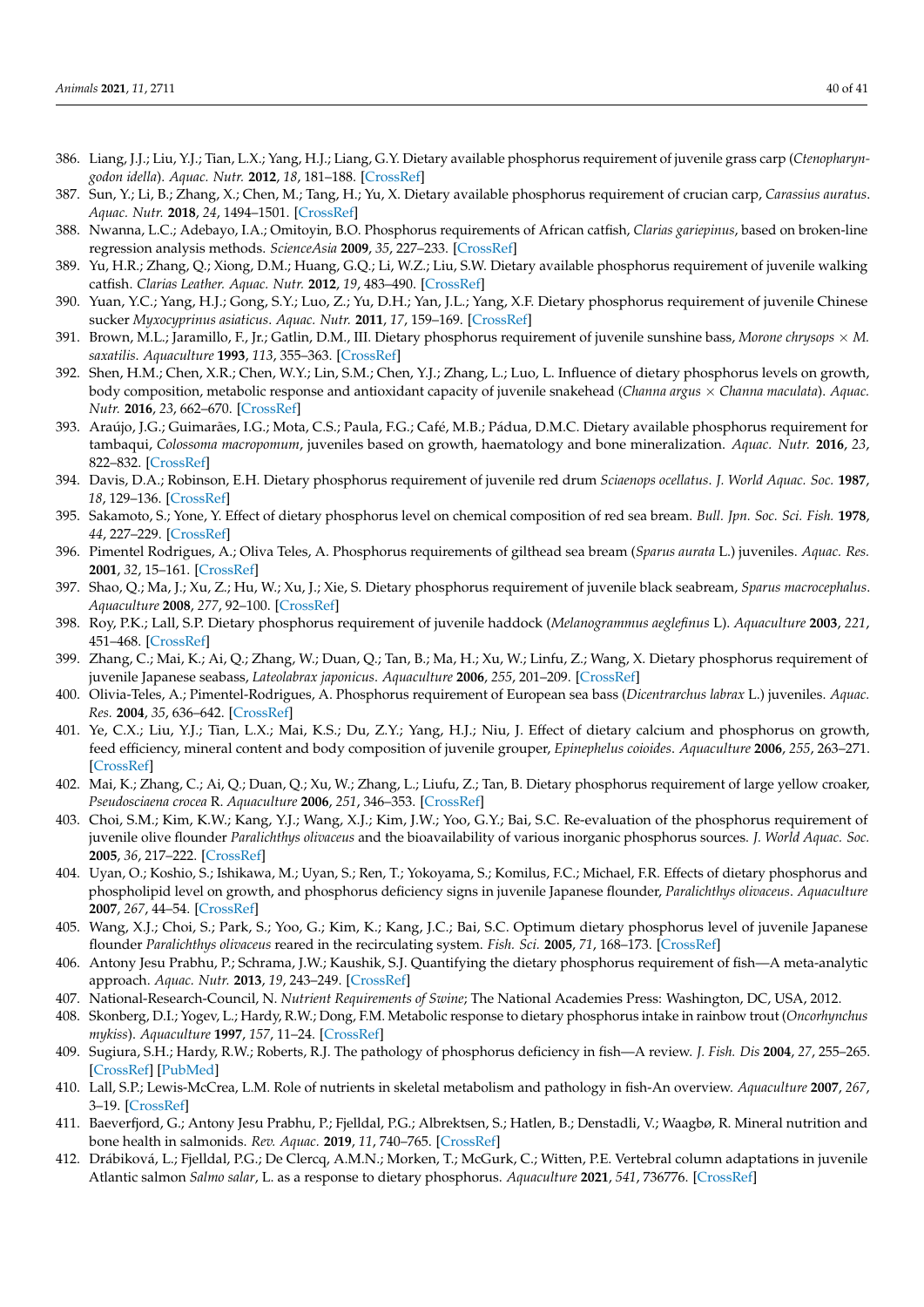386. Liang, J.J.; Liu, Y.J.; Tian, L.X.; Yang, H.J.; Liang, G.Y. Dietary available phosphorus requirement of juvenile grass carp (*Ctenopharyngodon idella*). *Aquac. Nutr.* **2012**, *18*, 181–188. [CrossRef]
387. Sun, Y.; Li, B.; Zhang, X.; Chen, M.; Tang, H.; Yu, X. Dietary available phosphorus requirement of crucian carp, *Carassius auratus*. *Aquac. Nutr.* **2018**, *24*, 1494–1501. [CrossRef]
388. Nwanna, L.C.; Adebayo, I.A.; Omitoyin, B.O. Phosphorus requirements of African catfish, *Clarias gariepinus*, based on broken-line regression analysis methods. *ScienceAsia* **2009**, *35*, 227–233. [CrossRef]
389. Yu, H.R.; Zhang, Q.; Xiong, D.M.; Huang, G.Q.; Li, W.Z.; Liu, S.W. Dietary available phosphorus requirement of juvenile walking catfish. *Clarias Leather. Aquac. Nutr.* **2012**, *19*, 483–490. [CrossRef]
390. Yuan, Y.C.; Yang, H.J.; Gong, S.Y.; Luo, Z.; Yu, D.H.; Yan, J.L.; Yang, X.F. Dietary phosphorus requirement of juvenile Chinese sucker *Myxocyprinus asiaticus*. *Aquac. Nutr.* **2011**, *17*, 159–169. [CrossRef]
391. Brown, M.L.; Jaramillo, F., Jr.; Gatlin, D.M., III. Dietary phosphorus requirement of juvenile sunshine bass, *Morone chrysops* × *M. saxatilis*. *Aquaculture* **1993**, *113*, 355–363. [CrossRef]
392. Shen, H.M.; Chen, X.R.; Chen, W.Y.; Lin, S.M.; Chen, Y.J.; Zhang, L.; Luo, L. Influence of dietary phosphorus levels on growth, body composition, metabolic response and antioxidant capacity of juvenile snakehead (*Channa argus* × *Channa maculata*). *Aquac. Nutr.* **2016**, *23*, 662–670. [CrossRef]
393. Araújo, J.G.; Guimarães, I.G.; Mota, C.S.; Paula, F.G.; Café, M.B.; Pádua, D.M.C. Dietary available phosphorus requirement for tambaqui, *Colossoma macropomum*, juveniles based on growth, haematology and bone mineralization. *Aquac. Nutr.* **2016**, *23*, 822–832. [CrossRef]
394. Davis, D.A.; Robinson, E.H. Dietary phosphorus requirement of juvenile red drum *Sciaenops ocellatus*. *J. World Aquac. Soc.* **1987**, *18*, 129–136. [CrossRef]
395. Sakamoto, S.; Yone, Y. Effect of dietary phosphorus level on chemical composition of red sea bream. *Bull. Jpn. Soc. Sci. Fish.* **1978**, *44*, 227–229. [CrossRef]
396. Pimentel Rodrigues, A.; Oliva Teles, A. Phosphorus requirements of gilthead sea bream (*Sparus aurata* L.) juveniles. *Aquac. Res.* **2001**, *32*, 15–161. [CrossRef]
397. Shao, Q.; Ma, J.; Xu, Z.; Hu, W.; Xu, J.; Xie, S. Dietary phosphorus requirement of juvenile black seabream, *Sparus macrocephalus*. *Aquaculture* **2008**, *277*, 92–100. [CrossRef]
398. Roy, P.K.; Lall, S.P. Dietary phosphorus requirement of juvenile haddock (*Melanogrammus aeglefinus* L). *Aquaculture* **2003**, *221*, 451–468. [CrossRef]
399. Zhang, C.; Mai, K.; Ai, Q.; Zhang, W.; Duan, Q.; Tan, B.; Ma, H.; Xu, W.; Linfu, Z.; Wang, X. Dietary phosphorus requirement of juvenile Japanese seabass, *Lateolabrax japonicus*. *Aquaculture* **2006**, *255*, 201–209. [CrossRef]
400. Olivia-Teles, A.; Pimentel-Rodrigues, A. Phosphorus requirement of European sea bass (*Dicentrarchus labrax* L.) juveniles. *Aquac. Res.* **2004**, *35*, 636–642. [CrossRef]
401. Ye, C.X.; Liu, Y.J.; Tian, L.X.; Mai, K.S.; Du, Z.Y.; Yang, H.J.; Niu, J. Effect of dietary calcium and phosphorus on growth, feed efficiency, mineral content and body composition of juvenile grouper, *Epinephelus coioides*. *Aquaculture* **2006**, *255*, 263–271. [CrossRef]
402. Mai, K.; Zhang, C.; Ai, Q.; Duan, Q.; Xu, W.; Zhang, L.; Liufu, Z.; Tan, B. Dietary phosphorus requirement of large yellow croaker, *Pseudosciaena crocea* R. *Aquaculture* **2006**, *251*, 346–353. [CrossRef]
403. Choi, S.M.; Kim, K.W.; Kang, Y.J.; Wang, X.J.; Kim, J.W.; Yoo, G.Y.; Bai, S.C. Re-evaluation of the phosphorus requirement of juvenile olive flounder *Paralichthys olivaceus* and the bioavailability of various inorganic phosphorus sources. *J. World Aquac. Soc.* **2005**, *36*, 217–222. [CrossRef]
404. Uyan, O.; Koshio, S.; Ishikawa, M.; Uyan, S.; Ren, T.; Yokoyama, S.; Komilus, F.C.; Michael, F.R. Effects of dietary phosphorus and phospholipid level on growth, and phosphorus deficiency signs in juvenile Japanese flounder, *Paralichthys olivaceus*. *Aquaculture* **2007**, *267*, 44–54. [CrossRef]
405. Wang, X.J.; Choi, S.; Park, S.; Yoo, G.; Kim, K.; Kang, J.C.; Bai, S.C. Optimum dietary phosphorus level of juvenile Japanese flounder *Paralichthys olivaceus* reared in the recirculating system. *Fish. Sci.* **2005**, *71*, 168–173. [CrossRef]
406. Antony Jesu Prabhu, P.; Schrama, J.W.; Kaushik, S.J. Quantifying the dietary phosphorus requirement of fish—A meta-analytic approach. *Aquac. Nutr.* **2013**, *19*, 243–249. [CrossRef]
407. National-Research-Council, N. *Nutrient Requirements of Swine*; The National Academies Press: Washington, DC, USA, 2012.
408. Skonberg, D.I.; Yogev, L.; Hardy, R.W.; Dong, F.M. Metabolic response to dietary phosphorus intake in rainbow trout (*Oncorhynchus mykiss*). *Aquaculture* **1997**, *157*, 11–24. [CrossRef]
409. Sugiura, S.H.; Hardy, R.W.; Roberts, R.J. The pathology of phosphorus deficiency in fish—A review. *J. Fish. Dis* **2004**, *27*, 255–265. [CrossRef] [PubMed]
410. Lall, S.P.; Lewis-McCrea, L.M. Role of nutrients in skeletal metabolism and pathology in fish-An overview. *Aquaculture* **2007**, *267*, 3–19. [CrossRef]
411. Baeverfjord, G.; Antony Jesu Prabhu, P.; Fjelldal, P.G.; Albrektsen, S.; Hatlen, B.; Denstadli, V.; Waagbø, R. Mineral nutrition and bone health in salmonids. *Rev. Aquac.* **2019**, *11*, 740–765. [CrossRef]
412. Drábiková, L.; Fjelldal, P.G.; De Clercq, A.M.N.; Morken, T.; McGurk, C.; Witten, P.E. Vertebral column adaptations in juvenile Atlantic salmon *Salmo salar*, L. as a response to dietary phosphorus. *Aquaculture* **2021**, *541*, 736776. [CrossRef]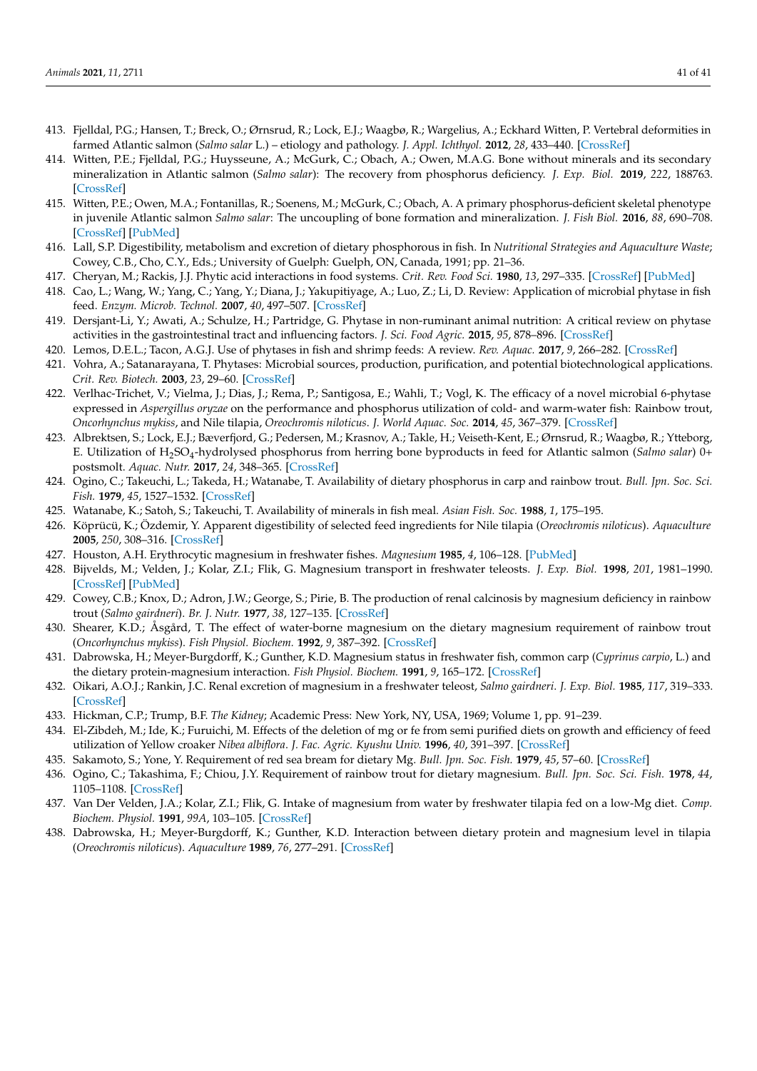413. Fjelldal, P.G.; Hansen, T.; Breck, O.; Ørnsrud, R.; Lock, E.J.; Waagbø, R.; Wargelius, A.; Eckhard Witten, P. Vertebral deformities in farmed Atlantic salmon (*Salmo salar* L.) – etiology and pathology. *J. Appl. Ichthyol.* **2012**, *28*, 433–440. [CrossRef]
414. Witten, P.E.; Fjelldal, P.G.; Huysseune, A.; McGurk, C.; Obach, A.; Owen, M.A.G. Bone without minerals and its secondary mineralization in Atlantic salmon (*Salmo salar*): The recovery from phosphorus deficiency. *J. Exp. Biol.* **2019**, *222*, 188763. [CrossRef]
415. Witten, P.E.; Owen, M.A.; Fontanillas, R.; Soenens, M.; McGurk, C.; Obach, A. A primary phosphorus-deficient skeletal phenotype in juvenile Atlantic salmon *Salmo salar*: The uncoupling of bone formation and mineralization. *J. Fish Biol.* **2016**, *88*, 690–708. [CrossRef] [PubMed]
416. Lall, S.P. Digestibility, metabolism and excretion of dietary phosphorous in fish. In *Nutritional Strategies and Aquaculture Waste*; Cowey, C.B., Cho, C.Y., Eds.; University of Guelph: Guelph, ON, Canada, 1991; pp. 21–36.
417. Cheryan, M.; Rackis, J.J. Phytic acid interactions in food systems. *Crit. Rev. Food Sci.* **1980**, *13*, 297–335. [CrossRef] [PubMed]
418. Cao, L.; Wang, W.; Yang, C.; Yang, Y.; Diana, J.; Yakupitiyage, A.; Luo, Z.; Li, D. Review: Application of microbial phytase in fish feed. *Enzym. Microb. Technol.* **2007**, *40*, 497–507. [CrossRef]
419. Dersjant-Li, Y.; Awati, A.; Schulze, H.; Partridge, G. Phytase in non-ruminant animal nutrition: A critical review on phytase activities in the gastrointestinal tract and influencing factors. *J. Sci. Food Agric.* **2015**, *95*, 878–896. [CrossRef]
420. Lemos, D.E.L.; Tacon, A.G.J. Use of phytases in fish and shrimp feeds: A review. *Rev. Aquac.* **2017**, *9*, 266–282. [CrossRef]
421. Vohra, A.; Satanarayana, T. Phytases: Microbial sources, production, purification, and potential biotechnological applications. *Crit. Rev. Biotech.* **2003**, *23*, 29–60. [CrossRef]
422. Verlhac-Trichet, V.; Vielma, J.; Dias, J.; Rema, P.; Santigosa, E.; Wahli, T.; Vogl, K. The efficacy of a novel microbial 6-phytase expressed in *Aspergillus oryzae* on the performance and phosphorus utilization of cold- and warm-water fish: Rainbow trout, *Oncorhynchus mykiss*, and Nile tilapia, *Oreochromis niloticus*. *J. World Aquac. Soc.* **2014**, *45*, 367–379. [CrossRef]
423. Albrektsen, S.; Lock, E.J.; Bæverfjord, G.; Pedersen, M.; Krasnov, A.; Takle, H.; Veiseth-Kent, E.; Ørnsrud, R.; Waagbø, R.; Ytteborg, E. Utilization of $H_2SO_4$-hydrolysed phosphorus from herring bone byproducts in feed for Atlantic salmon (*Salmo salar*) 0+ postsmolt. *Aquac. Nutr.* **2017**, *24*, 348–365. [CrossRef]
424. Ogino, C.; Takeuchi, L.; Takeda, H.; Watanabe, T. Availability of dietary phosphorus in carp and rainbow trout. *Bull. Jpn. Soc. Sci. Fish.* **1979**, *45*, 1527–1532. [CrossRef]
425. Watanabe, K.; Satoh, S.; Takeuchi, T. Availability of minerals in fish meal. *Asian Fish. Soc.* **1988**, *1*, 175–195.
426. Köprücü, K.; Özdemir, Y. Apparent digestibility of selected feed ingredients for Nile tilapia (*Oreochromis niloticus*). *Aquaculture* **2005**, *250*, 308–316. [CrossRef]
427. Houston, A.H. Erythrocytic magnesium in freshwater fishes. *Magnesium* **1985**, *4*, 106–128. [PubMed]
428. Bijvelds, M.; Velden, J.; Kolar, Z.I.; Flik, G. Magnesium transport in freshwater teleosts. *J. Exp. Biol.* **1998**, *201*, 1981–1990. [CrossRef] [PubMed]
429. Cowey, C.B.; Knox, D.; Adron, J.W.; George, S.; Pirie, B. The production of renal calcinosis by magnesium deficiency in rainbow trout (*Salmo gairdneri*). *Br. J. Nutr.* **1977**, *38*, 127–135. [CrossRef]
430. Shearer, K.D.; Åsgård, T. The effect of water-borne magnesium on the dietary magnesium requirement of rainbow trout (*Oncorhynchus mykiss*). *Fish Physiol. Biochem.* **1992**, *9*, 387–392. [CrossRef]
431. Dabrowska, H.; Meyer-Burgdorff, K.; Gunther, K.D. Magnesium status in freshwater fish, common carp (*Cyprinus carpio*, L.) and the dietary protein-magnesium interaction. *Fish Physiol. Biochem.* **1991**, *9*, 165–172. [CrossRef]
432. Oikari, A.O.J.; Rankin, J.C. Renal excretion of magnesium in a freshwater teleost, *Salmo gairdneri*. *J. Exp. Biol.* **1985**, *117*, 319–333. [CrossRef]
433. Hickman, C.P.; Trump, B.F. *The Kidney*; Academic Press: New York, NY, USA, 1969; Volume 1, pp. 91–239.
434. El-Zibdeh, M.; Ide, K.; Furuichi, M. Effects of the deletion of mg or fe from semi purified diets on growth and efficiency of feed utilization of Yellow croaker *Nibea albiflora*. *J. Fac. Agric. Kyushu Univ.* **1996**, *40*, 391–397. [CrossRef]
435. Sakamoto, S.; Yone, Y. Requirement of red sea bream for dietary Mg. *Bull. Jpn. Soc. Fish.* **1979**, *45*, 57–60. [CrossRef]
436. Ogino, C.; Takashima, F.; Chiou, J.Y. Requirement of rainbow trout for dietary magnesium. *Bull. Jpn. Soc. Sci. Fish.* **1978**, *44*, 1105–1108. [CrossRef]
437. Van Der Velden, J.A.; Kolar, Z.I.; Flik, G. Intake of magnesium from water by freshwater tilapia fed on a low-Mg diet. *Comp. Biochem. Physiol.* **1991**, *99A*, 103–105. [CrossRef]
438. Dabrowska, H.; Meyer-Burgdorff, K.; Gunther, K.D. Interaction between dietary protein and magnesium level in tilapia (*Oreochromis niloticus*). *Aquaculture* **1989**, *76*, 277–291. [CrossRef]